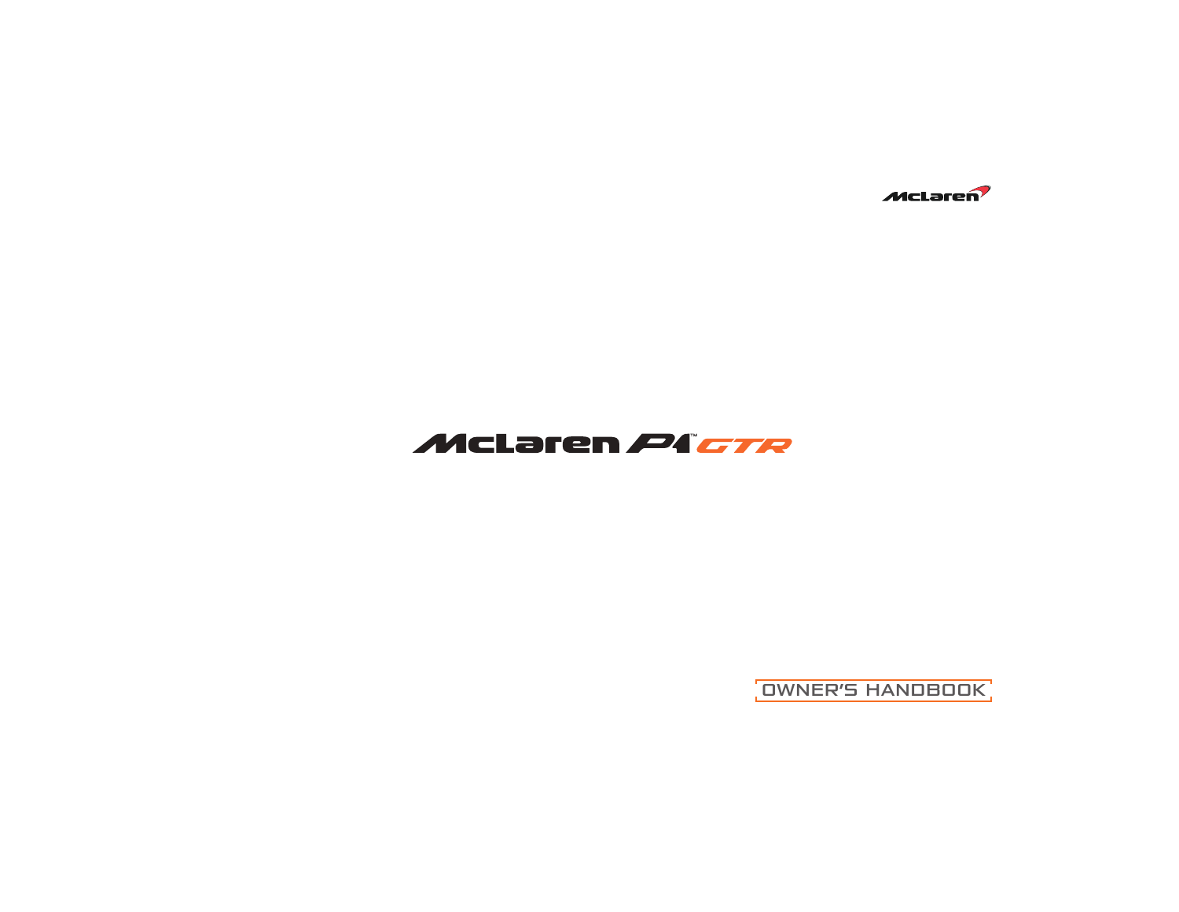McLaren

# McLaren P1™ GTR

OWNER'S HANDBOOK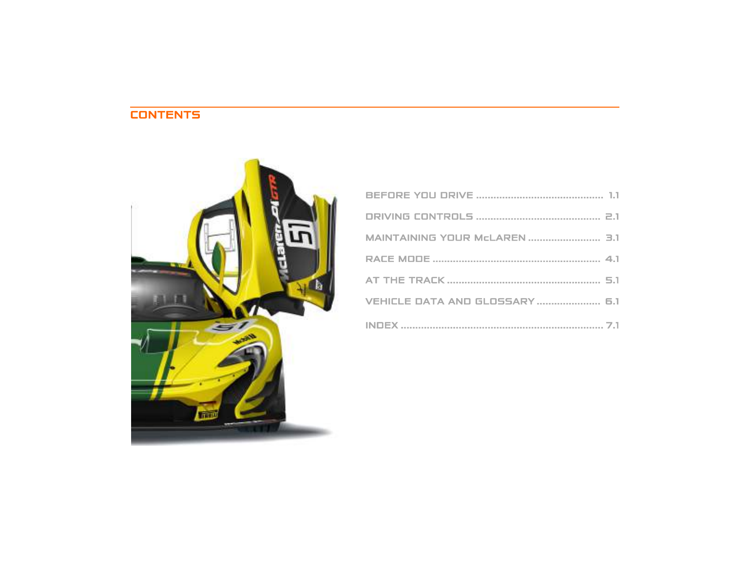# CONTENTS

BEFORE YOU DRIVE ............................................ 1.1

DRIVING CONTROLS ........................................... 2.1

MAINTAINING YOUR McLAREN .......................... 3.1

RACE MODE .......................................................... 4.1

AT THE TRACK ..................................................... 5.1

VEHICLE DATA AND GLOSSARY ...................... 6.1

INDEX ...................................................................... 7.1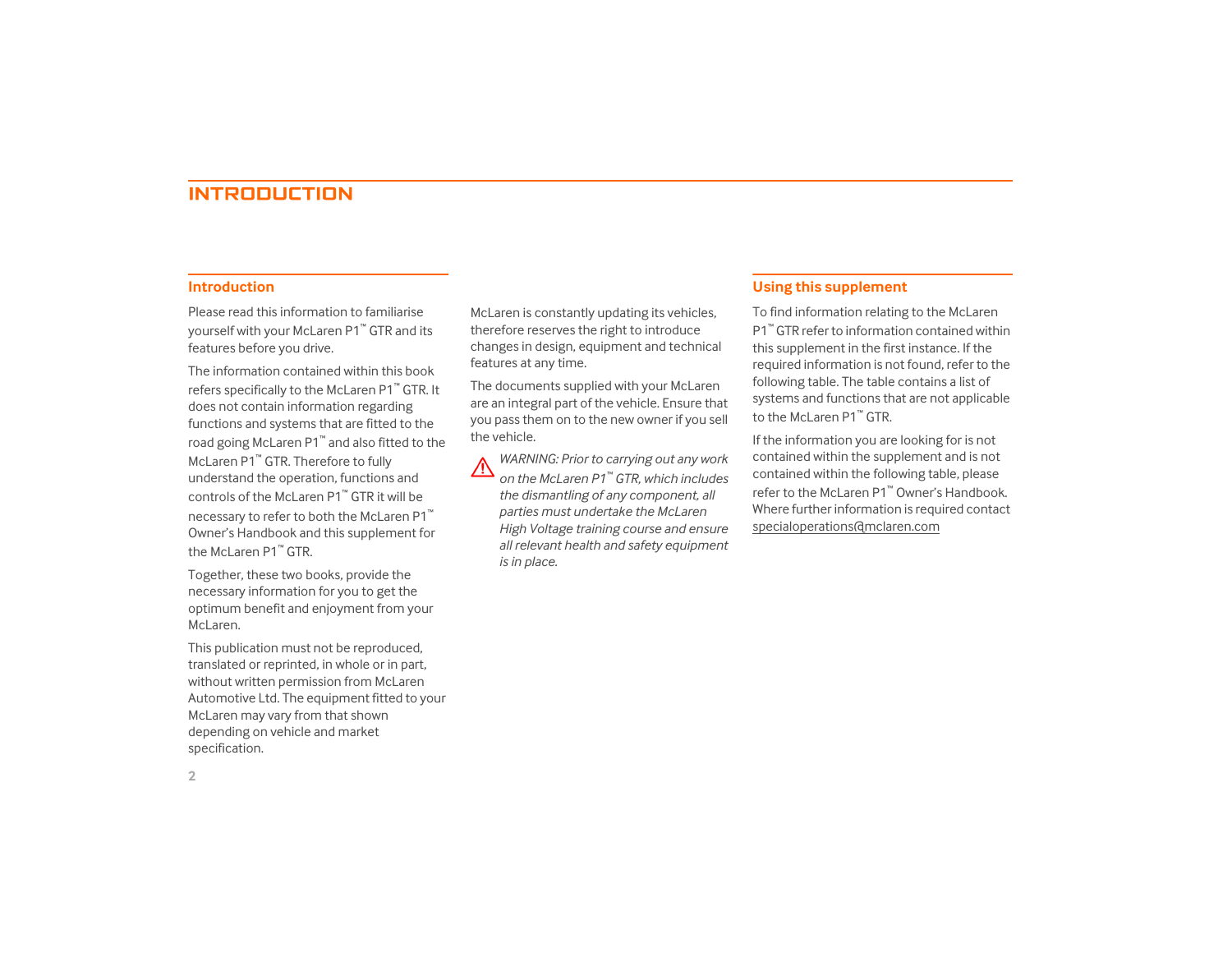# INTRODUCTION

## Introduction

Please read this information to familiarise yourself with your McLaren P1™ GTR and its features before you drive.

The information contained within this book refers specifically to the McLaren P1™ GTR. It does not contain information regarding functions and systems that are fitted to the road going McLaren P1™ and also fitted to the McLaren P1™ GTR. Therefore to fully understand the operation, functions and controls of the McLaren P1™ GTR it will be necessary to refer to both the McLaren P1™ Owner's Handbook and this supplement for the McLaren P1™ GTR.

Together, these two books, provide the necessary information for you to get the optimum benefit and enjoyment from your McLaren.

This publication must not be reproduced, translated or reprinted, in whole or in part, without written permission from McLaren Automotive Ltd. The equipment fitted to your McLaren may vary from that shown depending on vehicle and market specification.

McLaren is constantly updating its vehicles, therefore reserves the right to introduce changes in design, equipment and technical features at any time.

The documents supplied with your McLaren are an integral part of the vehicle. Ensure that you pass them on to the new owner if you sell the vehicle.

*WARNING: Prior to carrying out any work on the McLaren P1™ GTR, which includes the dismantling of any component, all parties must undertake the McLaren High Voltage training course and ensure all relevant health and safety equipment is in place.*

## Using this supplement

To find information relating to the McLaren P1™ GTR refer to information contained within this supplement in the first instance. If the required information is not found, refer to the following table. The table contains a list of systems and functions that are not applicable to the McLaren P1™ GTR.

If the information you are looking for is not contained within the supplement and is not contained within the following table, please refer to the McLaren P1™ Owner's Handbook. Where further information is required contact specialoperations@mclaren.com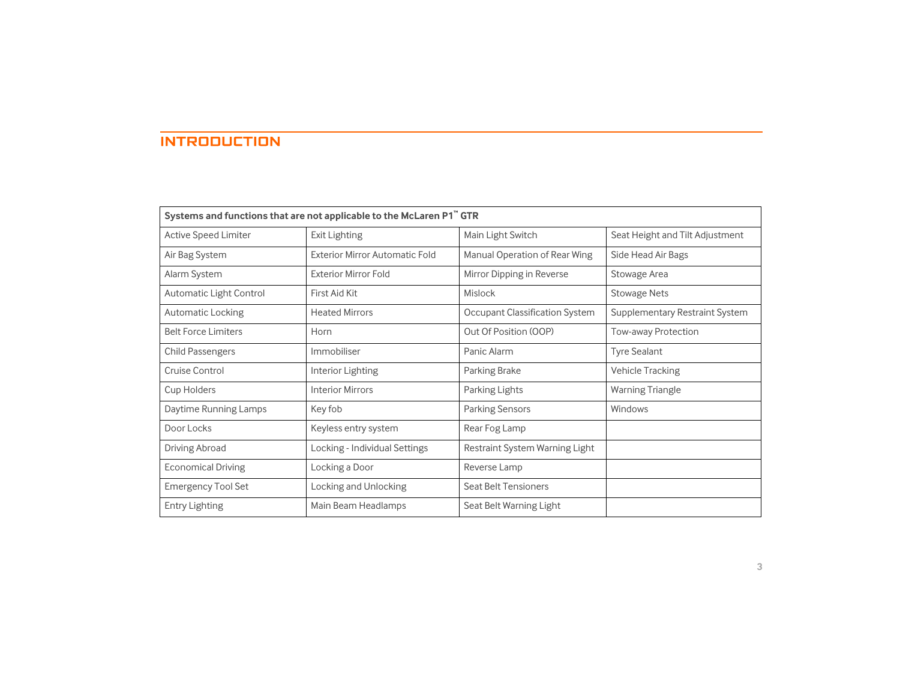# INTRODUCTION

| Systems and functions that are not applicable to the McLaren P1™ GTR | | | |
|---|---|---|---|
| Active Speed Limiter | Exit Lighting | Main Light Switch | Seat Height and Tilt Adjustment |
| Air Bag System | Exterior Mirror Automatic Fold | Manual Operation of Rear Wing | Side Head Air Bags |
| Alarm System | Exterior Mirror Fold | Mirror Dipping in Reverse | Stowage Area |
| Automatic Light Control | First Aid Kit | Mislock | Stowage Nets |
| Automatic Locking | Heated Mirrors | Occupant Classification System | Supplementary Restraint System |
| Belt Force Limiters | Horn | Out Of Position (OOP) | Tow-away Protection |
| Child Passengers | Immobiliser | Panic Alarm | Tyre Sealant |
| Cruise Control | Interior Lighting | Parking Brake | Vehicle Tracking |
| Cup Holders | Interior Mirrors | Parking Lights | Warning Triangle |
| Daytime Running Lamps | Key fob | Parking Sensors | Windows |
| Door Locks | Keyless entry system | Rear Fog Lamp | |
| Driving Abroad | Locking - Individual Settings | Restraint System Warning Light | |
| Economical Driving | Locking a Door | Reverse Lamp | |
| Emergency Tool Set | Locking and Unlocking | Seat Belt Tensioners | |
| Entry Lighting | Main Beam Headlamps | Seat Belt Warning Light | |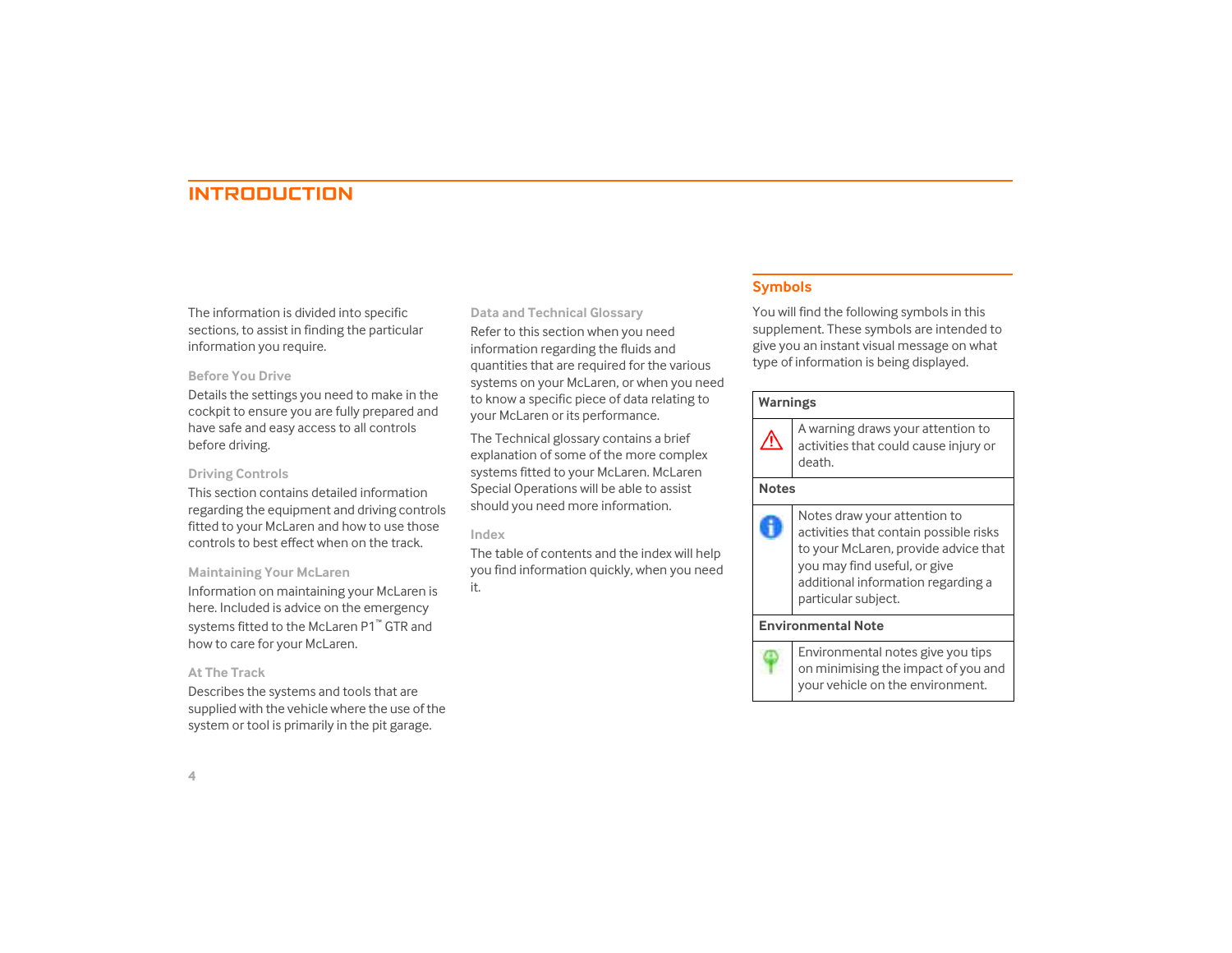# INTRODUCTION

The information is divided into specific sections, to assist in finding the particular information you require.

### Before You Drive

Details the settings you need to make in the cockpit to ensure you are fully prepared and have safe and easy access to all controls before driving.

### Driving Controls

This section contains detailed information regarding the equipment and driving controls fitted to your McLaren and how to use those controls to best effect when on the track.

### Maintaining Your McLaren

Information on maintaining your McLaren is here. Included is advice on the emergency systems fitted to the McLaren P1™ GTR and how to care for your McLaren.

### At The Track

Describes the systems and tools that are supplied with the vehicle where the use of the system or tool is primarily in the pit garage.

### Data and Technical Glossary

Refer to this section when you need information regarding the fluids and quantities that are required for the various systems on your McLaren, or when you need to know a specific piece of data relating to your McLaren or its performance.

The Technical glossary contains a brief explanation of some of the more complex systems fitted to your McLaren. McLaren Special Operations will be able to assist should you need more information.

### Index

The table of contents and the index will help you find information quickly, when you need it.

## Symbols

You will find the following symbols in this supplement. These symbols are intended to give you an instant visual message on what type of information is being displayed.

| **Warnings** | |
|---|---|
| ⚠ | A warning draws your attention to activities that could cause injury or death. |
| **Notes** | |
| ℹ | Notes draw your attention to activities that contain possible risks to your McLaren, provide advice that you may find useful, or give additional information regarding a particular subject. |
| **Environmental Note** | |
| | Environmental notes give you tips on minimising the impact of you and your vehicle on the environment. |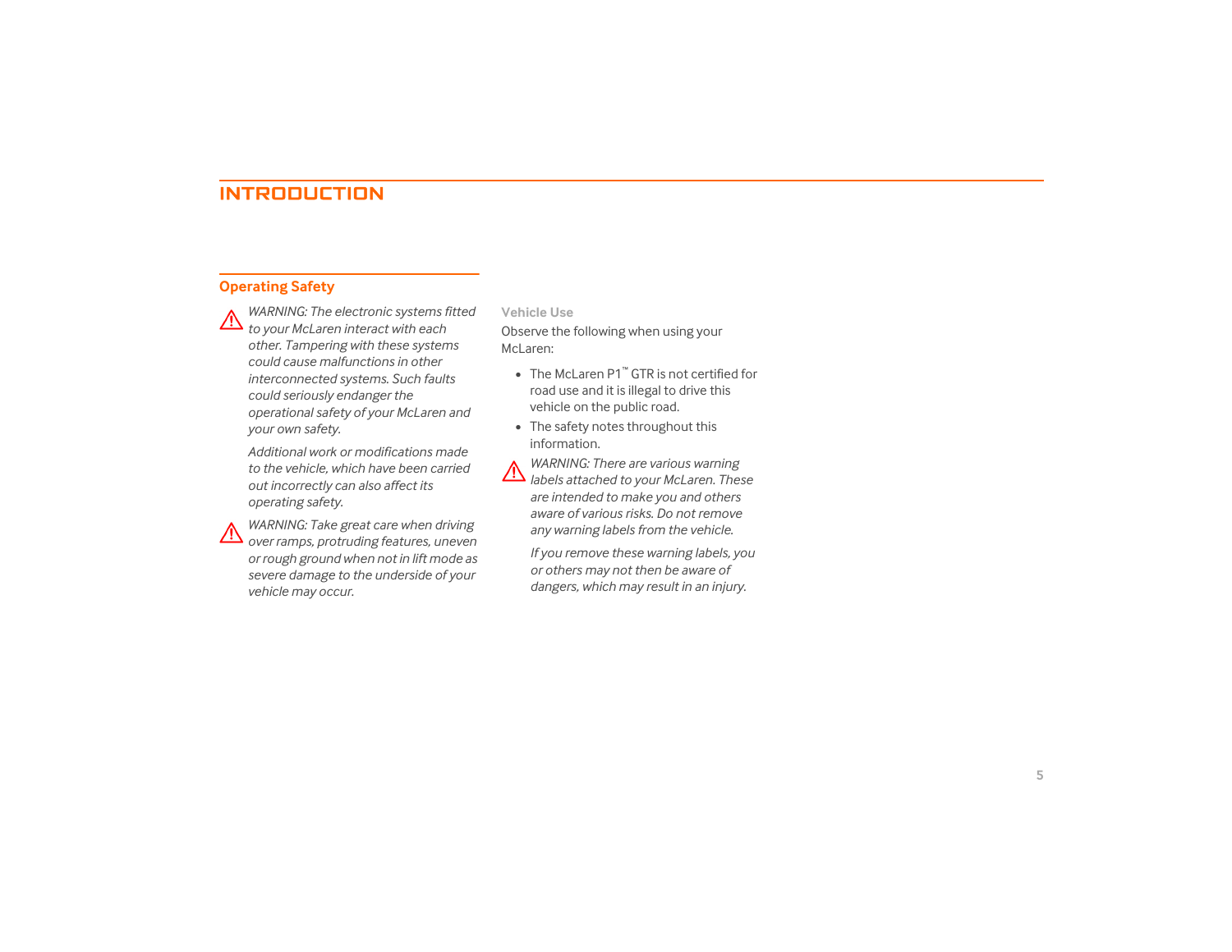# INTRODUCTION

## Operating Safety

⚠ *WARNING: The electronic systems fitted to your McLaren interact with each other. Tampering with these systems could cause malfunctions in other interconnected systems. Such faults could seriously endanger the operational safety of your McLaren and your own safety.*

*Additional work or modifications made to the vehicle, which have been carried out incorrectly can also affect its operating safety.*

⚠ *WARNING: Take great care when driving over ramps, protruding features, uneven or rough ground when not in lift mode as severe damage to the underside of your vehicle may occur.*

### Vehicle Use

Observe the following when using your McLaren:

- The McLaren P1™ GTR is not certified for road use and it is illegal to drive this vehicle on the public road.
- The safety notes throughout this information.

⚠ *WARNING: There are various warning labels attached to your McLaren. These are intended to make you and others aware of various risks. Do not remove any warning labels from the vehicle.*

*If you remove these warning labels, you or others may not then be aware of dangers, which may result in an injury.*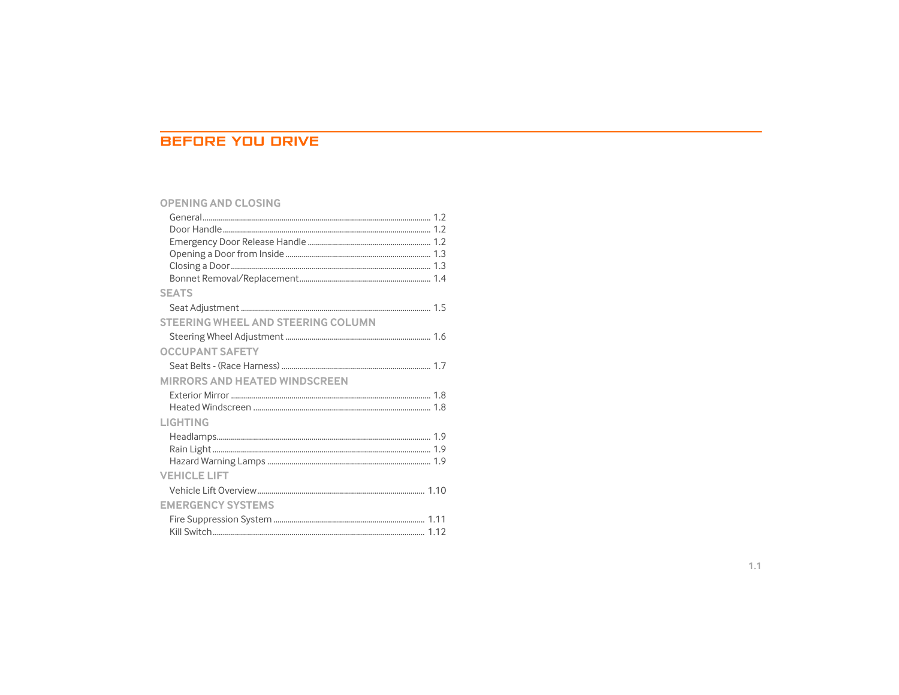# BEFORE YOU DRIVE

## OPENING AND CLOSING

- General ........ 1.2
- Door Handle ........ 1.2
- Emergency Door Release Handle ........ 1.2
- Opening a Door from Inside ........ 1.3
- Closing a Door ........ 1.3
- Bonnet Removal/Replacement ........ 1.4

## SEATS

- Seat Adjustment ........ 1.5

## STEERING WHEEL AND STEERING COLUMN

- Steering Wheel Adjustment ........ 1.6

## OCCUPANT SAFETY

- Seat Belts - (Race Harness) ........ 1.7

## MIRRORS AND HEATED WINDSCREEN

- Exterior Mirror ........ 1.8
- Heated Windscreen ........ 1.8

## LIGHTING

- Headlamps ........ 1.9
- Rain Light ........ 1.9
- Hazard Warning Lamps ........ 1.9

## VEHICLE LIFT

- Vehicle Lift Overview ........ 1.10

## EMERGENCY SYSTEMS

- Fire Suppression System ........ 1.11
- Kill Switch ........ 1.12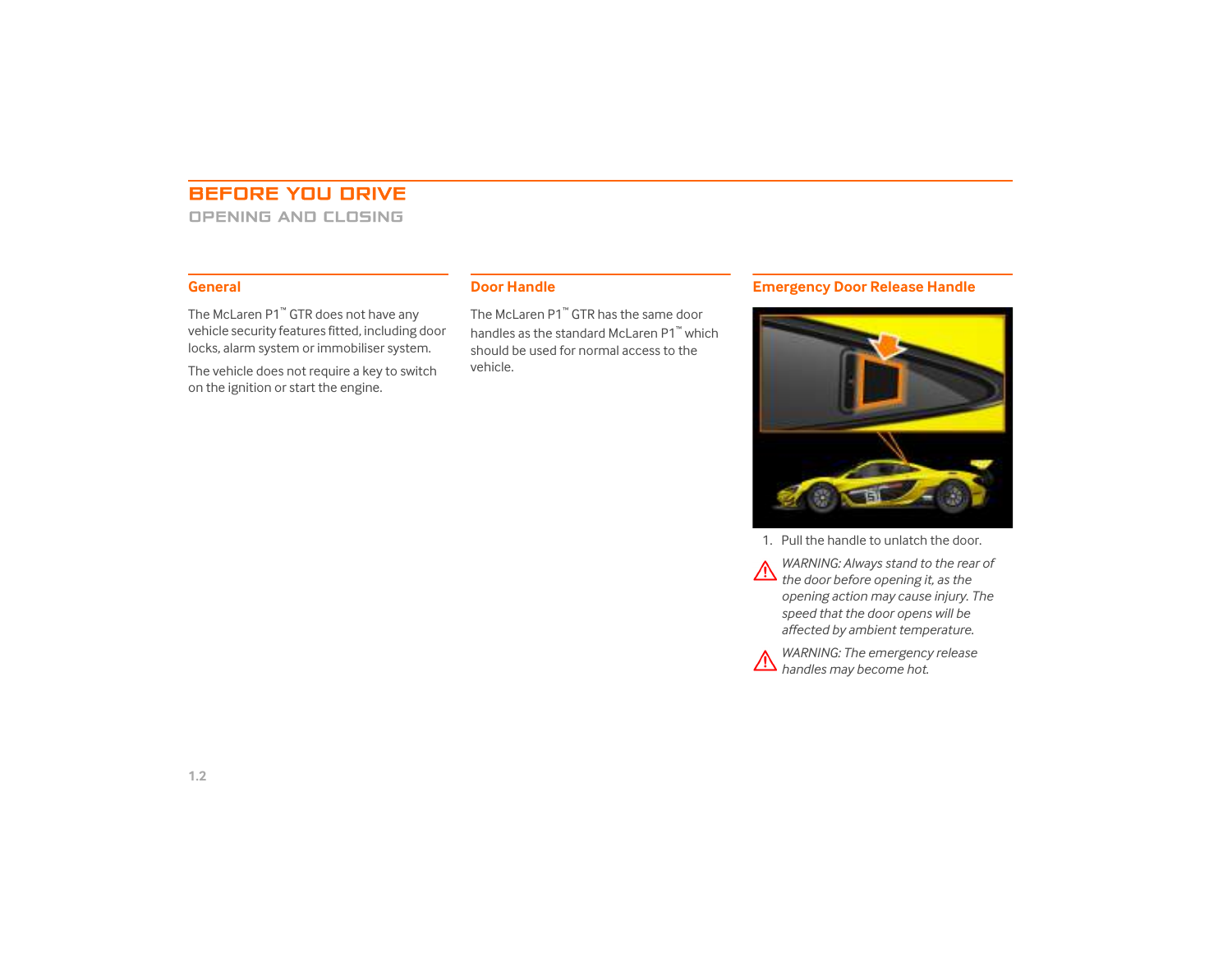# BEFORE YOU DRIVE

## OPENING AND CLOSING

### General

The McLaren P1™ GTR does not have any vehicle security features fitted, including door locks, alarm system or immobiliser system.

The vehicle does not require a key to switch on the ignition or start the engine.

### Door Handle

The McLaren P1™ GTR has the same door handles as the standard McLaren P1™ which should be used for normal access to the vehicle.

### Emergency Door Release Handle

1. Pull the handle to unlatch the door.

⚠ *WARNING: Always stand to the rear of the door before opening it, as the opening action may cause injury. The speed that the door opens will be affected by ambient temperature.*

⚠ *WARNING: The emergency release handles may become hot.*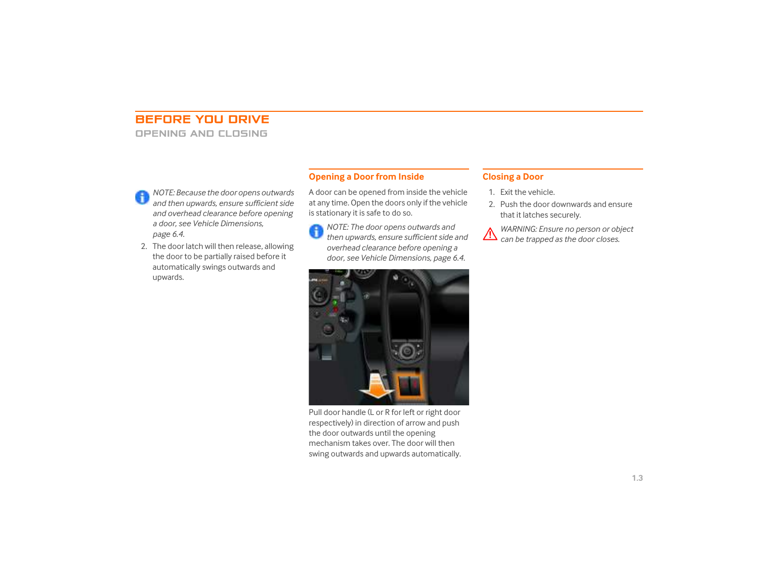# BEFORE YOU DRIVE

## OPENING AND CLOSING

*NOTE: Because the door opens outwards and then upwards, ensure sufficient side and overhead clearance before opening a door, see Vehicle Dimensions, page 6.4.*

2. The door latch will then release, allowing the door to be partially raised before it automatically swings outwards and upwards.

### Opening a Door from Inside

A door can be opened from inside the vehicle at any time. Open the doors only if the vehicle is stationary it is safe to do so.

*NOTE: The door opens outwards and then upwards, ensure sufficient side and overhead clearance before opening a door, see Vehicle Dimensions, page 6.4.*

Pull door handle (L or R for left or right door respectively) in direction of arrow and push the door outwards until the opening mechanism takes over. The door will then swing outwards and upwards automatically.

### Closing a Door

1. Exit the vehicle.
2. Push the door downwards and ensure that it latches securely.

*WARNING: Ensure no person or object can be trapped as the door closes.*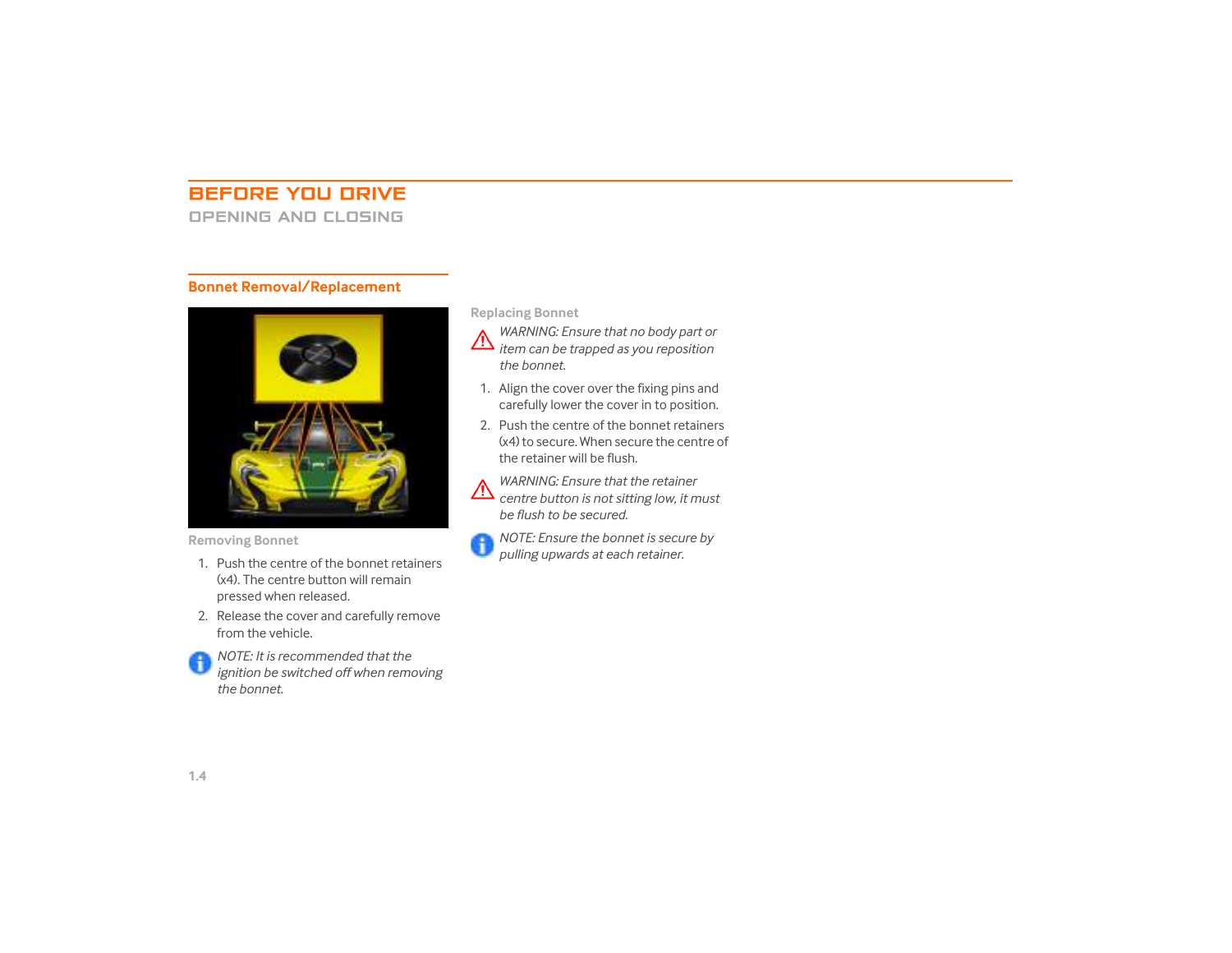# BEFORE YOU DRIVE

## OPENING AND CLOSING

### Bonnet Removal/Replacement

**Removing Bonnet**

1. Push the centre of the bonnet retainers (x4). The centre button will remain pressed when released.
2. Release the cover and carefully remove from the vehicle.

*NOTE: It is recommended that the ignition be switched off when removing the bonnet.*

**Replacing Bonnet**

*WARNING: Ensure that no body part or item can be trapped as you reposition the bonnet.*

1. Align the cover over the fixing pins and carefully lower the cover in to position.
2. Push the centre of the bonnet retainers (x4) to secure. When secure the centre of the retainer will be flush.

*WARNING: Ensure that the retainer centre button is not sitting low, it must be flush to be secured.*

*NOTE: Ensure the bonnet is secure by pulling upwards at each retainer.*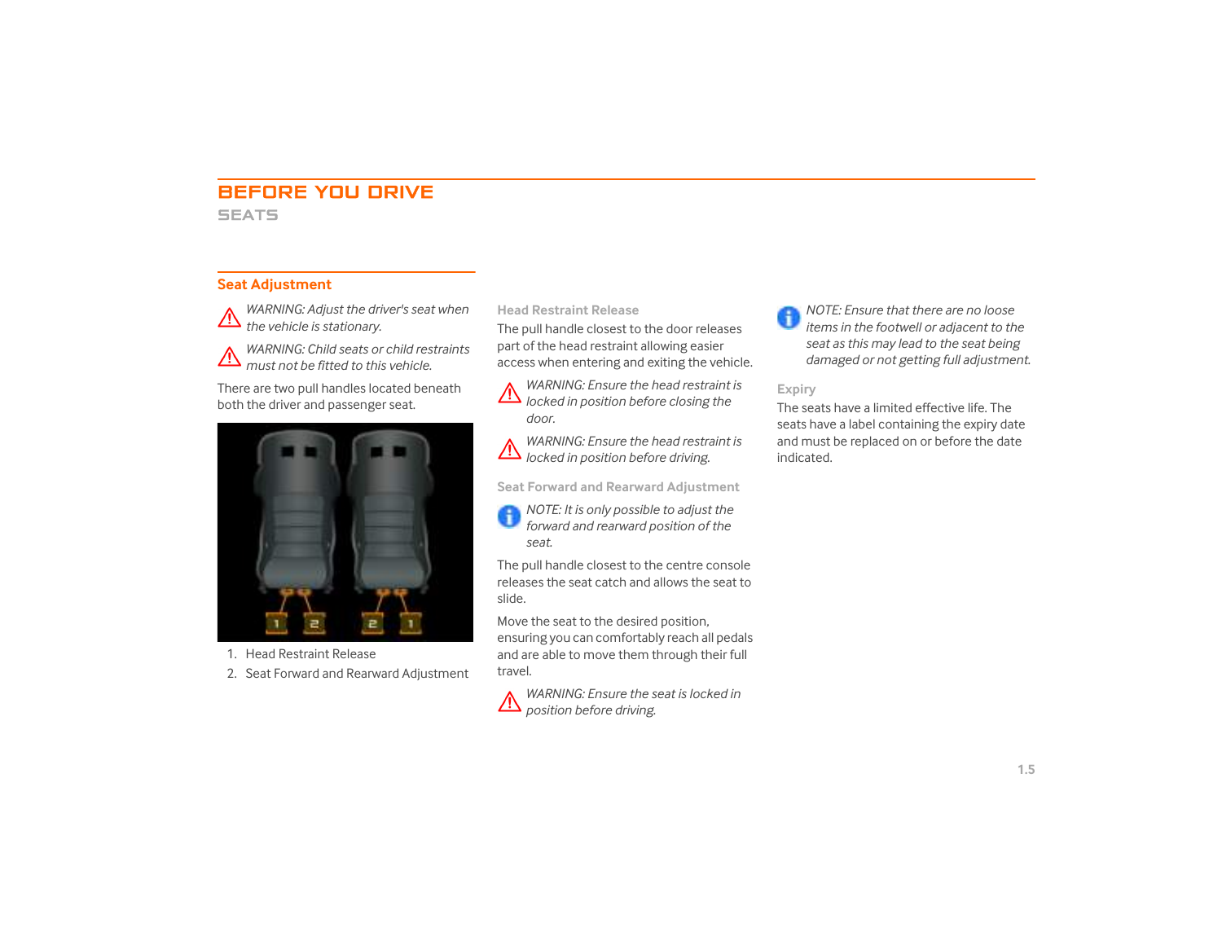# BEFORE YOU DRIVE

## SEATS

### Seat Adjustment

*WARNING: Adjust the driver's seat when the vehicle is stationary.*

*WARNING: Child seats or child restraints must not be fitted to this vehicle.*

There are two pull handles located beneath both the driver and passenger seat.

1. Head Restraint Release
2. Seat Forward and Rearward Adjustment

#### Head Restraint Release

The pull handle closest to the door releases part of the head restraint allowing easier access when entering and exiting the vehicle.

*WARNING: Ensure the head restraint is locked in position before closing the door.*

*WARNING: Ensure the head restraint is locked in position before driving.*

#### Seat Forward and Rearward Adjustment

*NOTE: It is only possible to adjust the forward and rearward position of the seat.*

The pull handle closest to the centre console releases the seat catch and allows the seat to slide.

Move the seat to the desired position, ensuring you can comfortably reach all pedals and are able to move them through their full travel.

*WARNING: Ensure the seat is locked in position before driving.*

*NOTE: Ensure that there are no loose items in the footwell or adjacent to the seat as this may lead to the seat being damaged or not getting full adjustment.*

#### Expiry

The seats have a limited effective life. The seats have a label containing the expiry date and must be replaced on or before the date indicated.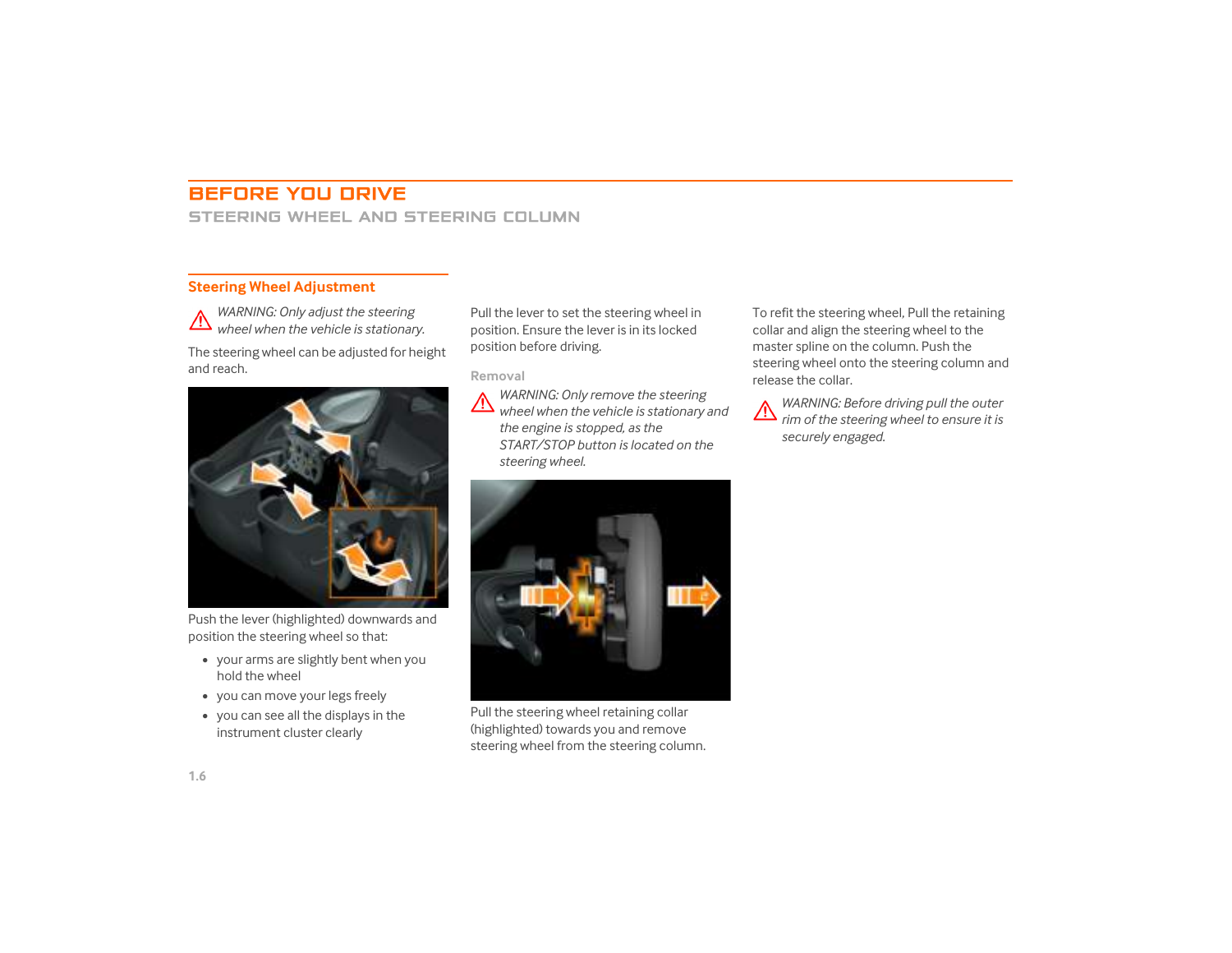# BEFORE YOU DRIVE

## STEERING WHEEL AND STEERING COLUMN

### Steering Wheel Adjustment

*WARNING: Only adjust the steering wheel when the vehicle is stationary.*

The steering wheel can be adjusted for height and reach.

Push the lever (highlighted) downwards and position the steering wheel so that:

- your arms are slightly bent when you hold the wheel
- you can move your legs freely
- you can see all the displays in the instrument cluster clearly

Pull the lever to set the steering wheel in position. Ensure the lever is in its locked position before driving.

#### Removal

*WARNING: Only remove the steering wheel when the vehicle is stationary and the engine is stopped, as the START/STOP button is located on the steering wheel.*

Pull the steering wheel retaining collar (highlighted) towards you and remove steering wheel from the steering column.

To refit the steering wheel, Pull the retaining collar and align the steering wheel to the master spline on the column. Push the steering wheel onto the steering column and release the collar.

*WARNING: Before driving pull the outer rim of the steering wheel to ensure it is securely engaged.*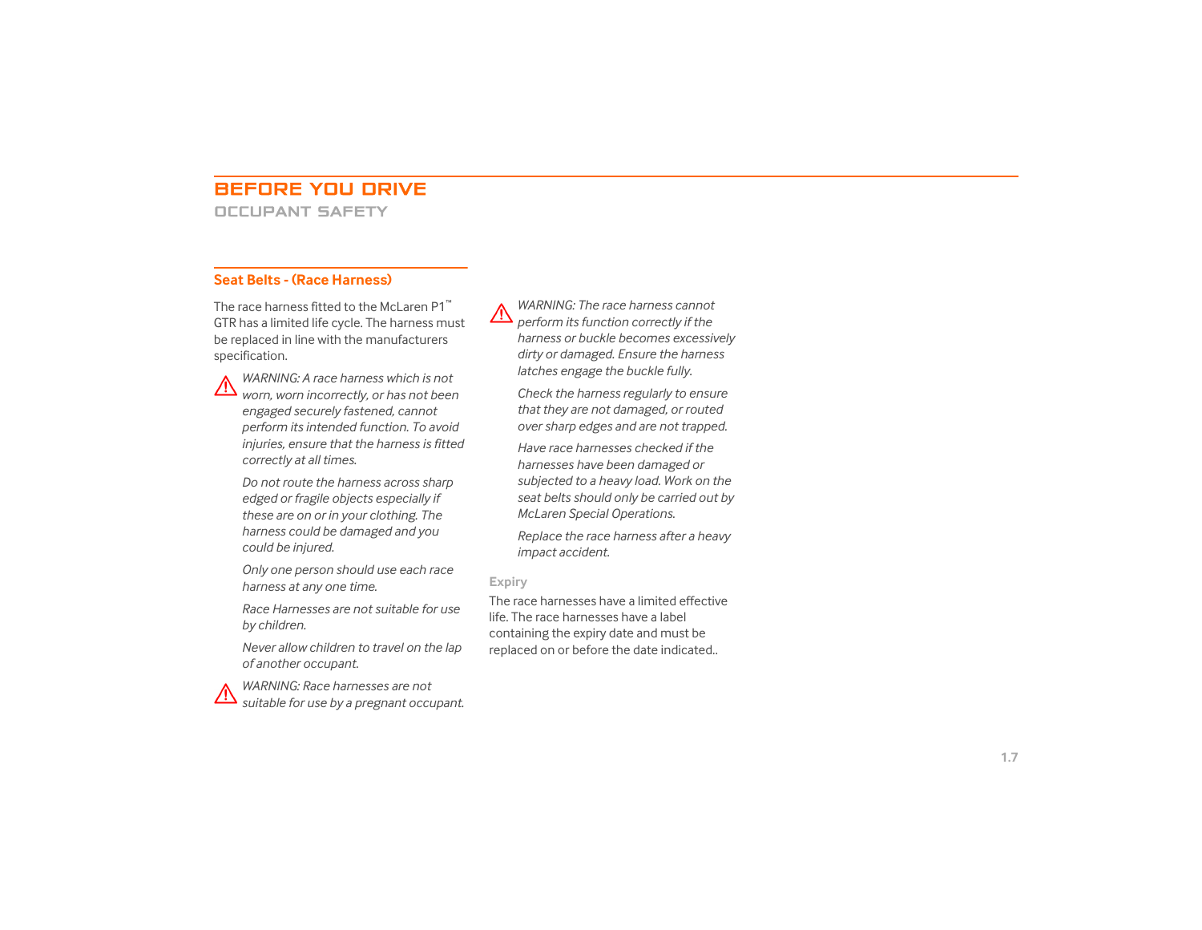# BEFORE YOU DRIVE

## OCCUPANT SAFETY

### Seat Belts - (Race Harness)

The race harness fitted to the McLaren P1™ GTR has a limited life cycle. The harness must be replaced in line with the manufacturers specification.

⚠ *WARNING: A race harness which is not worn, worn incorrectly, or has not been engaged securely fastened, cannot perform its intended function. To avoid injuries, ensure that the harness is fitted correctly at all times.*

*Do not route the harness across sharp edged or fragile objects especially if these are on or in your clothing. The harness could be damaged and you could be injured.*

*Only one person should use each race harness at any one time.*

*Race Harnesses are not suitable for use by children.*

*Never allow children to travel on the lap of another occupant.*

⚠ *WARNING: Race harnesses are not suitable for use by a pregnant occupant.*

⚠ *WARNING: The race harness cannot perform its function correctly if the harness or buckle becomes excessively dirty or damaged. Ensure the harness latches engage the buckle fully.*

*Check the harness regularly to ensure that they are not damaged, or routed over sharp edges and are not trapped.*

*Have race harnesses checked if the harnesses have been damaged or subjected to a heavy load. Work on the seat belts should only be carried out by McLaren Special Operations.*

*Replace the race harness after a heavy impact accident.*

#### Expiry

The race harnesses have a limited effective life. The race harnesses have a label containing the expiry date and must be replaced on or before the date indicated..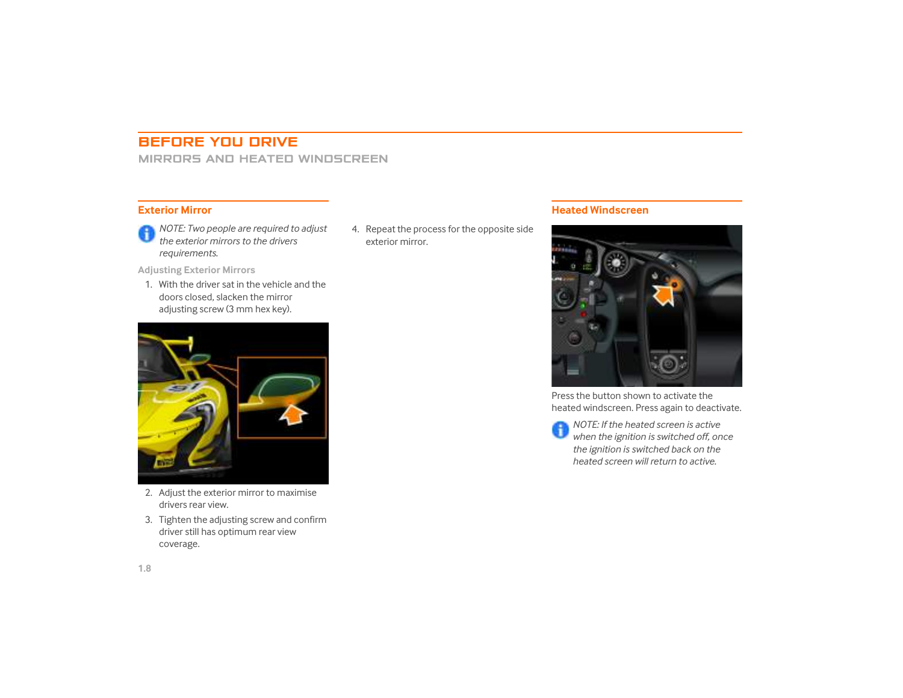# BEFORE YOU DRIVE

## MIRRORS AND HEATED WINDSCREEN

### Exterior Mirror

*NOTE: Two people are required to adjust the exterior mirrors to the drivers requirements.*

#### Adjusting Exterior Mirrors

1. With the driver sat in the vehicle and the doors closed, slacken the mirror adjusting screw (3 mm hex key).
2. Adjust the exterior mirror to maximise drivers rear view.
3. Tighten the adjusting screw and confirm driver still has optimum rear view coverage.
4. Repeat the process for the opposite side exterior mirror.

### Heated Windscreen

Press the button shown to activate the heated windscreen. Press again to deactivate.

*NOTE: If the heated screen is active when the ignition is switched off, once the ignition is switched back on the heated screen will return to active.*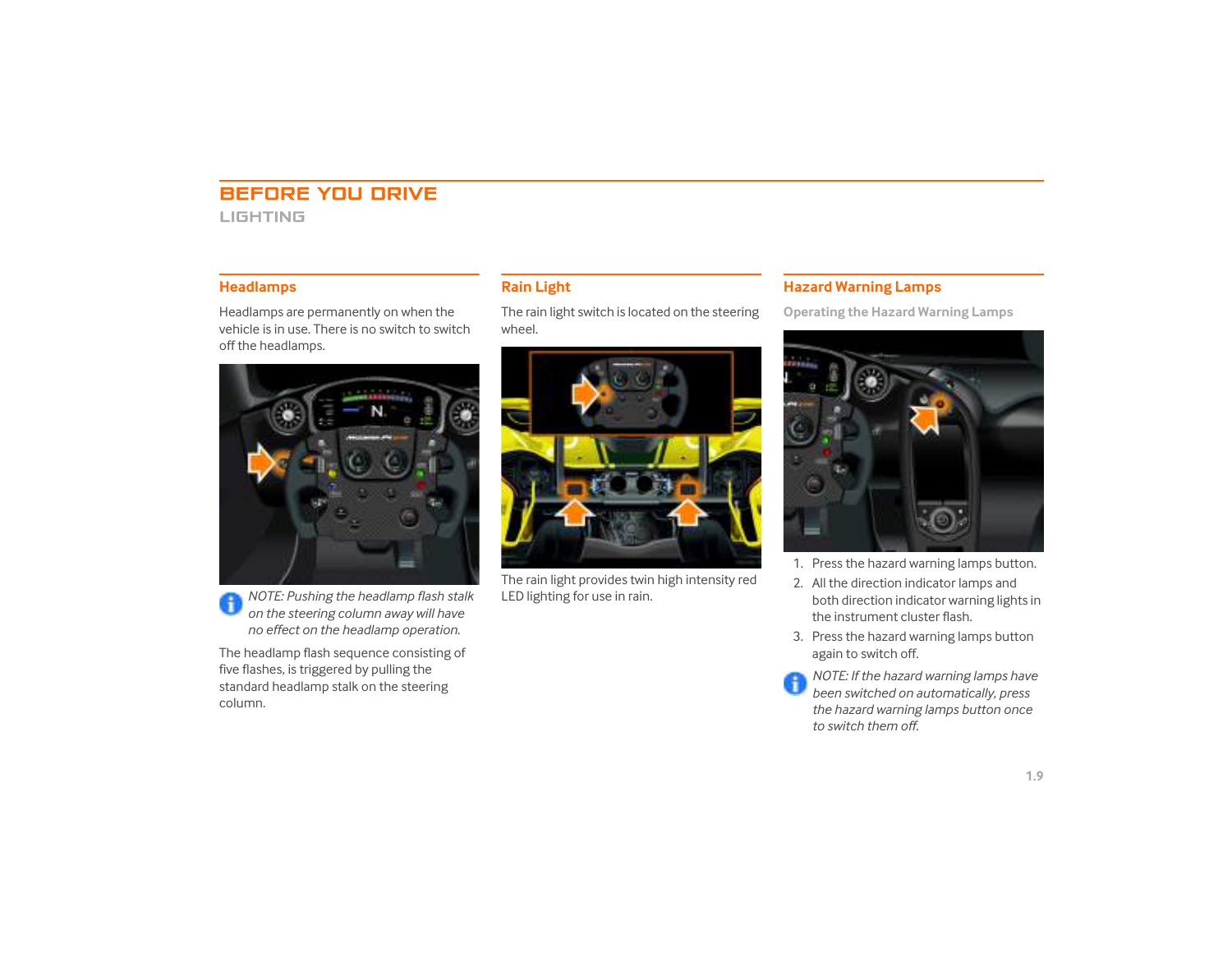# BEFORE YOU DRIVE

## LIGHTING

### Headlamps

Headlamps are permanently on when the vehicle is in use. There is no switch to switch off the headlamps.

*NOTE: Pushing the headlamp flash stalk on the steering column away will have no effect on the headlamp operation.*

The headlamp flash sequence consisting of five flashes, is triggered by pulling the standard headlamp stalk on the steering column.

### Rain Light

The rain light switch is located on the steering wheel.

The rain light provides twin high intensity red LED lighting for use in rain.

### Hazard Warning Lamps

**Operating the Hazard Warning Lamps**

1. Press the hazard warning lamps button.
2. All the direction indicator lamps and both direction indicator warning lights in the instrument cluster flash.
3. Press the hazard warning lamps button again to switch off.

*NOTE: If the hazard warning lamps have been switched on automatically, press the hazard warning lamps button once to switch them off.*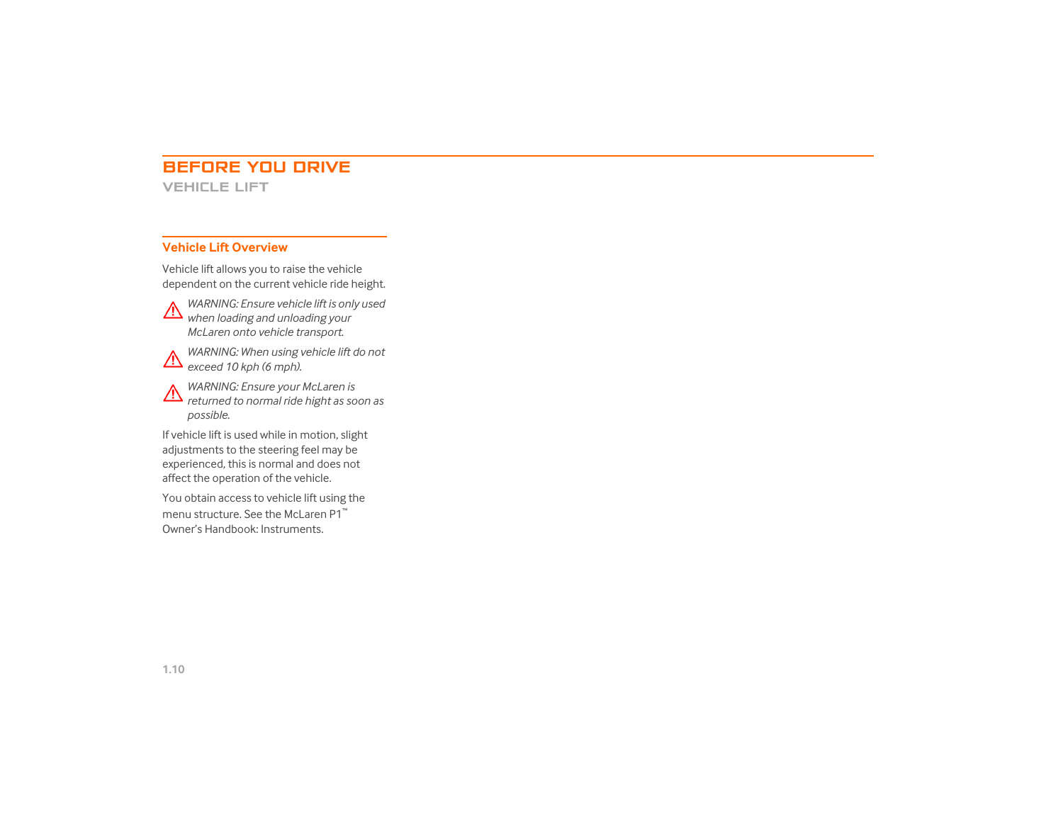# BEFORE YOU DRIVE

## VEHICLE LIFT

### Vehicle Lift Overview

Vehicle lift allows you to raise the vehicle dependent on the current vehicle ride height.

⚠ *WARNING: Ensure vehicle lift is only used when loading and unloading your McLaren onto vehicle transport.*

⚠ *WARNING: When using vehicle lift do not exceed 10 kph (6 mph).*

⚠ *WARNING: Ensure your McLaren is returned to normal ride hight as soon as possible.*

If vehicle lift is used while in motion, slight adjustments to the steering feel may be experienced, this is normal and does not affect the operation of the vehicle.

You obtain access to vehicle lift using the menu structure. See the McLaren P1™ Owner's Handbook: Instruments.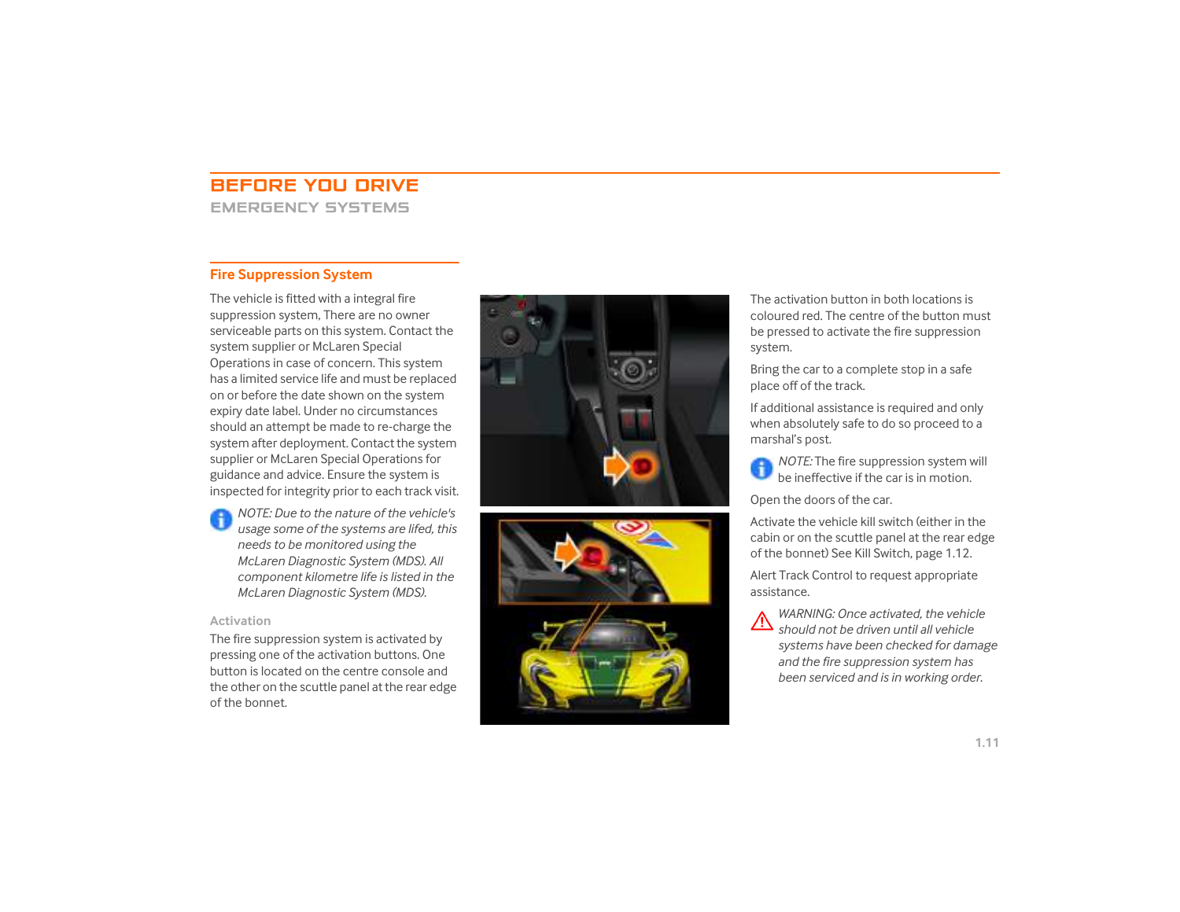# BEFORE YOU DRIVE

## EMERGENCY SYSTEMS

### Fire Suppression System

The vehicle is fitted with a integral fire suppression system, There are no owner serviceable parts on this system. Contact the system supplier or McLaren Special Operations in case of concern. This system has a limited service life and must be replaced on or before the date shown on the system expiry date label. Under no circumstances should an attempt be made to re-charge the system after deployment. Contact the system supplier or McLaren Special Operations for guidance and advice. Ensure the system is inspected for integrity prior to each track visit.

*NOTE: Due to the nature of the vehicle's usage some of the systems are lifed, this needs to be monitored using the McLaren Diagnostic System (MDS). All component kilometre life is listed in the McLaren Diagnostic System (MDS).*

#### Activation

The fire suppression system is activated by pressing one of the activation buttons. One button is located on the centre console and the other on the scuttle panel at the rear edge of the bonnet.

The activation button in both locations is coloured red. The centre of the button must be pressed to activate the fire suppression system.

Bring the car to a complete stop in a safe place off of the track.

If additional assistance is required and only when absolutely safe to do so proceed to a marshal's post.

*NOTE:* The fire suppression system will be ineffective if the car is in motion.

Open the doors of the car.

Activate the vehicle kill switch (either in the cabin or on the scuttle panel at the rear edge of the bonnet) See Kill Switch, page 1.12.

Alert Track Control to request appropriate assistance.

*WARNING: Once activated, the vehicle should not be driven until all vehicle systems have been checked for damage and the fire suppression system has been serviced and is in working order.*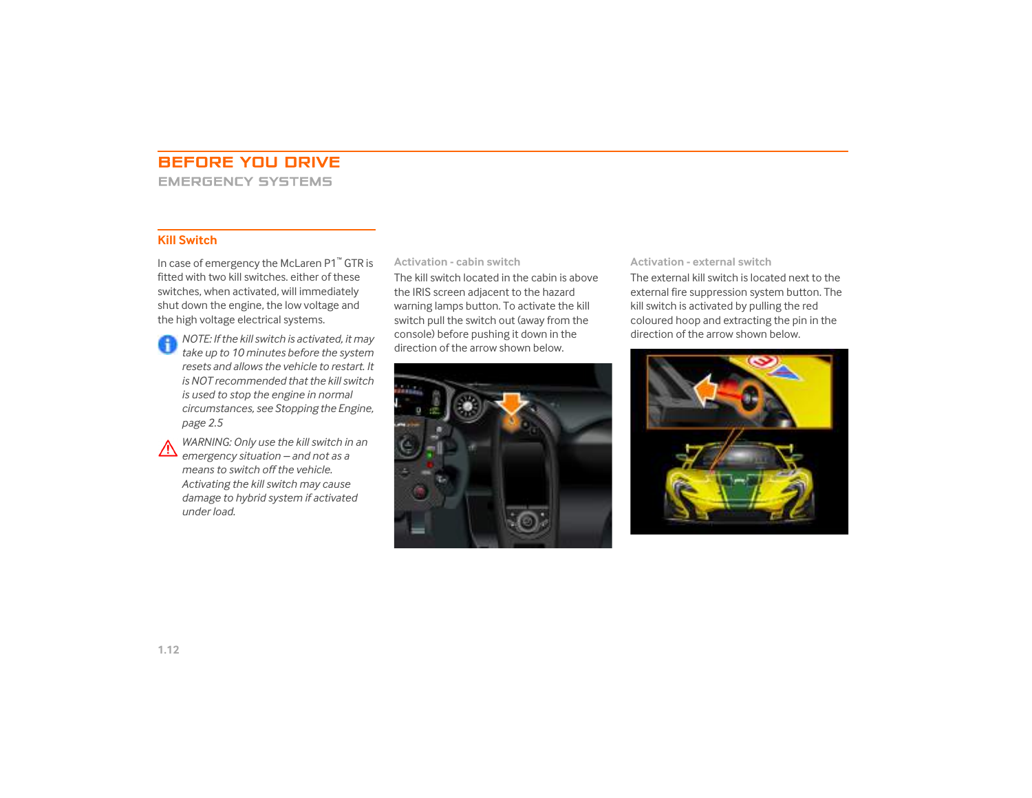# BEFORE YOU DRIVE

## EMERGENCY SYSTEMS

### Kill Switch

In case of emergency the McLaren P1™ GTR is fitted with two kill switches. either of these switches, when activated, will immediately shut down the engine, the low voltage and the high voltage electrical systems.

*NOTE: If the kill switch is activated, it may take up to 10 minutes before the system resets and allows the vehicle to restart. It is NOT recommended that the kill switch is used to stop the engine in normal circumstances, see Stopping the Engine, page 2.5*

*WARNING: Only use the kill switch in an emergency situation – and not as a means to switch off the vehicle. Activating the kill switch may cause damage to hybrid system if activated under load.*

#### Activation - cabin switch

The kill switch located in the cabin is above the IRIS screen adjacent to the hazard warning lamps button. To activate the kill switch pull the switch out (away from the console) before pushing it down in the direction of the arrow shown below.

#### Activation - external switch

The external kill switch is located next to the external fire suppression system button. The kill switch is activated by pulling the red coloured hoop and extracting the pin in the direction of the arrow shown below.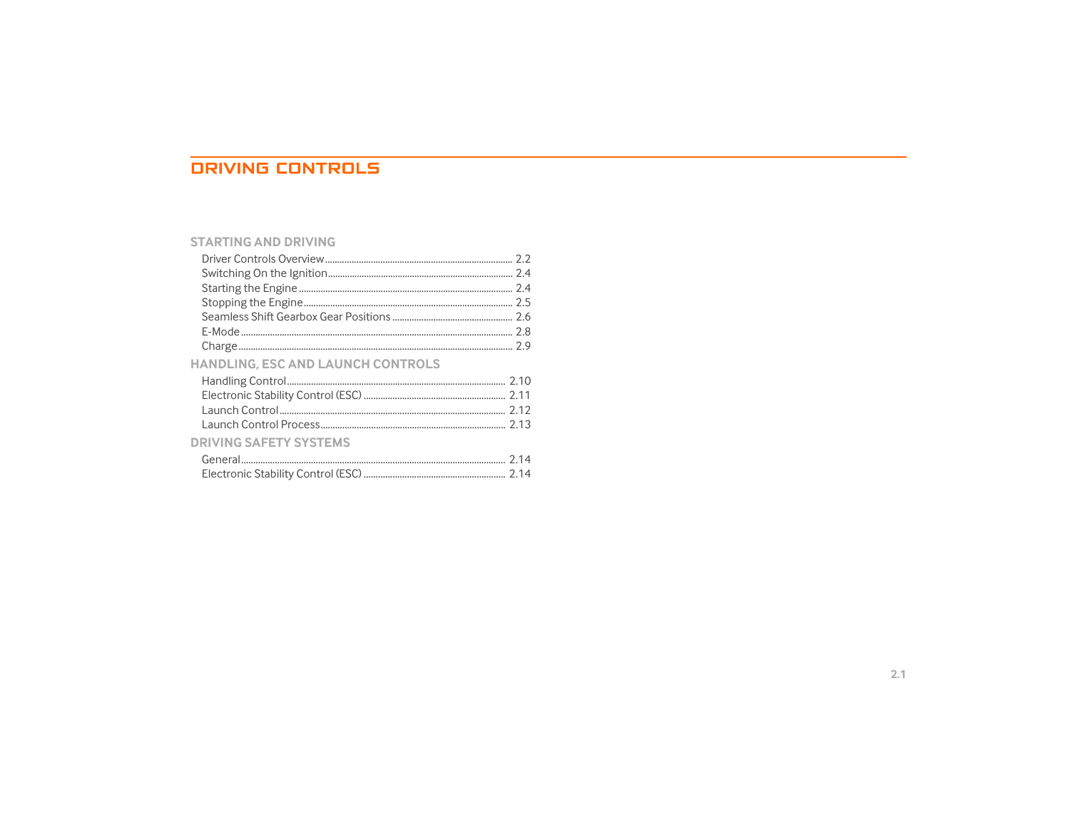# DRIVING CONTROLS

## STARTING AND DRIVING

- Driver Controls Overview ........ 2.2
- Switching On the Ignition ........ 2.4
- Starting the Engine ........ 2.4
- Stopping the Engine ........ 2.5
- Seamless Shift Gearbox Gear Positions ........ 2.6
- E-Mode ........ 2.8
- Charge ........ 2.9

## HANDLING, ESC AND LAUNCH CONTROLS

- Handling Control ........ 2.10
- Electronic Stability Control (ESC) ........ 2.11
- Launch Control ........ 2.12
- Launch Control Process ........ 2.13

## DRIVING SAFETY SYSTEMS

- General ........ 2.14
- Electronic Stability Control (ESC) ........ 2.14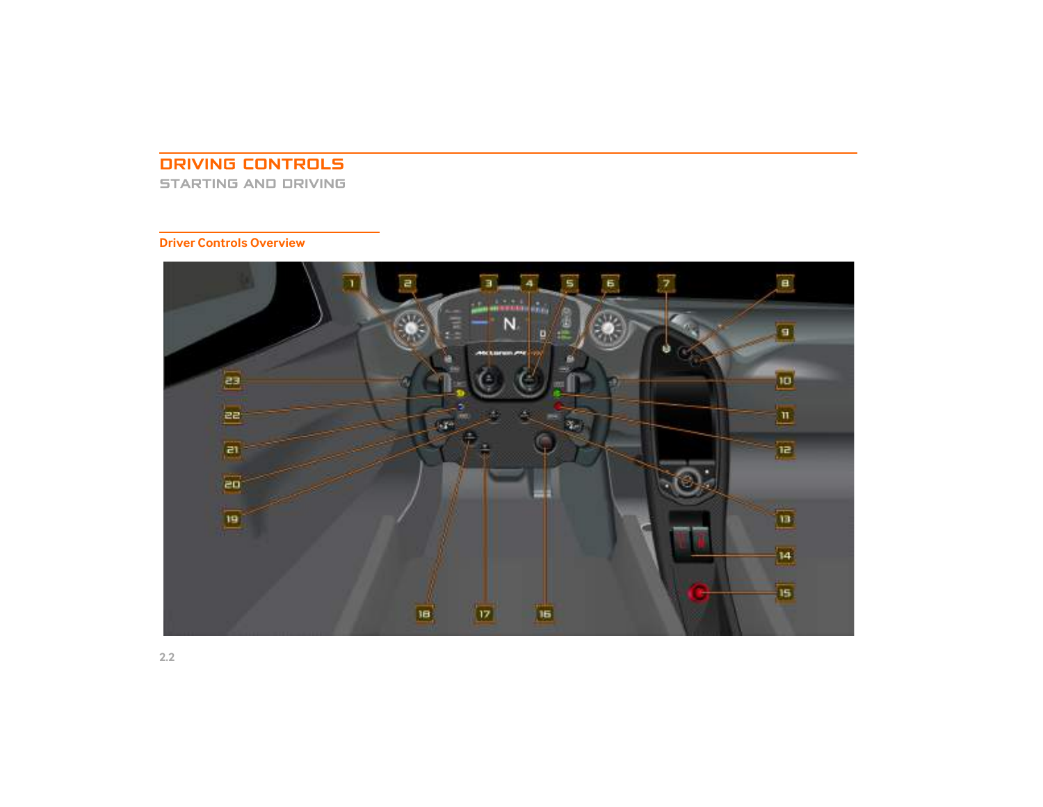# DRIVING CONTROLS

STARTING AND DRIVING

## Driver Controls Overview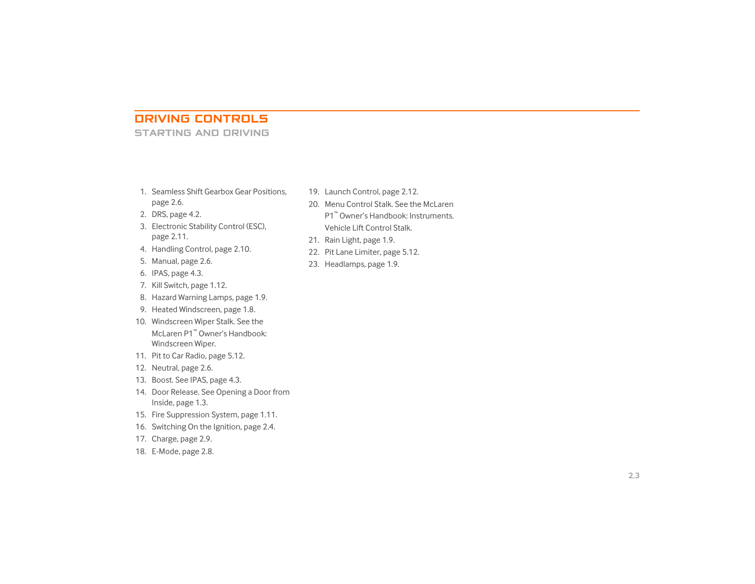# DRIVING CONTROLS

## STARTING AND DRIVING

1. Seamless Shift Gearbox Gear Positions, page 2.6.
2. DRS, page 4.2.
3. Electronic Stability Control (ESC), page 2.11.
4. Handling Control, page 2.10.
5. Manual, page 2.6.
6. IPAS, page 4.3.
7. Kill Switch, page 1.12.
8. Hazard Warning Lamps, page 1.9.
9. Heated Windscreen, page 1.8.
10. Windscreen Wiper Stalk. See the McLaren P1™ Owner's Handbook: Windscreen Wiper.
11. Pit to Car Radio, page 5.12.
12. Neutral, page 2.6.
13. Boost. See IPAS, page 4.3.
14. Door Release. See Opening a Door from Inside, page 1.3.
15. Fire Suppression System, page 1.11.
16. Switching On the Ignition, page 2.4.
17. Charge, page 2.9.
18. E-Mode, page 2.8.
19. Launch Control, page 2.12.
20. Menu Control Stalk. See the McLaren P1™ Owner's Handbook: Instruments. Vehicle Lift Control Stalk.
21. Rain Light, page 1.9.
22. Pit Lane Limiter, page 5.12.
23. Headlamps, page 1.9.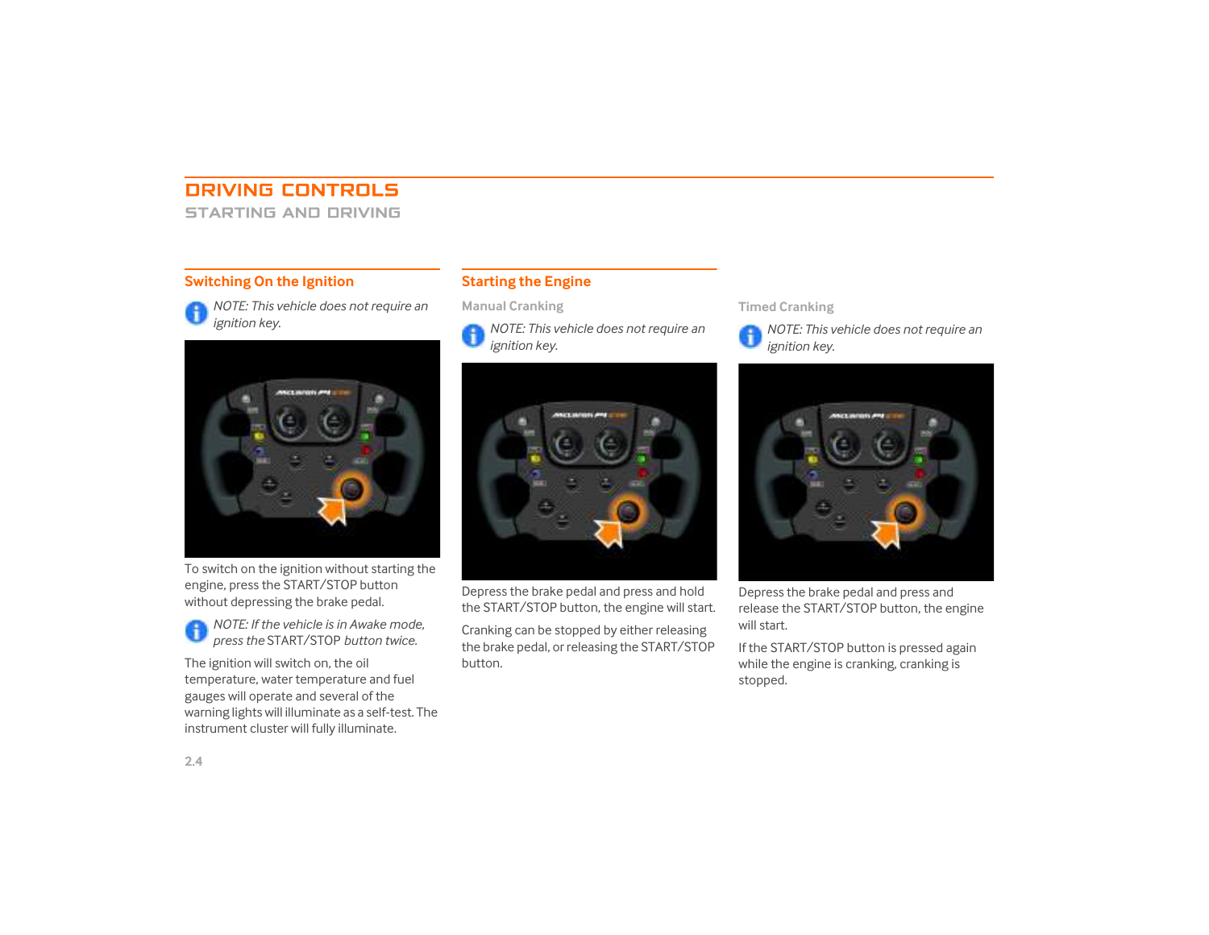# DRIVING CONTROLS

## STARTING AND DRIVING

### Switching On the Ignition

*NOTE: This vehicle does not require an ignition key.*

To switch on the ignition without starting the engine, press the START/STOP button without depressing the brake pedal.

*NOTE: If the vehicle is in Awake mode, press the* START/STOP *button twice.*

The ignition will switch on, the oil temperature, water temperature and fuel gauges will operate and several of the warning lights will illuminate as a self-test. The instrument cluster will fully illuminate.

### Starting the Engine

#### Manual Cranking

*NOTE: This vehicle does not require an ignition key.*

Depress the brake pedal and press and hold the START/STOP button, the engine will start.

Cranking can be stopped by either releasing the brake pedal, or releasing the START/STOP button.

#### Timed Cranking

*NOTE: This vehicle does not require an ignition key.*

Depress the brake pedal and press and release the START/STOP button, the engine will start.

If the START/STOP button is pressed again while the engine is cranking, cranking is stopped.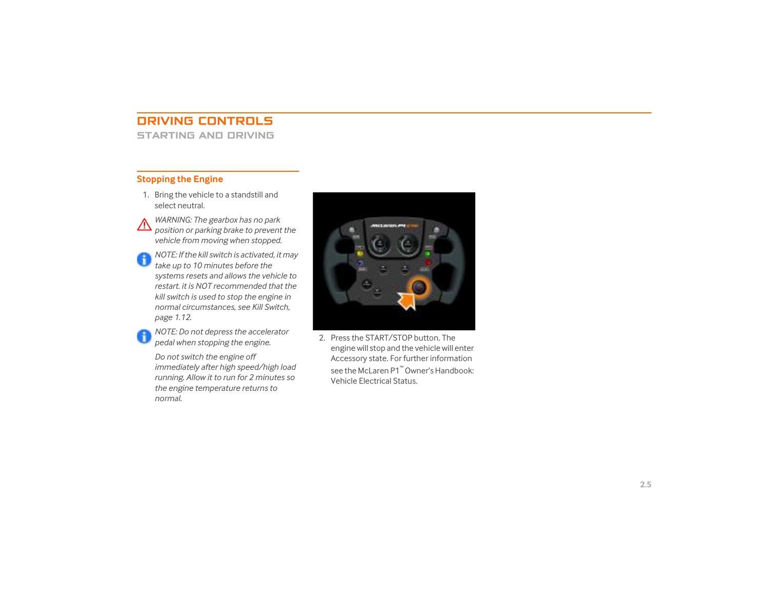# DRIVING CONTROLS

## STARTING AND DRIVING

### Stopping the Engine

1. Bring the vehicle to a standstill and select neutral.

*WARNING: The gearbox has no park position or parking brake to prevent the vehicle from moving when stopped.*

*NOTE: If the kill switch is activated, it may take up to 10 minutes before the systems resets and allows the vehicle to restart. it is NOT recommended that the kill switch is used to stop the engine in normal circumstances, see Kill Switch, page 1.12.*

*NOTE: Do not depress the accelerator pedal when stopping the engine.*

*Do not switch the engine off immediately after high speed/high load running. Allow it to run for 2 minutes so the engine temperature returns to normal.*

2. Press the START/STOP button. The engine will stop and the vehicle will enter Accessory state. For further information see the McLaren P1™ Owner's Handbook: Vehicle Electrical Status.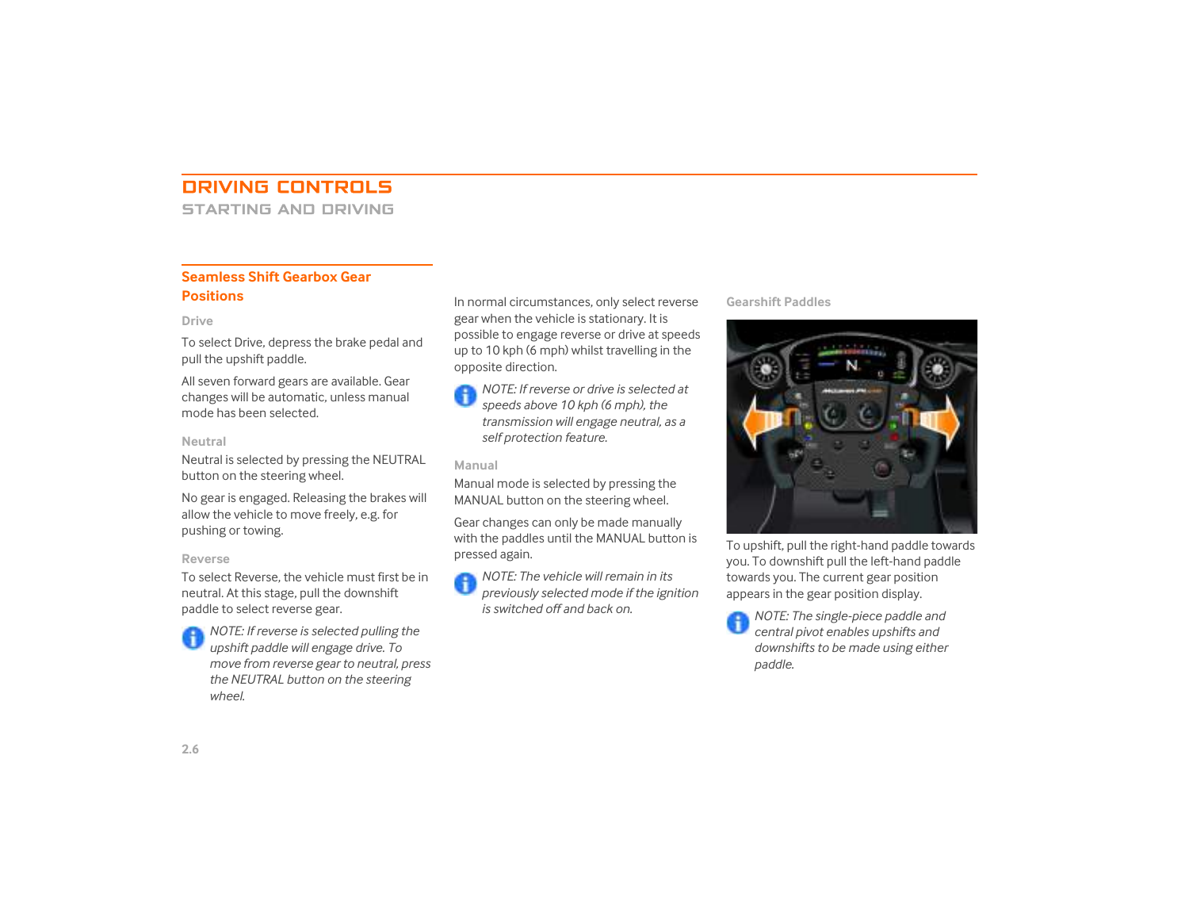# DRIVING CONTROLS

## STARTING AND DRIVING

### Seamless Shift Gearbox Positions

#### Drive

To select Drive, depress the brake pedal and pull the upshift paddle.

All seven forward gears are available. Gear changes will be automatic, unless manual mode has been selected.

#### Neutral

Neutral is selected by pressing the NEUTRAL button on the steering wheel.

No gear is engaged. Releasing the brakes will allow the vehicle to move freely, e.g. for pushing or towing.

#### Reverse

To select Reverse, the vehicle must first be in neutral. At this stage, pull the downshift paddle to select reverse gear.

*NOTE: If reverse is selected pulling the upshift paddle will engage drive. To move from reverse gear to neutral, press the NEUTRAL button on the steering wheel.*

In normal circumstances, only select reverse gear when the vehicle is stationary. It is possible to engage reverse or drive at speeds up to 10 kph (6 mph) whilst travelling in the opposite direction.

*NOTE: If reverse or drive is selected at speeds above 10 kph (6 mph), the transmission will engage neutral, as a self protection feature.*

#### Manual

Manual mode is selected by pressing the MANUAL button on the steering wheel.

Gear changes can only be made manually with the paddles until the MANUAL button is pressed again.

*NOTE: The vehicle will remain in its previously selected mode if the ignition is switched off and back on.*

#### Gearshift Paddles

To upshift, pull the right-hand paddle towards you. To downshift pull the left-hand paddle towards you. The current gear position appears in the gear position display.

*NOTE: The single-piece paddle and central pivot enables upshifts and downshifts to be made using either paddle.*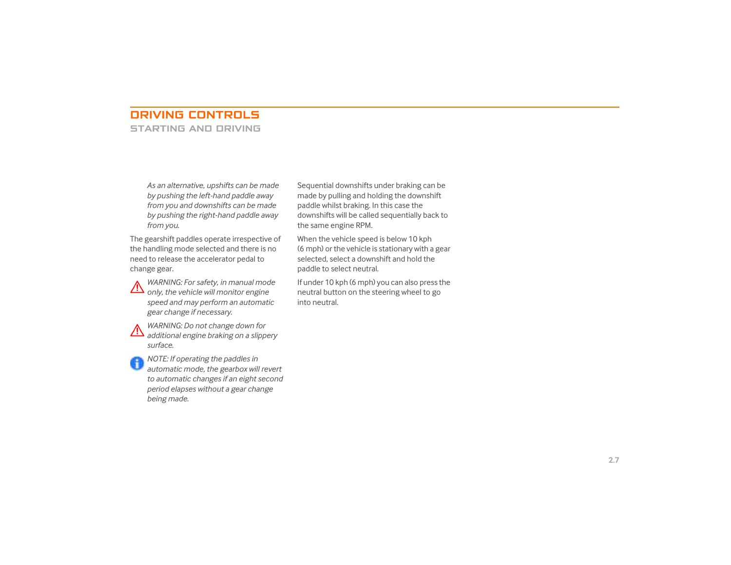# DRIVING CONTROLS

## STARTING AND DRIVING

*As an alternative, upshifts can be made by pushing the left-hand paddle away from you and downshifts can be made by pushing the right-hand paddle away from you.*

The gearshift paddles operate irrespective of the handling mode selected and there is no need to release the accelerator pedal to change gear.

*WARNING: For safety, in manual mode only, the vehicle will monitor engine speed and may perform an automatic gear change if necessary.*

*WARNING: Do not change down for additional engine braking on a slippery surface.*

*NOTE: If operating the paddles in automatic mode, the gearbox will revert to automatic changes if an eight second period elapses without a gear change being made.*

Sequential downshifts under braking can be made by pulling and holding the downshift paddle whilst braking. In this case the downshifts will be called sequentially back to the same engine RPM.

When the vehicle speed is below 10 kph (6 mph) or the vehicle is stationary with a gear selected, select a downshift and hold the paddle to select neutral.

If under 10 kph (6 mph) you can also press the neutral button on the steering wheel to go into neutral.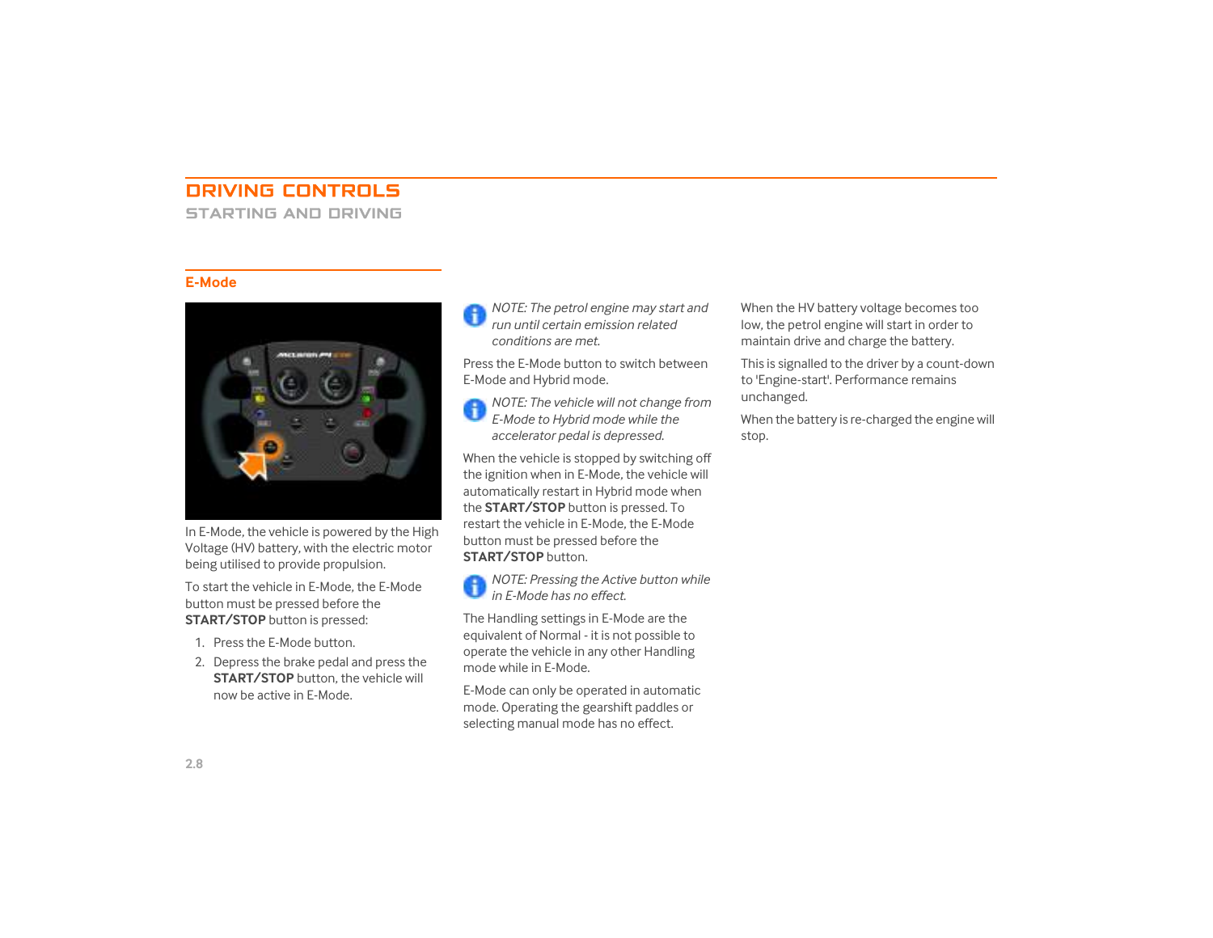# DRIVING CONTROLS

## STARTING AND DRIVING

### E-Mode

In E-Mode, the vehicle is powered by the High Voltage (HV) battery, with the electric motor being utilised to provide propulsion.

To start the vehicle in E-Mode, the E-Mode button must be pressed before the **START/STOP** button is pressed:

1. Press the E-Mode button.
2. Depress the brake pedal and press the **START/STOP** button, the vehicle will now be active in E-Mode.

*NOTE: The petrol engine may start and run until certain emission related conditions are met.*

Press the E-Mode button to switch between E-Mode and Hybrid mode.

*NOTE: The vehicle will not change from E-Mode to Hybrid mode while the accelerator pedal is depressed.*

When the vehicle is stopped by switching off the ignition when in E-Mode, the vehicle will automatically restart in Hybrid mode when the **START/STOP** button is pressed. To restart the vehicle in E-Mode, the E-Mode button must be pressed before the **START/STOP** button.

*NOTE: Pressing the Active button while in E-Mode has no effect.*

The Handling settings in E-Mode are the equivalent of Normal - it is not possible to operate the vehicle in any other Handling mode while in E-Mode.

E-Mode can only be operated in automatic mode. Operating the gearshift paddles or selecting manual mode has no effect.

When the HV battery voltage becomes too low, the petrol engine will start in order to maintain drive and charge the battery.

This is signalled to the driver by a count-down to 'Engine-start'. Performance remains unchanged.

When the battery is re-charged the engine will stop.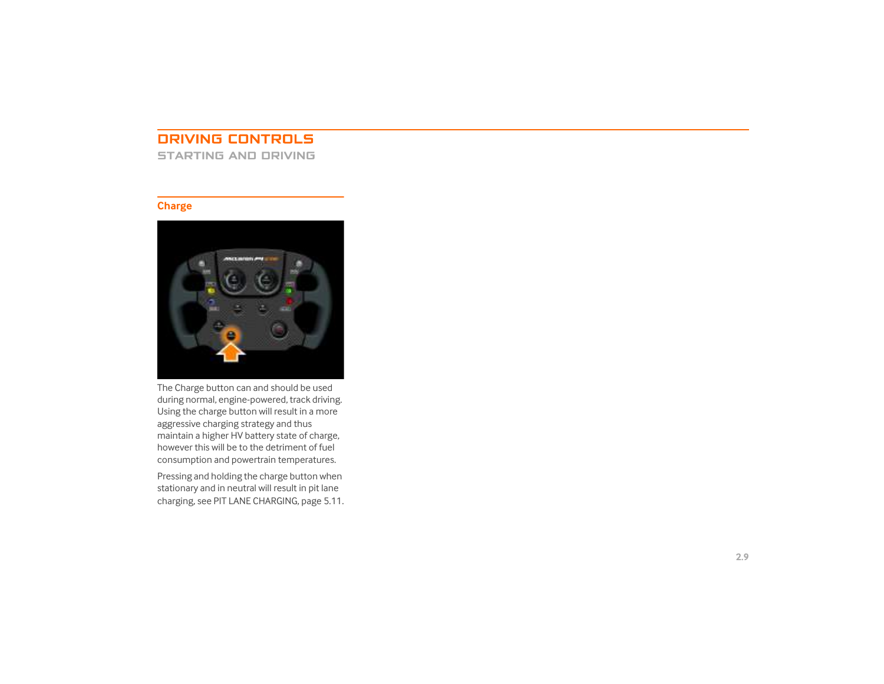# DRIVING CONTROLS

## STARTING AND DRIVING

### Charge

The Charge button can and should be used during normal, engine-powered, track driving. Using the charge button will result in a more aggressive charging strategy and thus maintain a higher HV battery state of charge, however this will be to the detriment of fuel consumption and powertrain temperatures.

Pressing and holding the charge button when stationary and in neutral will result in pit lane charging, see PIT LANE CHARGING, page 5.11.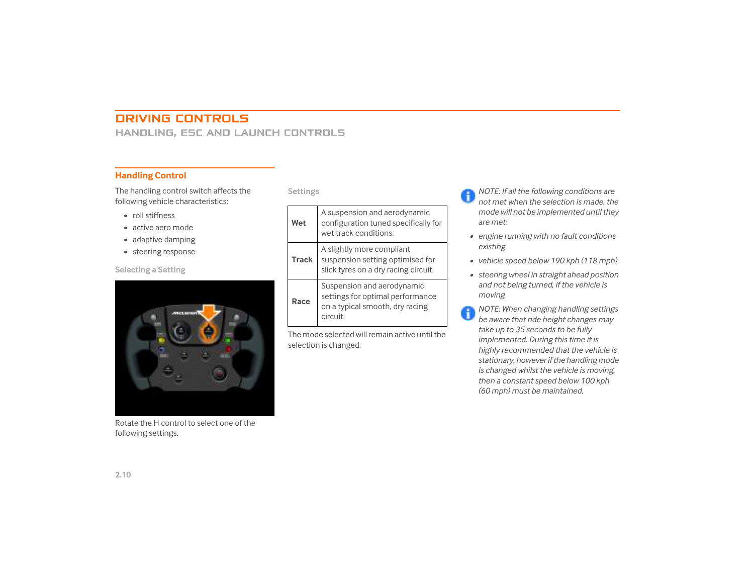# DRIVING CONTROLS

## HANDLING, ESC AND LAUNCH CONTROLS

### Handling Control

The handling control switch affects the following vehicle characteristics:

- roll stiffness
- active aero mode
- adaptive damping
- steering response

#### Selecting a Setting

Rotate the H control to select one of the following settings.

#### Settings

| | |
|---|---|
| **Wet** | A suspension and aerodynamic configuration tuned specifically for wet track conditions. |
| **Track** | A slightly more compliant suspension setting optimised for slick tyres on a dry racing circuit. |
| **Race** | Suspension and aerodynamic settings for optimal performance on a typical smooth, dry racing circuit. |

The mode selected will remain active until the selection is changed.

*NOTE: If all the following conditions are not met when the selection is made, the mode will not be implemented until they are met:*

- *engine running with no fault conditions existing*
- *vehicle speed below 190 kph (118 mph)*
- *steering wheel in straight ahead position and not being turned, if the vehicle is moving*

*NOTE: When changing handling settings be aware that ride height changes may take up to 35 seconds to be fully implemented. During this time it is highly recommended that the vehicle is stationary, however if the handling mode is changed whilst the vehicle is moving, then a constant speed below 100 kph (60 mph) must be maintained.*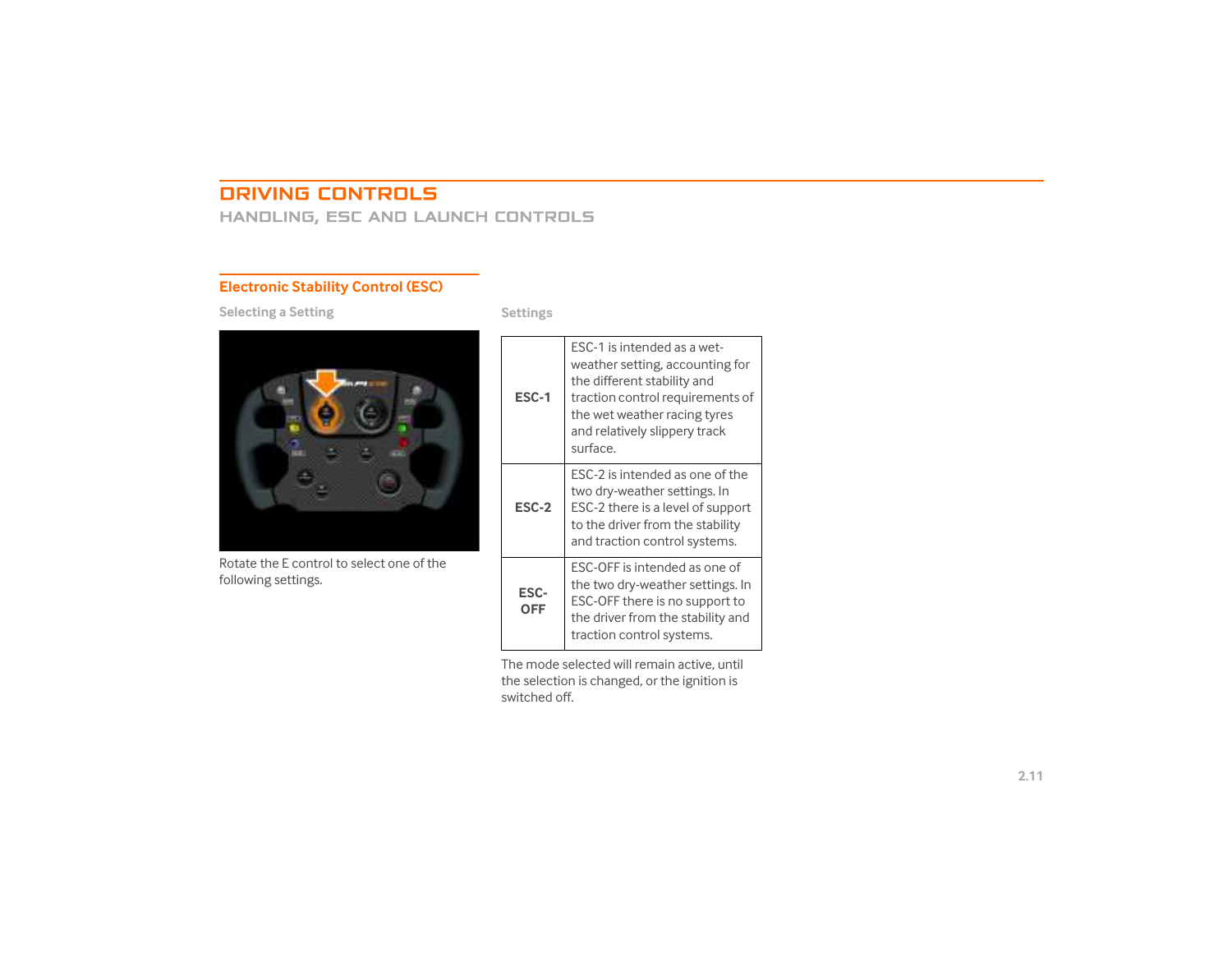# DRIVING CONTROLS

## HANDLING, ESC AND LAUNCH CONTROLS

### Electronic Stability Control (ESC)

#### Selecting a Setting

Rotate the E control to select one of the following settings.

#### Settings

| | |
|---|---|
| **ESC-1** | ESC-1 is intended as a wet-weather setting, accounting for the different stability and traction control requirements of the wet weather racing tyres and relatively slippery track surface. |
| **ESC-2** | ESC-2 is intended as one of the two dry-weather settings. In ESC-2 there is a level of support to the driver from the stability and traction control systems. |
| **ESC-OFF** | ESC-OFF is intended as one of the two dry-weather settings. In ESC-OFF there is no support to the driver from the stability and traction control systems. |

The mode selected will remain active, until the selection is changed, or the ignition is switched off.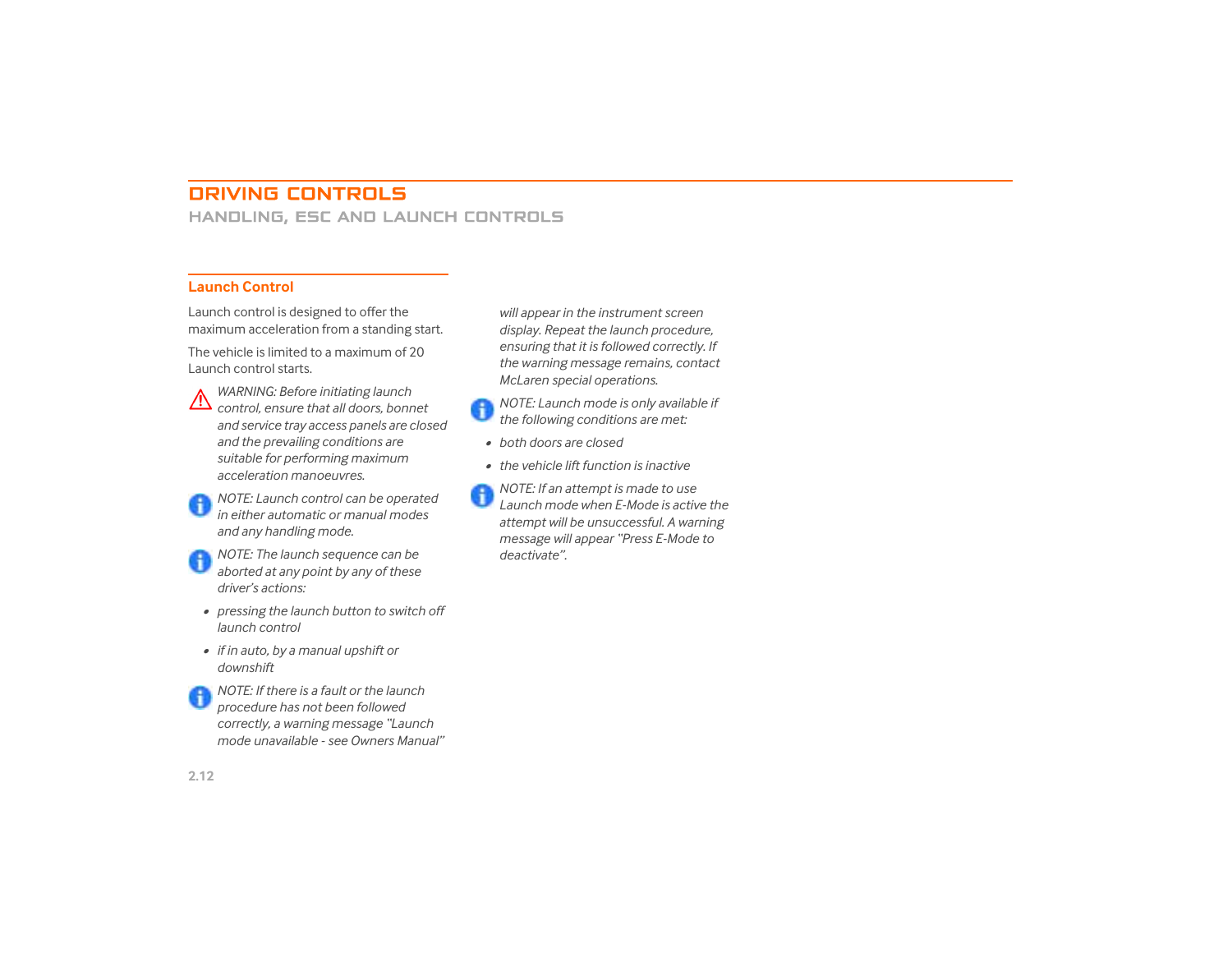# DRIVING CONTROLS

## HANDLING, ESC AND LAUNCH CONTROLS

### Launch Control

Launch control is designed to offer the maximum acceleration from a standing start.

The vehicle is limited to a maximum of 20 Launch control starts.

*WARNING: Before initiating launch control, ensure that all doors, bonnet and service tray access panels are closed and the prevailing conditions are suitable for performing maximum acceleration manoeuvres.*

*NOTE: Launch control can be operated in either automatic or manual modes and any handling mode.*

*NOTE: The launch sequence can be aborted at any point by any of these driver's actions:*

- *pressing the launch button to switch off launch control*
- *if in auto, by a manual upshift or downshift*

*NOTE: If there is a fault or the launch procedure has not been followed correctly, a warning message "Launch mode unavailable - see Owners Manual" will appear in the instrument screen display. Repeat the launch procedure, ensuring that it is followed correctly. If the warning message remains, contact McLaren special operations.*

*NOTE: Launch mode is only available if the following conditions are met:*

- *both doors are closed*
- *the vehicle lift function is inactive*

*NOTE: If an attempt is made to use Launch mode when E-Mode is active the attempt will be unsuccessful. A warning message will appear "Press E-Mode to deactivate".*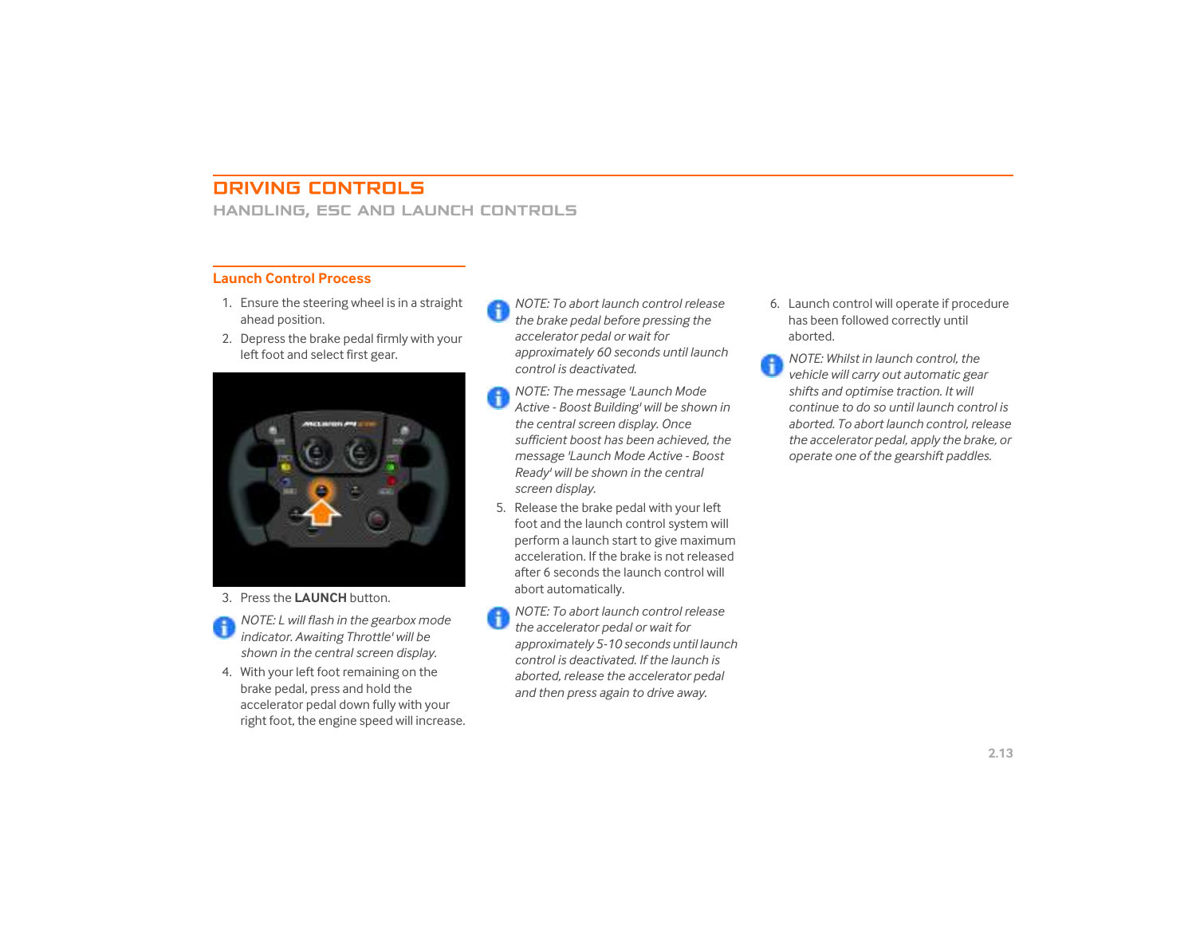# DRIVING CONTROLS

## HANDLING, ESC AND LAUNCH CONTROLS

### Launch Control Process

1. Ensure the steering wheel is in a straight ahead position.
2. Depress the brake pedal firmly with your left foot and select first gear.
3. Press the **LAUNCH** button.

*NOTE: L will flash in the gearbox mode indicator. Awaiting Throttle' will be shown in the central screen display.*

4. With your left foot remaining on the brake pedal, press and hold the accelerator pedal down fully with your right foot, the engine speed will increase.

*NOTE: To abort launch control release the brake pedal before pressing the accelerator pedal or wait for approximately 60 seconds until launch control is deactivated.*

*NOTE: The message 'Launch Mode Active - Boost Building' will be shown in the central screen display. Once sufficient boost has been achieved, the message 'Launch Mode Active - Boost Ready' will be shown in the central screen display.*

5. Release the brake pedal with your left foot and the launch control system will perform a launch start to give maximum acceleration. If the brake is not released after 6 seconds the launch control will abort automatically.

*NOTE: To abort launch control release the accelerator pedal or wait for approximately 5-10 seconds until launch control is deactivated. If the launch is aborted, release the accelerator pedal and then press again to drive away.*

6. Launch control will operate if procedure has been followed correctly until aborted.

*NOTE: Whilst in launch control, the vehicle will carry out automatic gear shifts and optimise traction. It will continue to do so until launch control is aborted. To abort launch control, release the accelerator pedal, apply the brake, or operate one of the gearshift paddles.*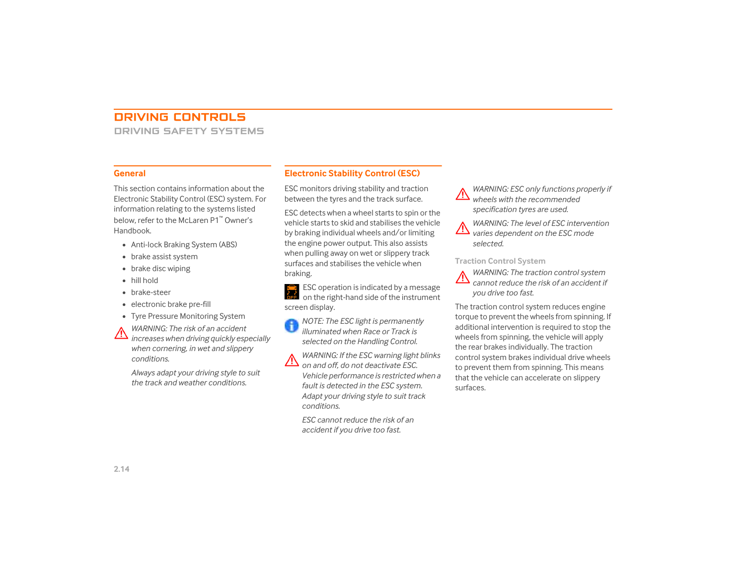# DRIVING CONTROLS

## DRIVING SAFETY SYSTEMS

### General

This section contains information about the Electronic Stability Control (ESC) system. For information relating to the systems listed below, refer to the McLaren P1™ Owner's Handbook.

- Anti-lock Braking System (ABS)
- brake assist system
- brake disc wiping
- hill hold
- brake-steer
- electronic brake pre-fill
- Tyre Pressure Monitoring System

*WARNING: The risk of an accident increases when driving quickly especially when cornering, in wet and slippery conditions.*

*Always adapt your driving style to suit the track and weather conditions.*

### Electronic Stability Control (ESC)

ESC monitors driving stability and traction between the tyres and the track surface.

ESC detects when a wheel starts to spin or the vehicle starts to skid and stabilises the vehicle by braking individual wheels and/or limiting the engine power output. This also assists when pulling away on wet or slippery track surfaces and stabilises the vehicle when braking.

ESC operation is indicated by a message on the right-hand side of the instrument screen display.

*NOTE: The ESC light is permanently illuminated when Race or Track is selected on the Handling Control.*

*WARNING: If the ESC warning light blinks on and off, do not deactivate ESC. Vehicle performance is restricted when a fault is detected in the ESC system. Adapt your driving style to suit track conditions.*

*ESC cannot reduce the risk of an accident if you drive too fast.*

*WARNING: ESC only functions properly if wheels with the recommended specification tyres are used.*

*WARNING: The level of ESC intervention varies dependent on the ESC mode selected.*

#### Traction Control System

*WARNING: The traction control system cannot reduce the risk of an accident if you drive too fast.*

The traction control system reduces engine torque to prevent the wheels from spinning. If additional intervention is required to stop the wheels from spinning, the vehicle will apply the rear brakes individually. The traction control system brakes individual drive wheels to prevent them from spinning. This means that the vehicle can accelerate on slippery surfaces.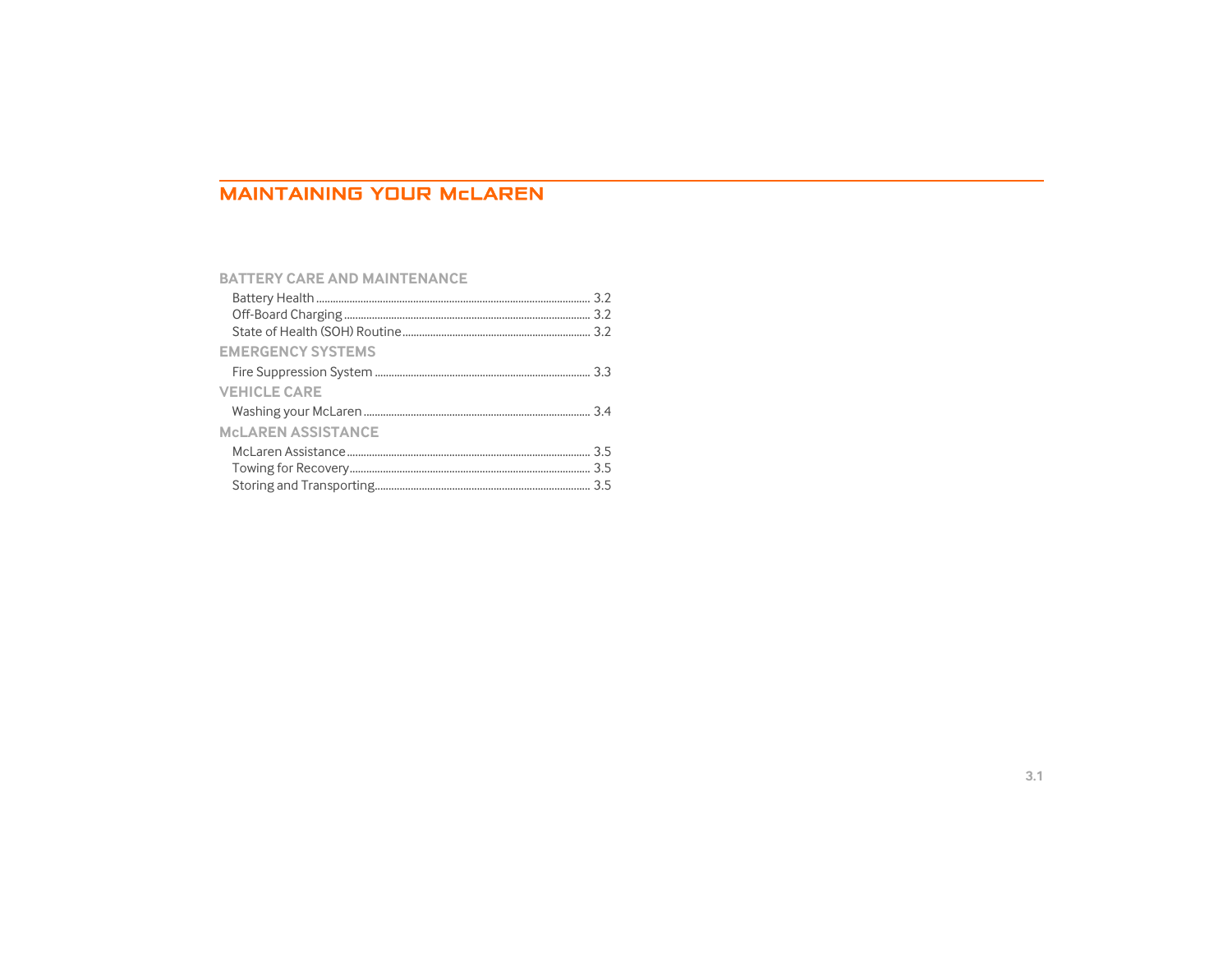# MAINTAINING YOUR McLAREN

## BATTERY CARE AND MAINTENANCE

Battery Health ........ 3.2
Off-Board Charging ........ 3.2
State of Health (SOH) Routine ........ 3.2

## EMERGENCY SYSTEMS

Fire Suppression System ........ 3.3

## VEHICLE CARE

Washing your McLaren ........ 3.4

## McLAREN ASSISTANCE

McLaren Assistance ........ 3.5
Towing for Recovery ........ 3.5
Storing and Transporting ........ 3.5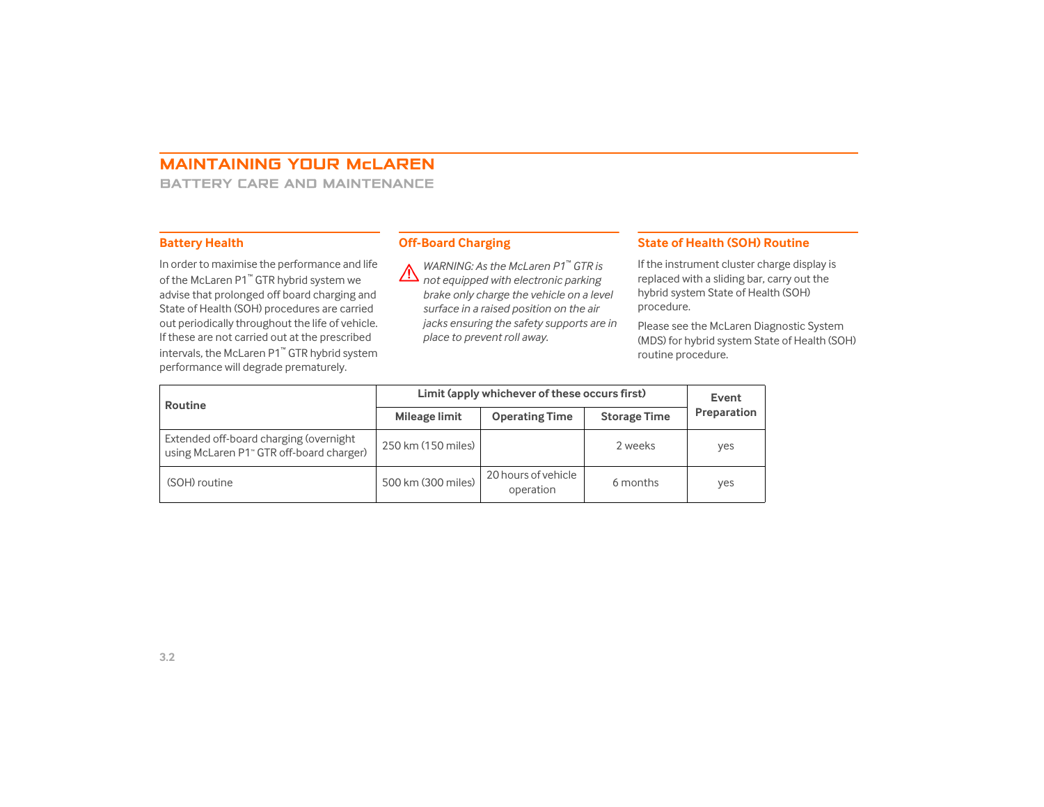# MAINTAINING YOUR McLAREN

## BATTERY CARE AND MAINTENANCE

### Battery Health

In order to maximise the performance and life of the McLaren P1™ GTR hybrid system we advise that prolonged off board charging and State of Health (SOH) procedures are carried out periodically throughout the life of vehicle. If these are not carried out at the prescribed intervals, the McLaren P1™ GTR hybrid system performance will degrade prematurely.

### Off-Board Charging

⚠ *WARNING: As the McLaren P1™ GTR is not equipped with electronic parking brake only charge the vehicle on a level surface in a raised position on the air jacks ensuring the safety supports are in place to prevent roll away.*

### State of Health (SOH) Routine

If the instrument cluster charge display is replaced with a sliding bar, carry out the hybrid system State of Health (SOH) procedure.

Please see the McLaren Diagnostic System (MDS) for hybrid system State of Health (SOH) routine procedure.

| Routine | Limit (apply whichever of these occurs first) | | | Event Preparation |
|---|---|---|---|---|
| | Mileage limit | Operating Time | Storage Time | |
| Extended off-board charging (overnight using McLaren P1™ GTR off-board charger) | 250 km (150 miles) | | 2 weeks | yes |
| (SOH) routine | 500 km (300 miles) | 20 hours of vehicle operation | 6 months | yes |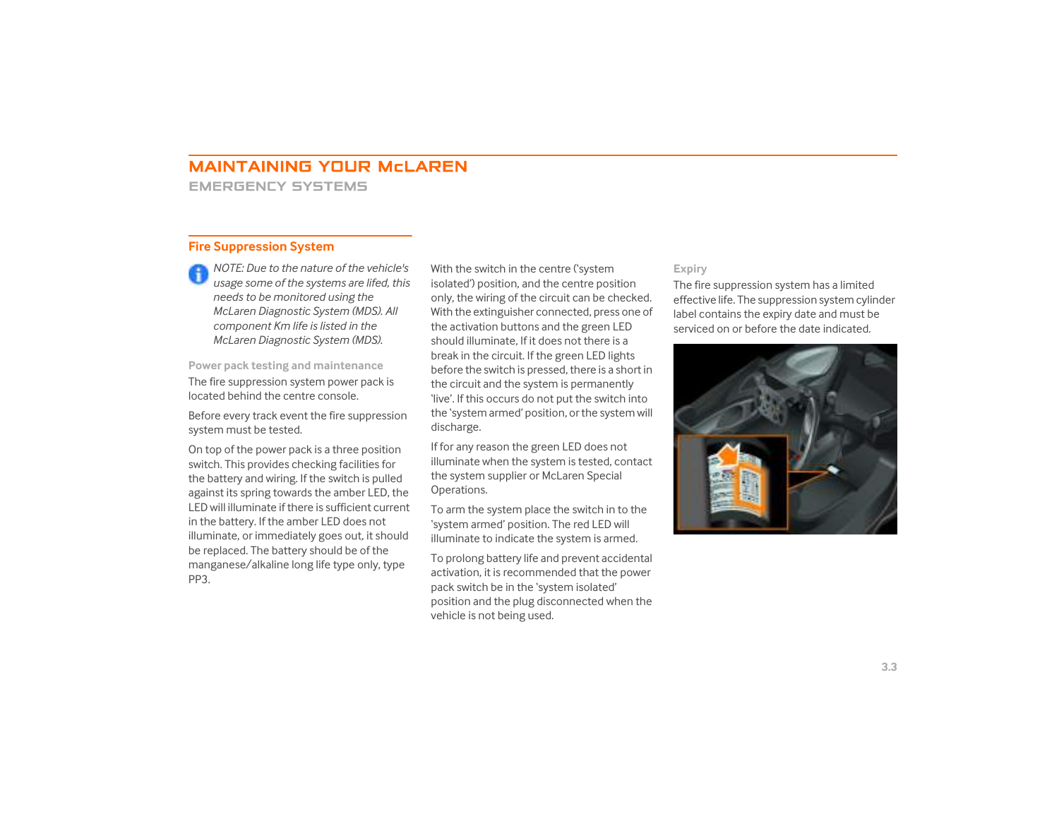# MAINTAINING YOUR McLAREN

## EMERGENCY SYSTEMS

### Fire Suppression System

*NOTE: Due to the nature of the vehicle's usage some of the systems are lifed, this needs to be monitored using the McLaren Diagnostic System (MDS). All component Km life is listed in the McLaren Diagnostic System (MDS).*

#### Power pack testing and maintenance

The fire suppression system power pack is located behind the centre console.

Before every track event the fire suppression system must be tested.

On top of the power pack is a three position switch. This provides checking facilities for the battery and wiring. If the switch is pulled against its spring towards the amber LED, the LED will illuminate if there is sufficient current in the battery. If the amber LED does not illuminate, or immediately goes out, it should be replaced. The battery should be of the manganese/alkaline long life type only, type PP3.

With the switch in the centre ('system isolated') position, and the centre position only, the wiring of the circuit can be checked. With the extinguisher connected, press one of the activation buttons and the green LED should illuminate, If it does not there is a break in the circuit. If the green LED lights before the switch is pressed, there is a short in the circuit and the system is permanently 'live'. If this occurs do not put the switch into the 'system armed' position, or the system will discharge.

If for any reason the green LED does not illuminate when the system is tested, contact the system supplier or McLaren Special Operations.

To arm the system place the switch in to the 'system armed' position. The red LED will illuminate to indicate the system is armed.

To prolong battery life and prevent accidental activation, it is recommended that the power pack switch be in the 'system isolated' position and the plug disconnected when the vehicle is not being used.

#### Expiry

The fire suppression system has a limited effective life. The suppression system cylinder label contains the expiry date and must be serviced on or before the date indicated.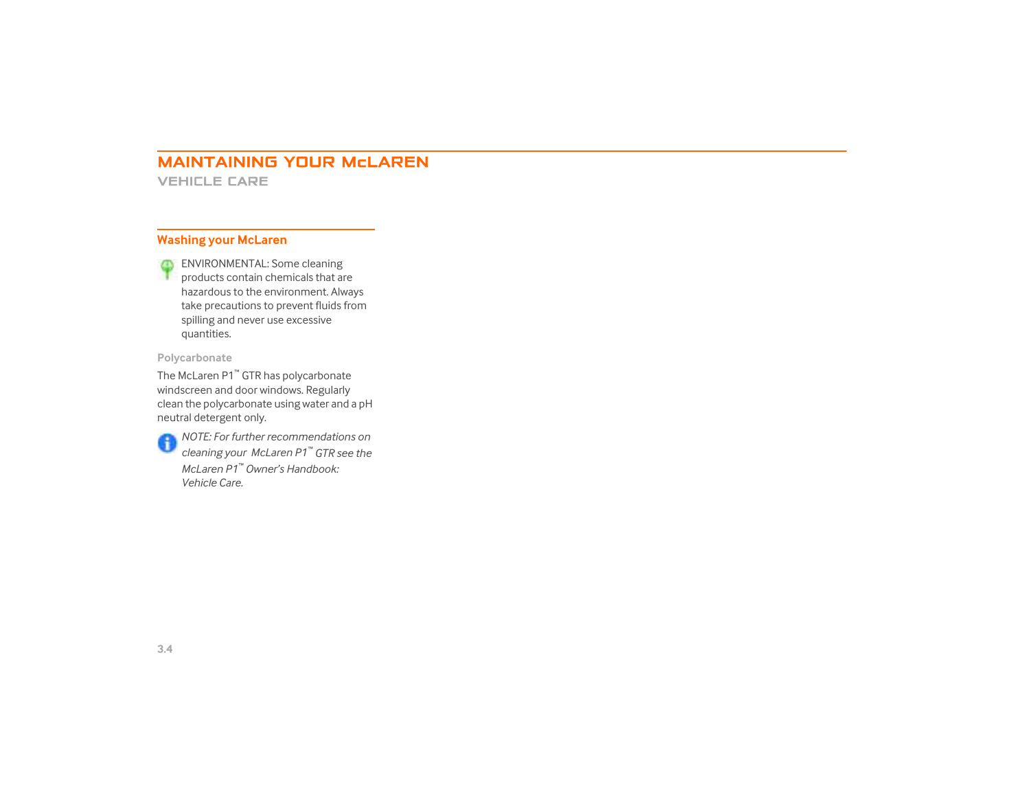# MAINTAINING YOUR McLAREN

## VEHICLE CARE

### Washing your McLaren

ENVIRONMENTAL: Some cleaning products contain chemicals that are hazardous to the environment. Always take precautions to prevent fluids from spilling and never use excessive quantities.

#### Polycarbonate

The McLaren P1™ GTR has polycarbonate windscreen and door windows. Regularly clean the polycarbonate using water and a pH neutral detergent only.

*NOTE: For further recommendations on cleaning your McLaren P1™ GTR see the McLaren P1™ Owner's Handbook: Vehicle Care.*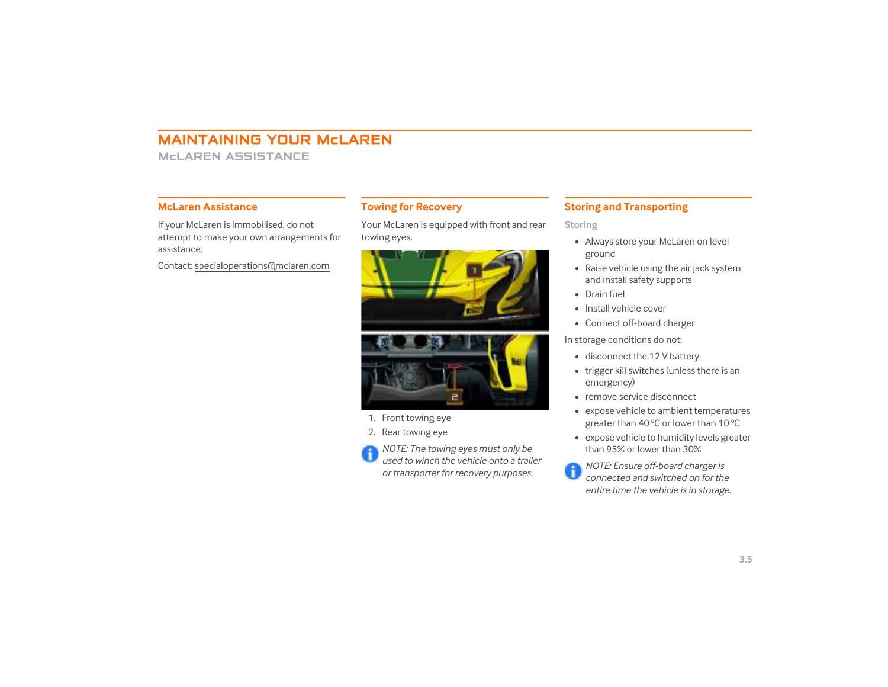# MAINTAINING YOUR McLAREN

## McLAREN ASSISTANCE

### McLaren Assistance

If your McLaren is immobilised, do not attempt to make your own arrangements for assistance.

Contact: specialoperations@mclaren.com

### Towing for Recovery

Your McLaren is equipped with front and rear towing eyes.

1. Front towing eye
2. Rear towing eye

*NOTE: The towing eyes must only be used to winch the vehicle onto a trailer or transporter for recovery purposes.*

### Storing and Transporting

#### Storing

- Always store your McLaren on level ground
- Raise vehicle using the air jack system and install safety supports
- Drain fuel
- Install vehicle cover
- Connect off-board charger

In storage conditions do not:

- disconnect the 12 V battery
- trigger kill switches (unless there is an emergency)
- remove service disconnect
- expose vehicle to ambient temperatures greater than 40 ºC or lower than 10 ºC
- expose vehicle to humidity levels greater than 95% or lower than 30%

*NOTE: Ensure off-board charger is connected and switched on for the entire time the vehicle is in storage.*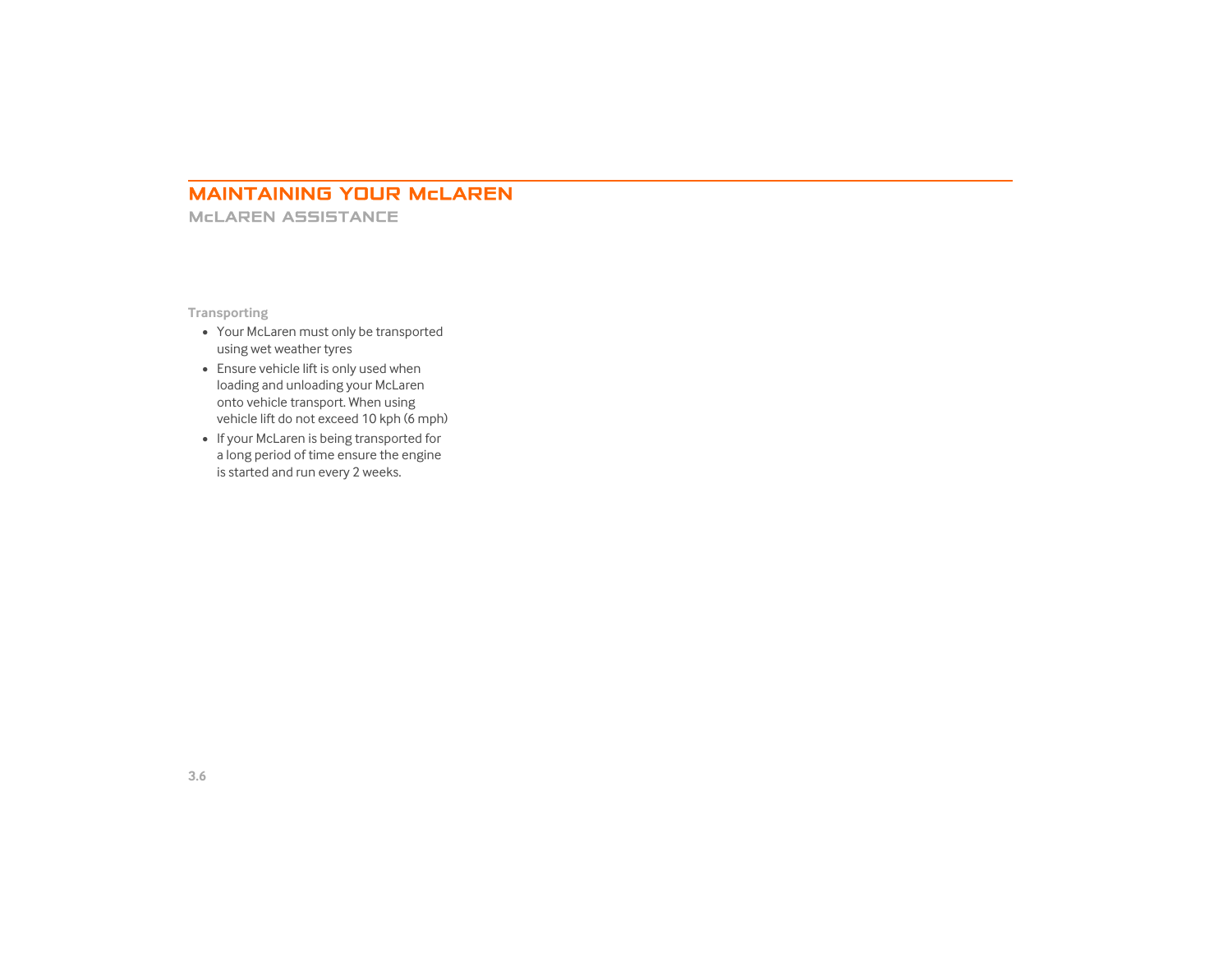# MAINTAINING YOUR McLAREN

## McLAREN ASSISTANCE

### Transporting

- Your McLaren must only be transported using wet weather tyres
- Ensure vehicle lift is only used when loading and unloading your McLaren onto vehicle transport. When using vehicle lift do not exceed 10 kph (6 mph)
- If your McLaren is being transported for a long period of time ensure the engine is started and run every 2 weeks.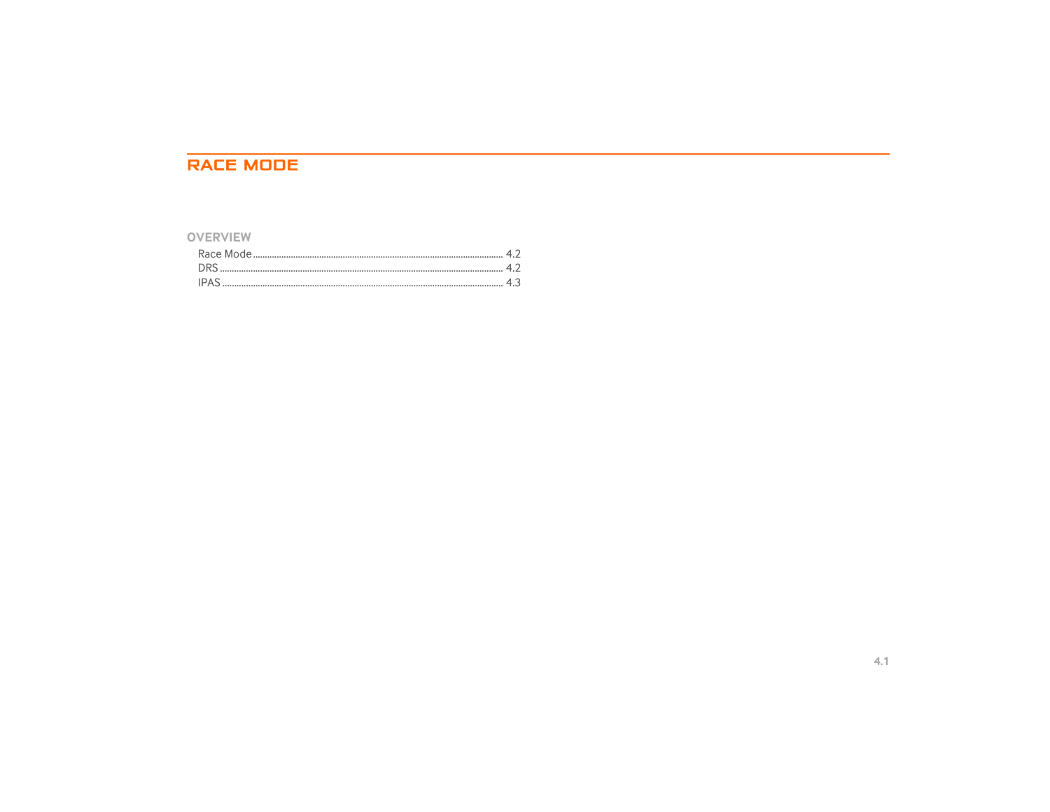# RACE MODE

## OVERVIEW

- Race Mode ........................................ 4.2
- DRS ................................................ 4.2
- IPAS ............................................... 4.3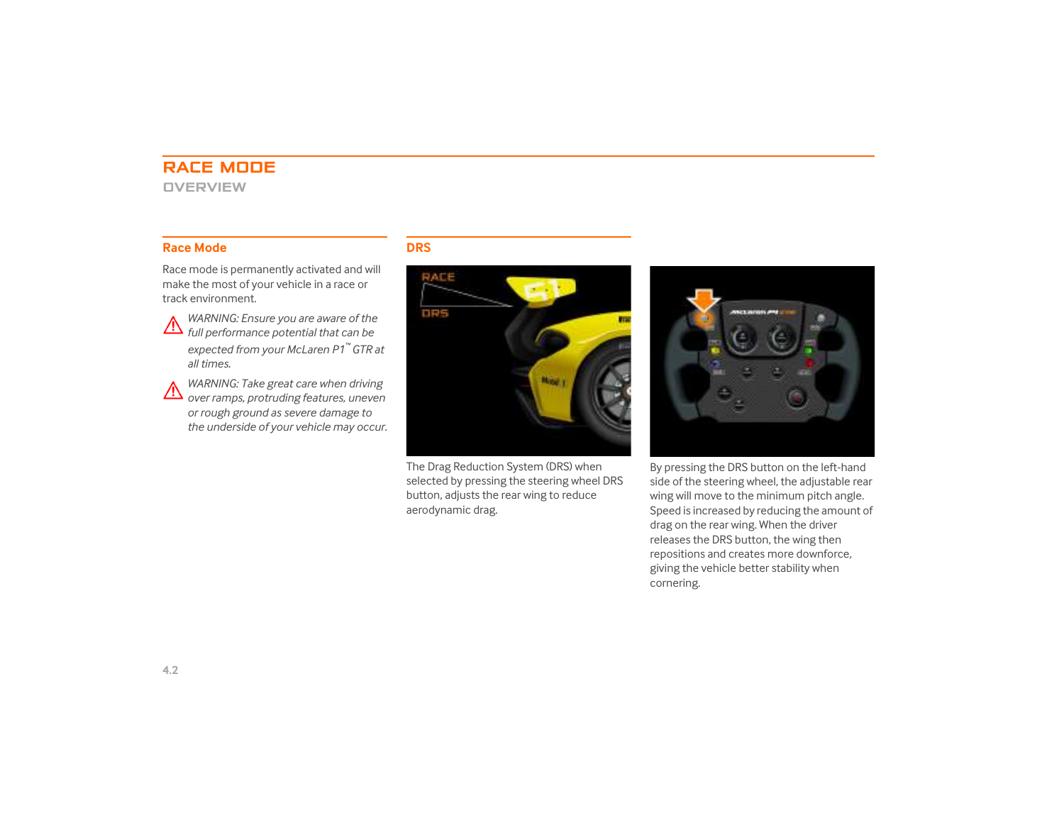# RACE MODE

## OVERVIEW

### Race Mode

Race mode is permanently activated and will make the most of your vehicle in a race or track environment.

*WARNING: Ensure you are aware of the full performance potential that can be expected from your McLaren P1™ GTR at all times.*

*WARNING: Take great care when driving over ramps, protruding features, uneven or rough ground as severe damage to the underside of your vehicle may occur.*

### DRS

The Drag Reduction System (DRS) when selected by pressing the steering wheel DRS button, adjusts the rear wing to reduce aerodynamic drag.

By pressing the DRS button on the left-hand side of the steering wheel, the adjustable rear wing will move to the minimum pitch angle. Speed is increased by reducing the amount of drag on the rear wing. When the driver releases the DRS button, the wing then repositions and creates more downforce, giving the vehicle better stability when cornering.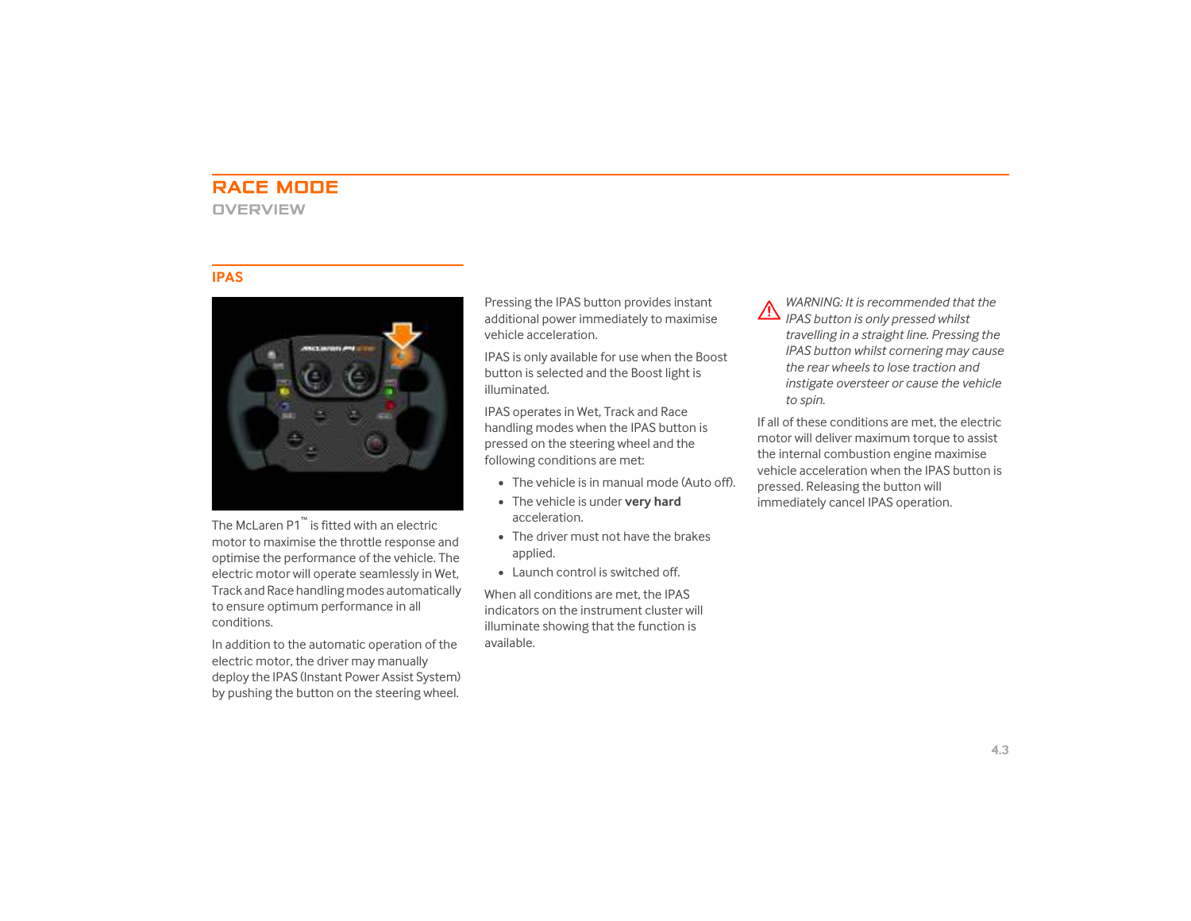# RACE MODE

## OVERVIEW

### IPAS

The McLaren P1™ is fitted with an electric motor to maximise the throttle response and optimise the performance of the vehicle. The electric motor will operate seamlessly in Wet, Track and Race handling modes automatically to ensure optimum performance in all conditions.

In addition to the automatic operation of the electric motor, the driver may manually deploy the IPAS (Instant Power Assist System) by pushing the button on the steering wheel.

Pressing the IPAS button provides instant additional power immediately to maximise vehicle acceleration.

IPAS is only available for use when the Boost button is selected and the Boost light is illuminated.

IPAS operates in Wet, Track and Race handling modes when the IPAS button is pressed on the steering wheel and the following conditions are met:

- The vehicle is in manual mode (Auto off).
- The vehicle is under **very hard** acceleration.
- The driver must not have the brakes applied.
- Launch control is switched off.

When all conditions are met, the IPAS indicators on the instrument cluster will illuminate showing that the function is available.

*WARNING: It is recommended that the IPAS button is only pressed whilst travelling in a straight line. Pressing the IPAS button whilst cornering may cause the rear wheels to lose traction and instigate oversteer or cause the vehicle to spin.*

If all of these conditions are met, the electric motor will deliver maximum torque to assist the internal combustion engine maximise vehicle acceleration when the IPAS button is pressed. Releasing the button will immediately cancel IPAS operation.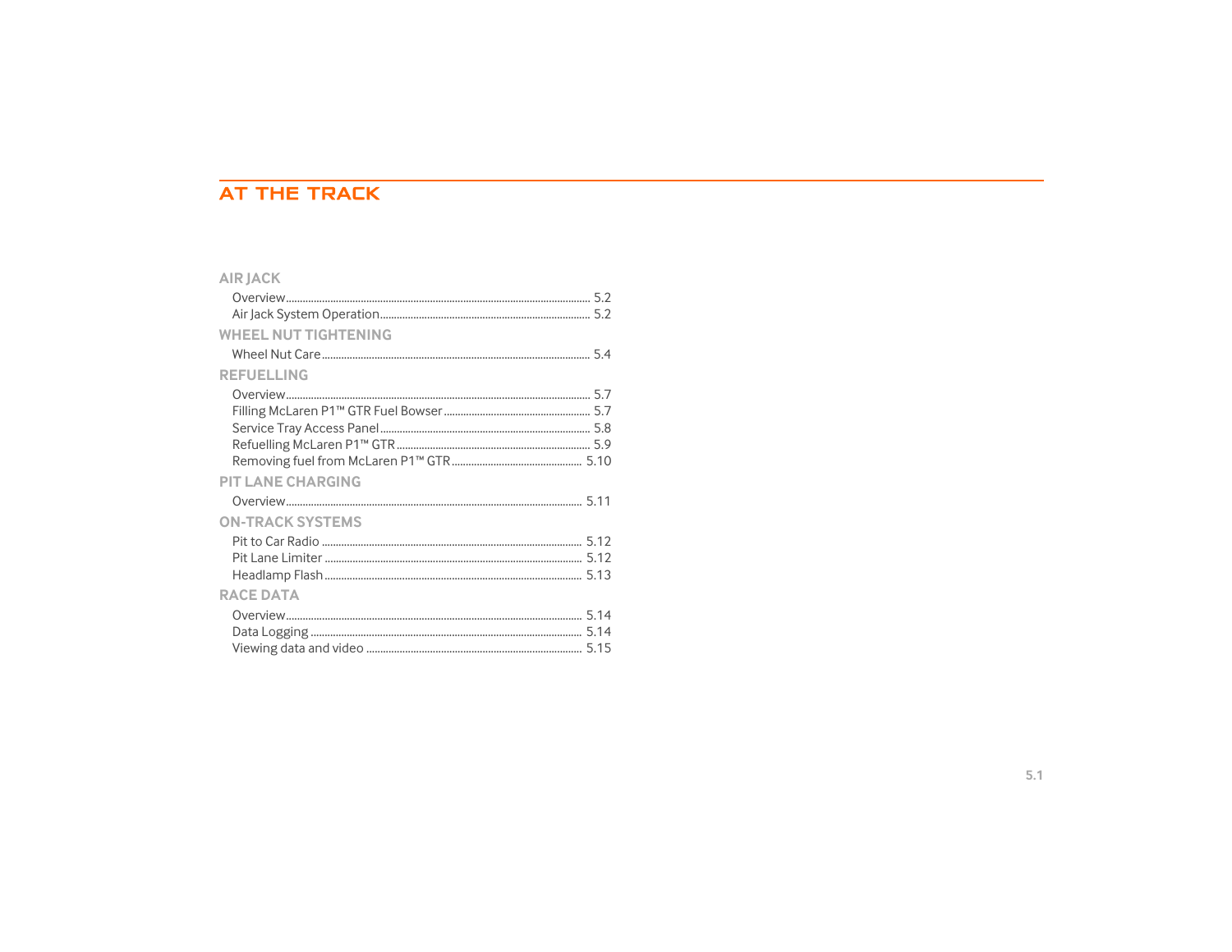# AT THE TRACK

## AIR JACK

- Overview ........ 5.2
- Air Jack System Operation ........ 5.2

## WHEEL NUT TIGHTENING

- Wheel Nut Care ........ 5.4

## REFUELLING

- Overview ........ 5.7
- Filling McLaren P1™ GTR Fuel Bowser ........ 5.7
- Service Tray Access Panel ........ 5.8
- Refuelling McLaren P1™ GTR ........ 5.9
- Removing fuel from McLaren P1™ GTR ........ 5.10

## PIT LANE CHARGING

- Overview ........ 5.11

## ON-TRACK SYSTEMS

- Pit to Car Radio ........ 5.12
- Pit Lane Limiter ........ 5.12
- Headlamp Flash ........ 5.13

## RACE DATA

- Overview ........ 5.14
- Data Logging ........ 5.14
- Viewing data and video ........ 5.15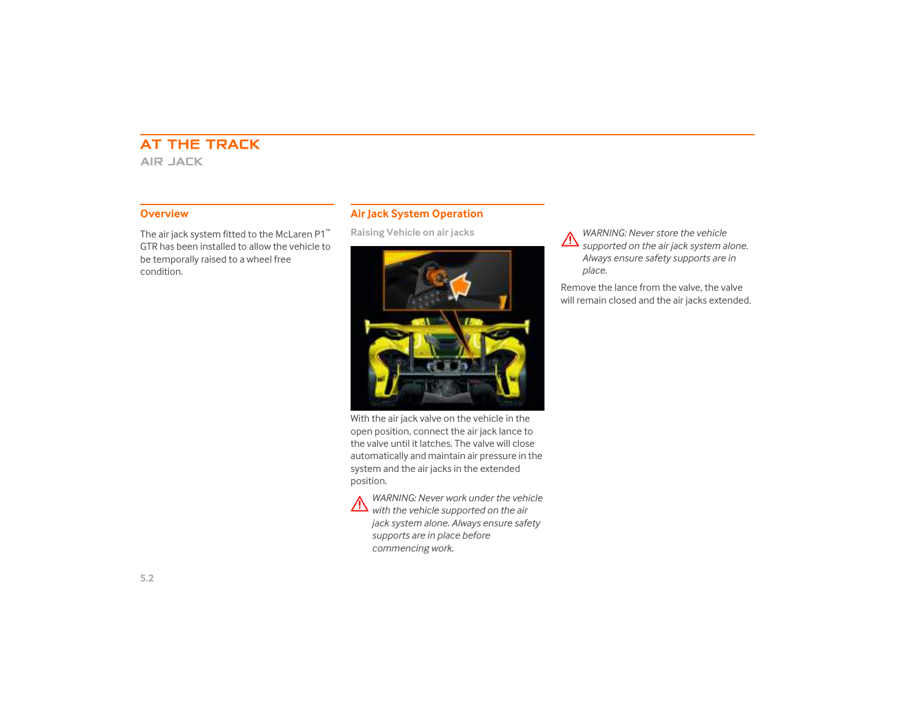# AT THE TRACK

## AIR JACK

### Overview

The air jack system fitted to the McLaren P1™ GTR has been installed to allow the vehicle to be temporally raised to a wheel free condition.

### Air Jack System Operation

#### Raising Vehicle on air jacks

With the air jack valve on the vehicle in the open position, connect the air jack lance to the valve until it latches. The valve will close automatically and maintain air pressure in the system and the air jacks in the extended position.

⚠ *WARNING: Never work under the vehicle with the vehicle supported on the air jack system alone. Always ensure safety supports are in place before commencing work.*

⚠ *WARNING: Never store the vehicle supported on the air jack system alone. Always ensure safety supports are in place.*

Remove the lance from the valve, the valve will remain closed and the air jacks extended.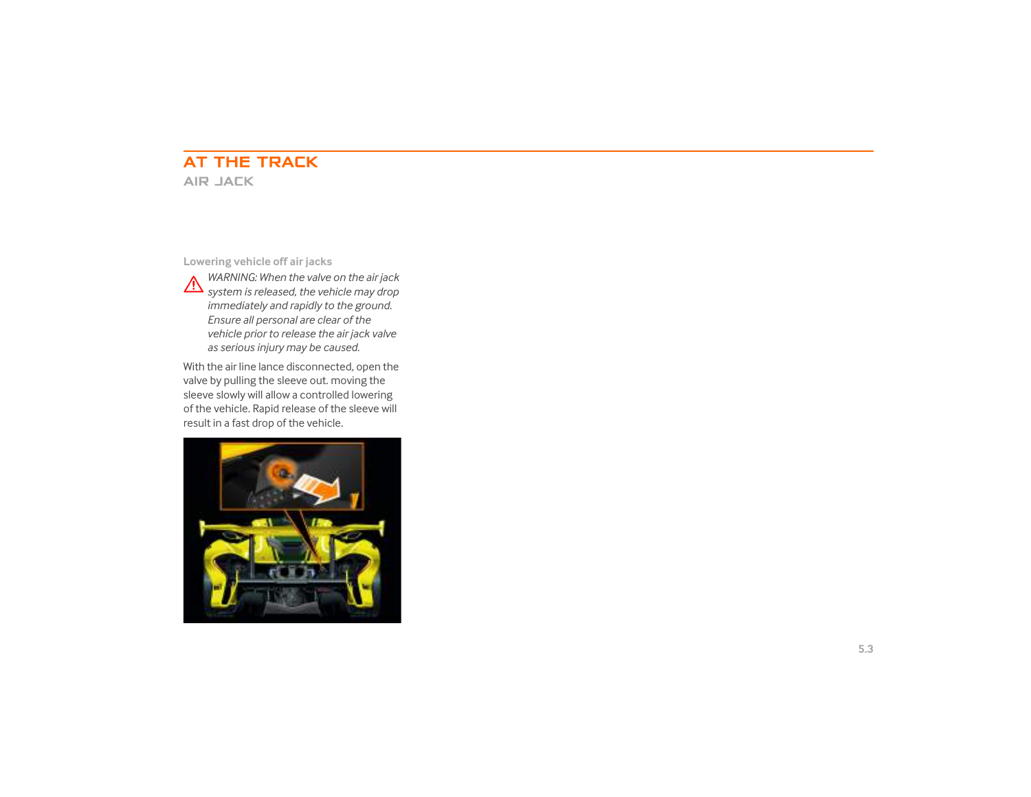# AT THE TRACK

## AIR JACK

### Lowering vehicle off air jacks

⚠ *WARNING: When the valve on the air jack system is released, the vehicle may drop immediately and rapidly to the ground. Ensure all personal are clear of the vehicle prior to release the air jack valve as serious injury may be caused.*

With the air line lance disconnected, open the valve by pulling the sleeve out. moving the sleeve slowly will allow a controlled lowering of the vehicle. Rapid release of the sleeve will result in a fast drop of the vehicle.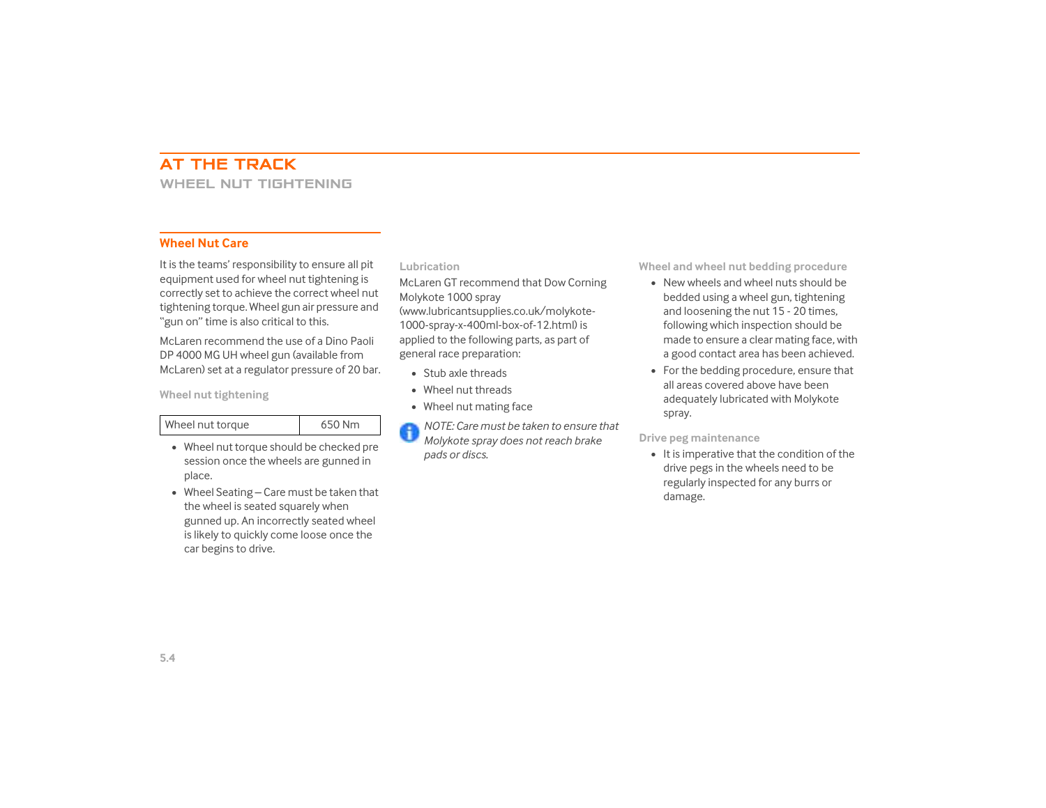# AT THE TRACK

## WHEEL NUT TIGHTENING

### Wheel Nut Care

It is the teams' responsibility to ensure all pit equipment used for wheel nut tightening is correctly set to achieve the correct wheel nut tightening torque. Wheel gun air pressure and "gun on" time is also critical to this.

McLaren recommend the use of a Dino Paoli DP 4000 MG UH wheel gun (available from McLaren) set at a regulator pressure of 20 bar.

#### Wheel nut tightening

| Wheel nut torque | 650 Nm |
|---|---|

- Wheel nut torque should be checked pre session once the wheels are gunned in place.
- Wheel Seating – Care must be taken that the wheel is seated squarely when gunned up. An incorrectly seated wheel is likely to quickly come loose once the car begins to drive.

#### Lubrication

McLaren GT recommend that Dow Corning Molykote 1000 spray (www.lubricantsupplies.co.uk/molykote-1000-spray-x-400ml-box-of-12.html) is applied to the following parts, as part of general race preparation:

- Stub axle threads
- Wheel nut threads
- Wheel nut mating face

*NOTE: Care must be taken to ensure that Molykote spray does not reach brake pads or discs.*

#### Wheel and wheel nut bedding procedure

- New wheels and wheel nuts should be bedded using a wheel gun, tightening and loosening the nut 15 - 20 times, following which inspection should be made to ensure a clear mating face, with a good contact area has been achieved.
- For the bedding procedure, ensure that all areas covered above have been adequately lubricated with Molykote spray.

#### Drive peg maintenance

- It is imperative that the condition of the drive pegs in the wheels need to be regularly inspected for any burrs or damage.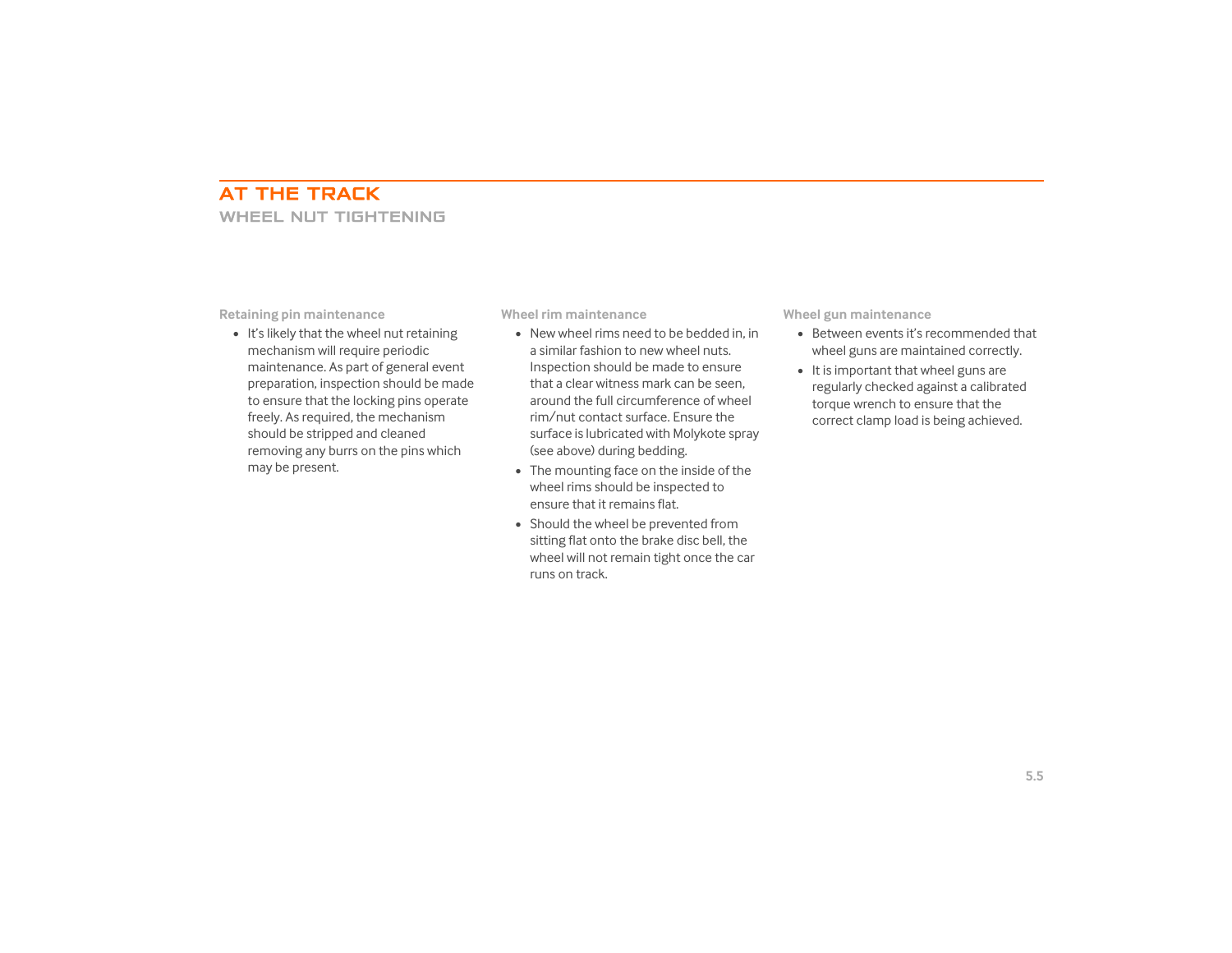# AT THE TRACK

## WHEEL NUT TIGHTENING

### Retaining pin maintenance

- It's likely that the wheel nut retaining mechanism will require periodic maintenance. As part of general event preparation, inspection should be made to ensure that the locking pins operate freely. As required, the mechanism should be stripped and cleaned removing any burrs on the pins which may be present.

### Wheel rim maintenance

- New wheel rims need to be bedded in, in a similar fashion to new wheel nuts. Inspection should be made to ensure that a clear witness mark can be seen, around the full circumference of wheel rim/nut contact surface. Ensure the surface is lubricated with Molykote spray (see above) during bedding.
- The mounting face on the inside of the wheel rims should be inspected to ensure that it remains flat.
- Should the wheel be prevented from sitting flat onto the brake disc bell, the wheel will not remain tight once the car runs on track.

### Wheel gun maintenance

- Between events it's recommended that wheel guns are maintained correctly.
- It is important that wheel guns are regularly checked against a calibrated torque wrench to ensure that the correct clamp load is being achieved.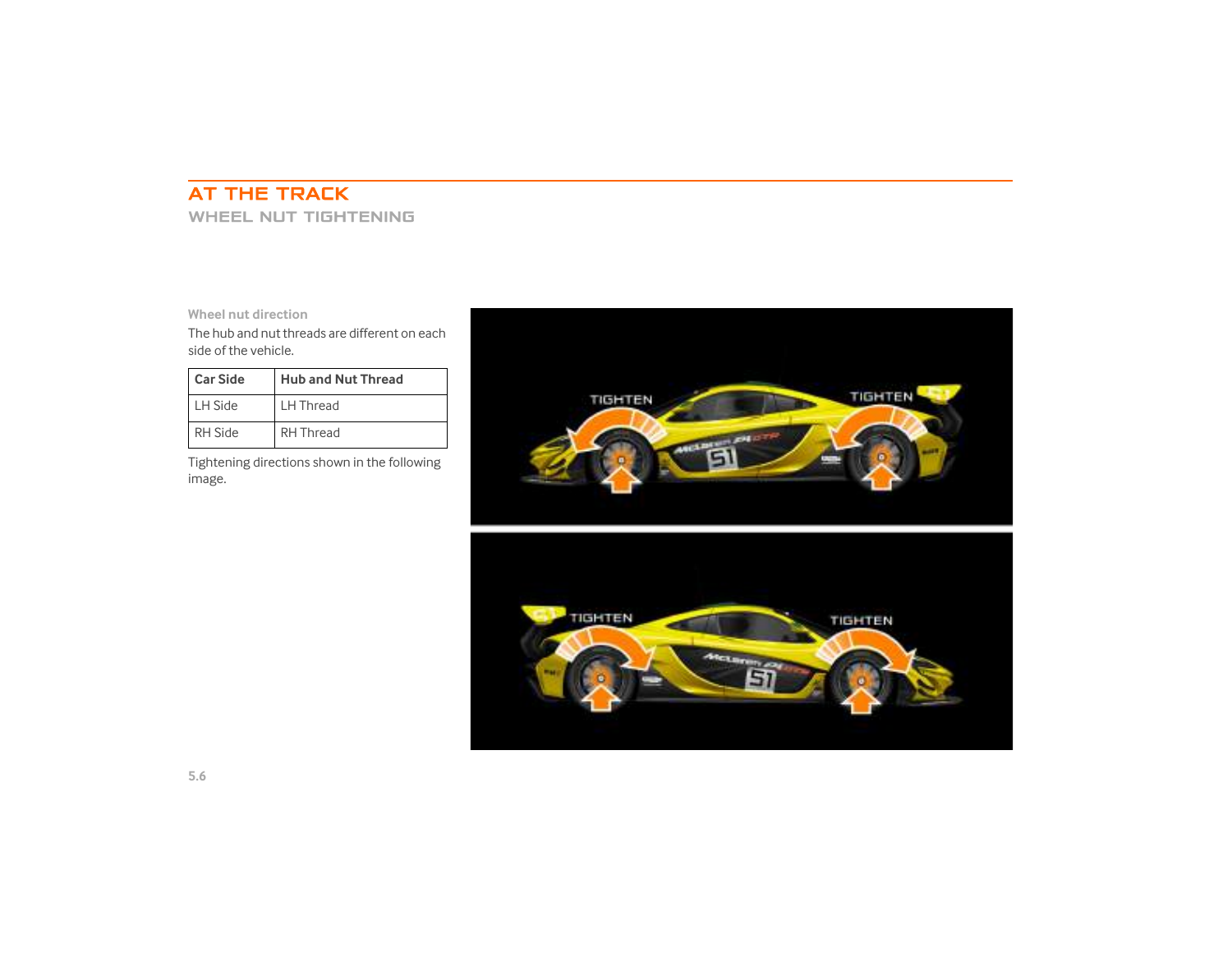# AT THE TRACK

## WHEEL NUT TIGHTENING

### Wheel nut direction

The hub and nut threads are different on each side of the vehicle.

| Car Side | Hub and Nut Thread |
|---|---|
| LH Side | LH Thread |
| RH Side | RH Thread |

Tightening directions shown in the following image.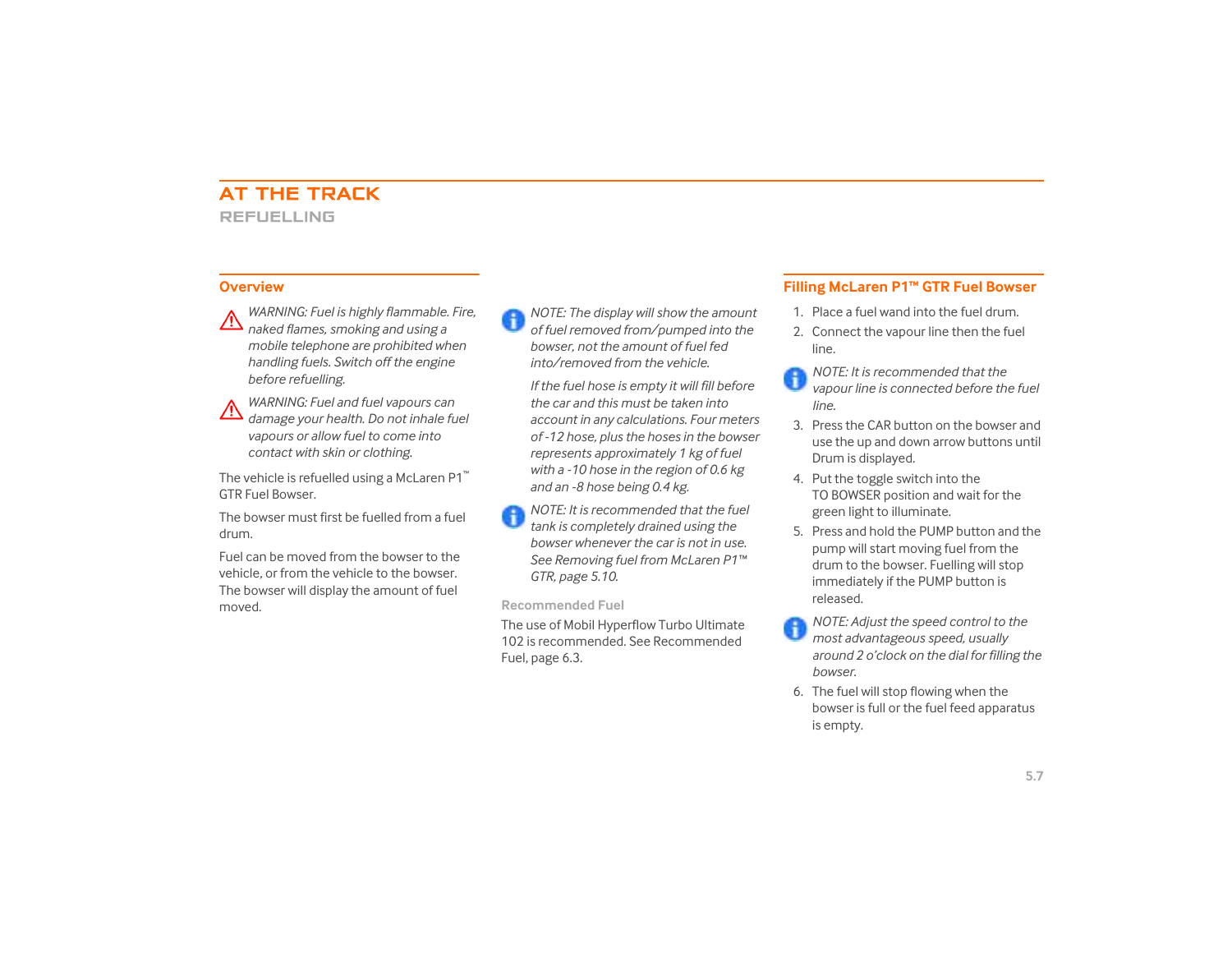# AT THE TRACK

## REFUELLING

### Overview

*WARNING: Fuel is highly flammable. Fire, naked flames, smoking and using a mobile telephone are prohibited when handling fuels. Switch off the engine before refuelling.*

*WARNING: Fuel and fuel vapours can damage your health. Do not inhale fuel vapours or allow fuel to come into contact with skin or clothing.*

The vehicle is refuelled using a McLaren P1™ GTR Fuel Bowser.

The bowser must first be fuelled from a fuel drum.

Fuel can be moved from the bowser to the vehicle, or from the vehicle to the bowser. The bowser will display the amount of fuel moved.

*NOTE: The display will show the amount of fuel removed from/pumped into the bowser, not the amount of fuel fed into/removed from the vehicle.*

*If the fuel hose is empty it will fill before the car and this must be taken into account in any calculations. Four meters of -12 hose, plus the hoses in the bowser represents approximately 1 kg of fuel with a -10 hose in the region of 0.6 kg and an -8 hose being 0.4 kg.*

*NOTE: It is recommended that the fuel tank is completely drained using the bowser whenever the car is not in use. See Removing fuel from McLaren P1™ GTR, page 5.10.*

#### Recommended Fuel

The use of Mobil Hyperflow Turbo Ultimate 102 is recommended. See Recommended Fuel, page 6.3.

### Filling McLaren P1™ GTR Fuel Bowser

1. Place a fuel wand into the fuel drum.
2. Connect the vapour line then the fuel line.

*NOTE: It is recommended that the vapour line is connected before the fuel line.*

3. Press the CAR button on the bowser and use the up and down arrow buttons until Drum is displayed.
4. Put the toggle switch into the TO BOWSER position and wait for the green light to illuminate.
5. Press and hold the PUMP button and the pump will start moving fuel from the drum to the bowser. Fuelling will stop immediately if the PUMP button is released.

*NOTE: Adjust the speed control to the most advantageous speed, usually around 2 o'clock on the dial for filling the bowser.*

6. The fuel will stop flowing when the bowser is full or the fuel feed apparatus is empty.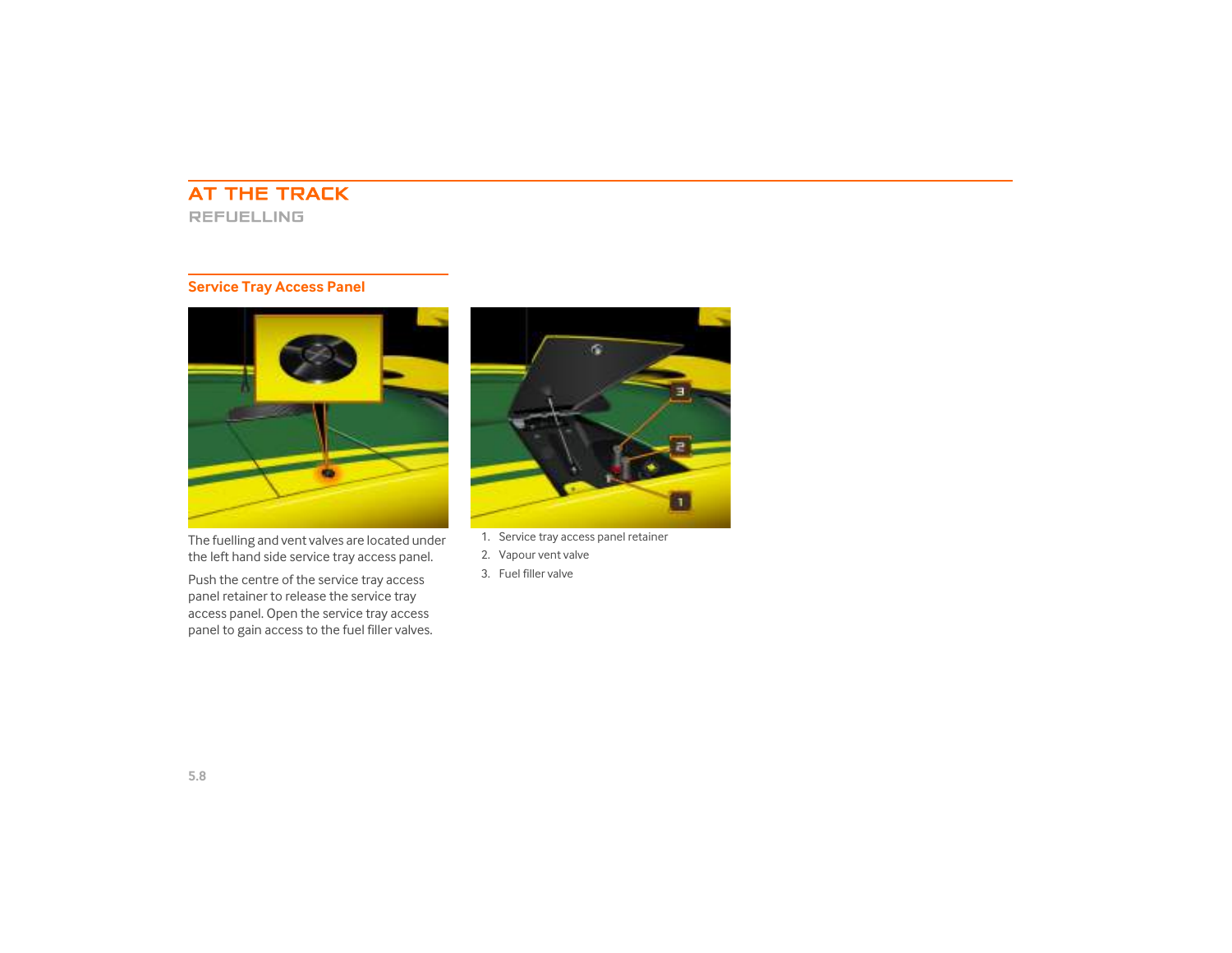# AT THE TRACK

## REFUELLING

### Service Tray Access Panel

The fuelling and vent valves are located under the left hand side service tray access panel.

Push the centre of the service tray access panel retainer to release the service tray access panel. Open the service tray access panel to gain access to the fuel filler valves.

1. Service tray access panel retainer
2. Vapour vent valve
3. Fuel filler valve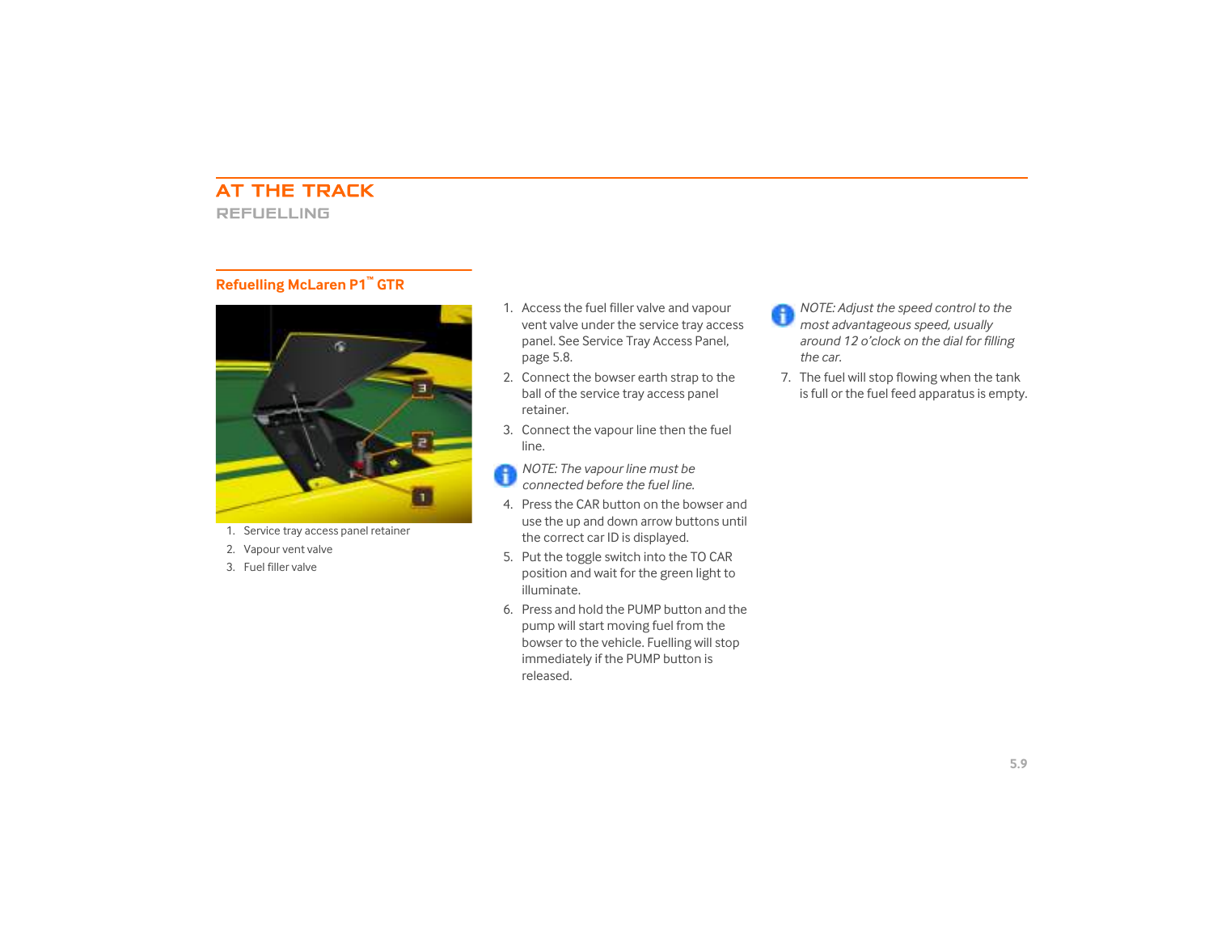# AT THE TRACK

## REFUELLING

### Refuelling McLaren P1™ GTR

1. Service tray access panel retainer
2. Vapour vent valve
3. Fuel filler valve

1. Access the fuel filler valve and vapour vent valve under the service tray access panel. See Service Tray Access Panel, page 5.8.
2. Connect the bowser earth strap to the ball of the service tray access panel retainer.
3. Connect the vapour line then the fuel line.

*NOTE: The vapour line must be connected before the fuel line.*

4. Press the CAR button on the bowser and use the up and down arrow buttons until the correct car ID is displayed.
5. Put the toggle switch into the TO CAR position and wait for the green light to illuminate.
6. Press and hold the PUMP button and the pump will start moving fuel from the bowser to the vehicle. Fuelling will stop immediately if the PUMP button is released.

*NOTE: Adjust the speed control to the most advantageous speed, usually around 12 o'clock on the dial for filling the car.*

7. The fuel will stop flowing when the tank is full or the fuel feed apparatus is empty.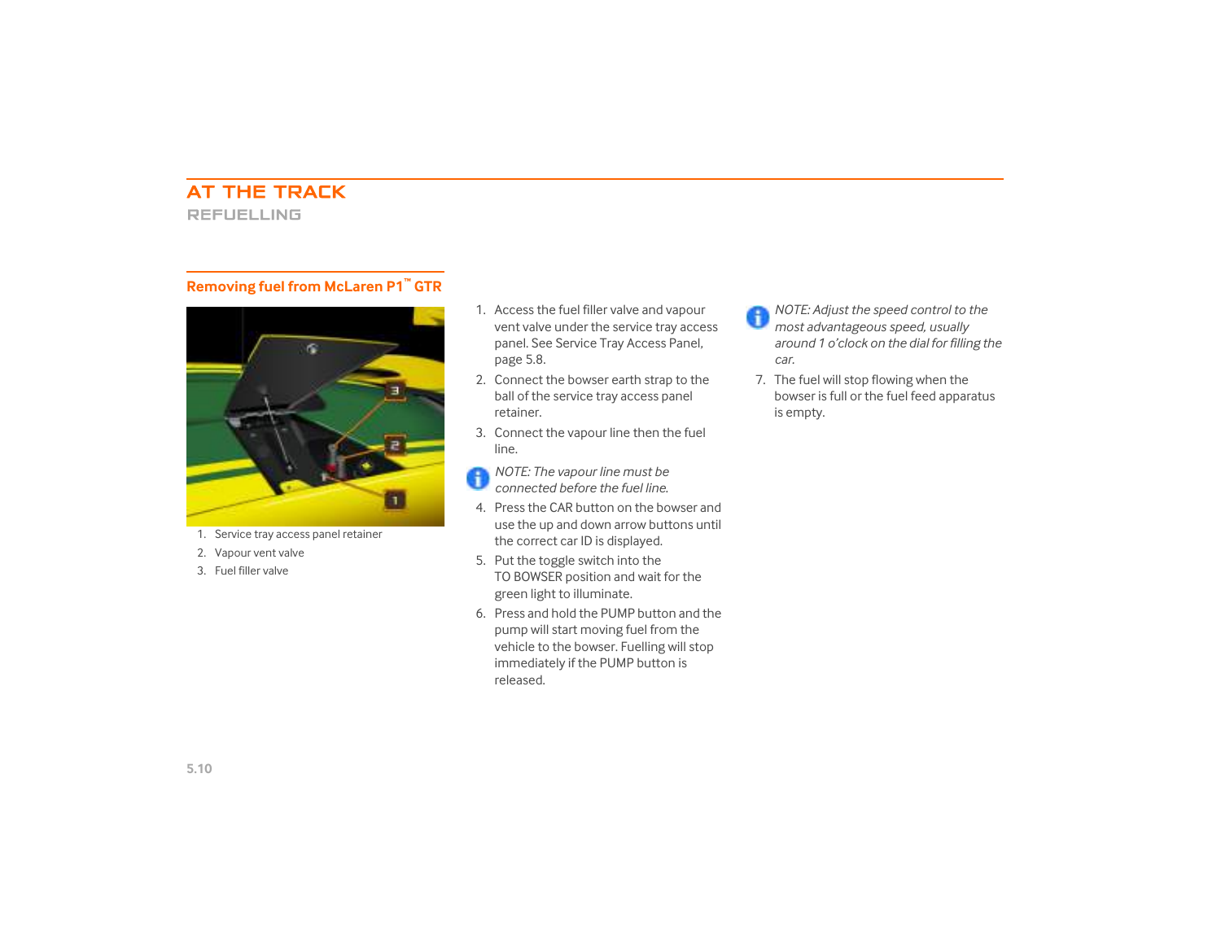# AT THE TRACK

## REFUELLING

### Removing fuel from McLaren P1™ GTR

1. Service tray access panel retainer
2. Vapour vent valve
3. Fuel filler valve

1. Access the fuel filler valve and vapour vent valve under the service tray access panel. See Service Tray Access Panel, page 5.8.
2. Connect the bowser earth strap to the ball of the service tray access panel retainer.
3. Connect the vapour line then the fuel line.

*NOTE: The vapour line must be connected before the fuel line.*

4. Press the CAR button on the bowser and use the up and down arrow buttons until the correct car ID is displayed.
5. Put the toggle switch into the TO BOWSER position and wait for the green light to illuminate.
6. Press and hold the PUMP button and the pump will start moving fuel from the vehicle to the bowser. Fuelling will stop immediately if the PUMP button is released.

*NOTE: Adjust the speed control to the most advantageous speed, usually around 1 o'clock on the dial for filling the car.*

7. The fuel will stop flowing when the bowser is full or the fuel feed apparatus is empty.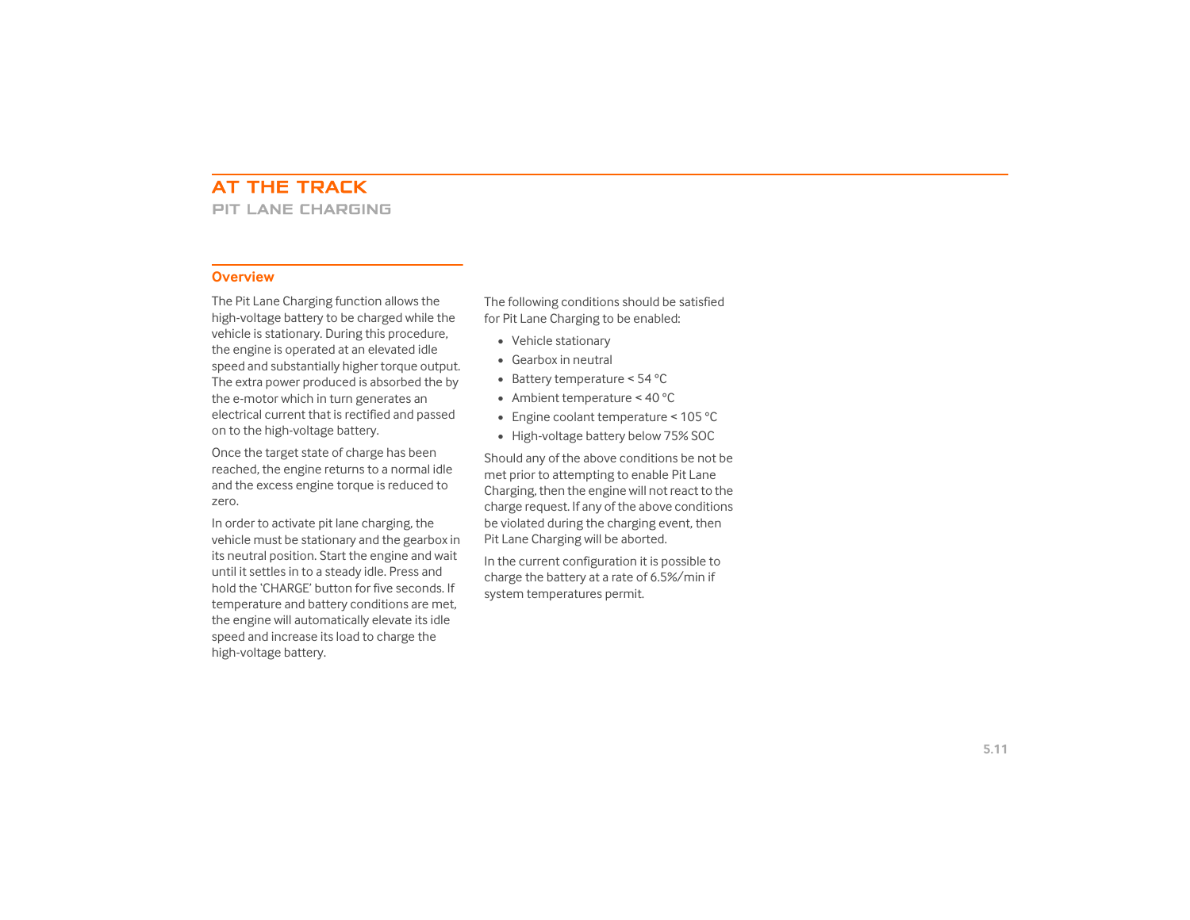# AT THE TRACK

## PIT LANE CHARGING

### Overview

The Pit Lane Charging function allows the high-voltage battery to be charged while the vehicle is stationary. During this procedure, the engine is operated at an elevated idle speed and substantially higher torque output. The extra power produced is absorbed the by the e-motor which in turn generates an electrical current that is rectified and passed on to the high-voltage battery.

Once the target state of charge has been reached, the engine returns to a normal idle and the excess engine torque is reduced to zero.

In order to activate pit lane charging, the vehicle must be stationary and the gearbox in its neutral position. Start the engine and wait until it settles in to a steady idle. Press and hold the 'CHARGE' button for five seconds. If temperature and battery conditions are met, the engine will automatically elevate its idle speed and increase its load to charge the high-voltage battery.

The following conditions should be satisfied for Pit Lane Charging to be enabled:

- Vehicle stationary
- Gearbox in neutral
- Battery temperature < 54 °C
- Ambient temperature < 40 °C
- Engine coolant temperature < 105 °C
- High-voltage battery below 75% SOC

Should any of the above conditions be not be met prior to attempting to enable Pit Lane Charging, then the engine will not react to the charge request. If any of the above conditions be violated during the charging event, then Pit Lane Charging will be aborted.

In the current configuration it is possible to charge the battery at a rate of 6.5%/min if system temperatures permit.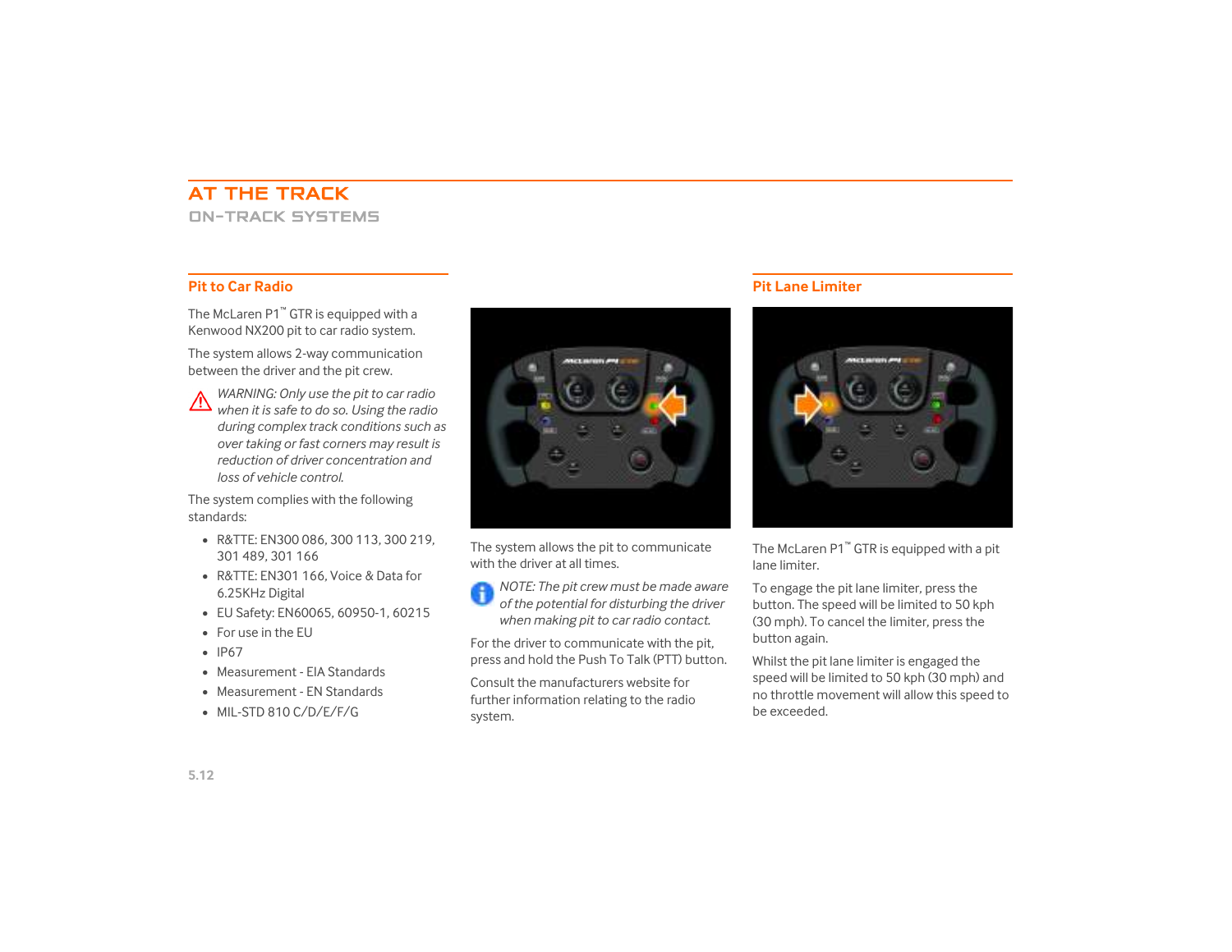# AT THE TRACK

## ON-TRACK SYSTEMS

### Pit to Car Radio

The McLaren P1™ GTR is equipped with a Kenwood NX200 pit to car radio system.

The system allows 2-way communication between the driver and the pit crew.

*WARNING: Only use the pit to car radio when it is safe to do so. Using the radio during complex track conditions such as over taking or fast corners may result is reduction of driver concentration and loss of vehicle control.*

The system complies with the following standards:

- R&TTE: EN300 086, 300 113, 300 219, 301 489, 301 166
- R&TTE: EN301 166, Voice & Data for 6.25KHz Digital
- EU Safety: EN60065, 60950-1, 60215
- For use in the EU
- IP67
- Measurement - EIA Standards
- Measurement - EN Standards
- MIL-STD 810 C/D/E/F/G

The system allows the pit to communicate with the driver at all times.

*NOTE: The pit crew must be made aware of the potential for disturbing the driver when making pit to car radio contact.*

For the driver to communicate with the pit, press and hold the Push To Talk (PTT) button.

Consult the manufacturers website for further information relating to the radio system.

### Pit Lane Limiter

The McLaren P1™ GTR is equipped with a pit lane limiter.

To engage the pit lane limiter, press the button. The speed will be limited to 50 kph (30 mph). To cancel the limiter, press the button again.

Whilst the pit lane limiter is engaged the speed will be limited to 50 kph (30 mph) and no throttle movement will allow this speed to be exceeded.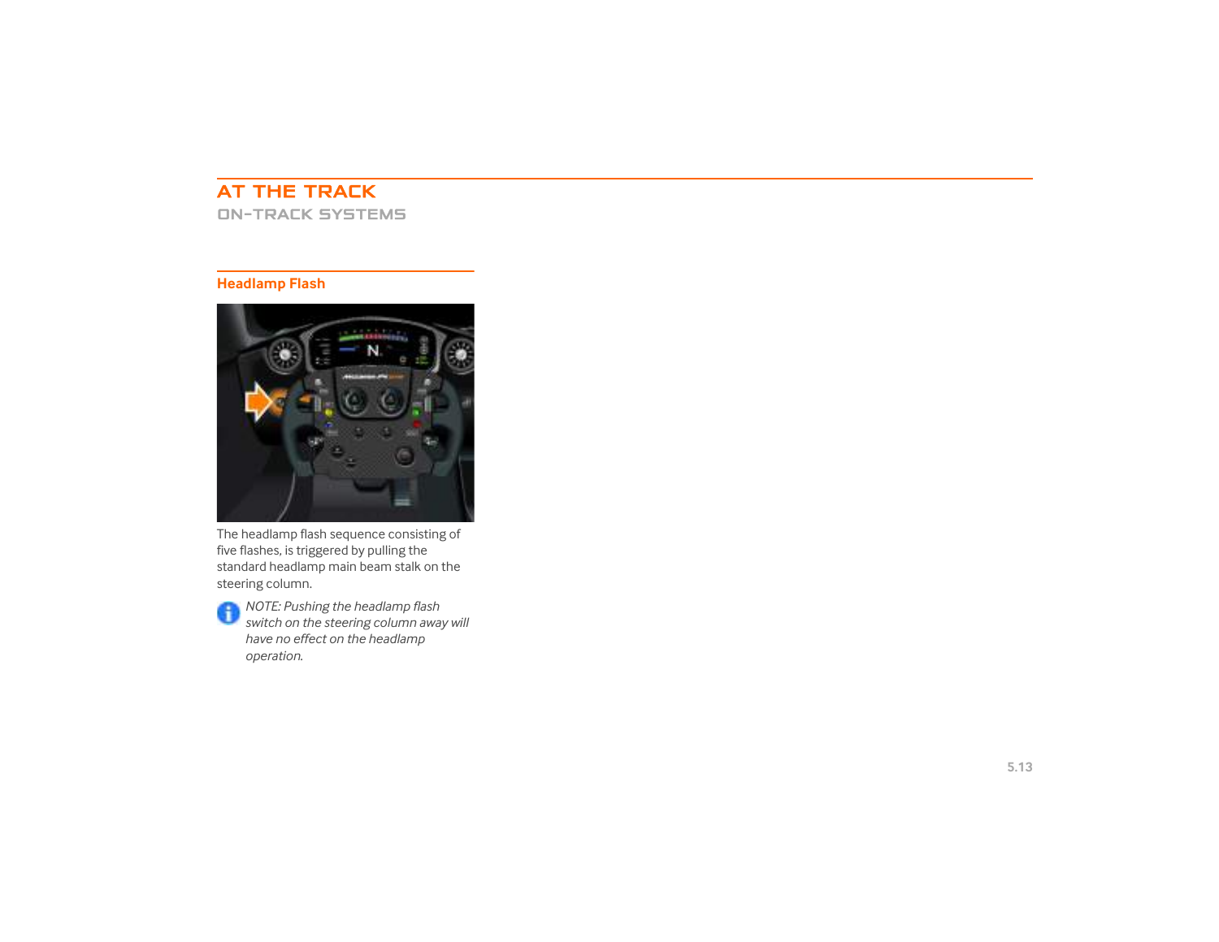# AT THE TRACK

## ON-TRACK SYSTEMS

### Headlamp Flash

The headlamp flash sequence consisting of five flashes, is triggered by pulling the standard headlamp main beam stalk on the steering column.

*NOTE: Pushing the headlamp flash switch on the steering column away will have no effect on the headlamp operation.*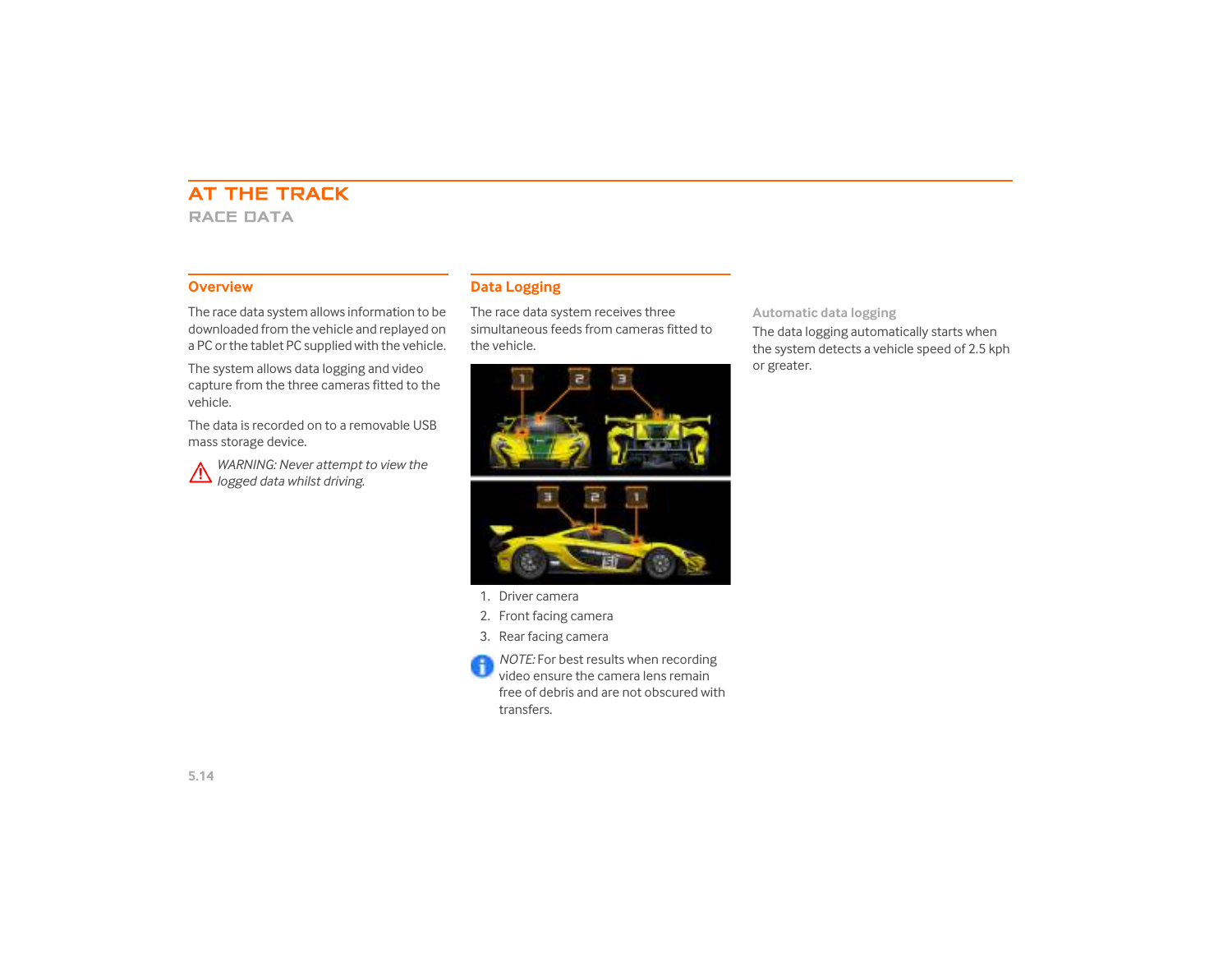# AT THE TRACK

## RACE DATA

### Overview

The race data system allows information to be downloaded from the vehicle and replayed on a PC or the tablet PC supplied with the vehicle.

The system allows data logging and video capture from the three cameras fitted to the vehicle.

The data is recorded on to a removable USB mass storage device.

*WARNING: Never attempt to view the logged data whilst driving.*

### Data Logging

The race data system receives three simultaneous feeds from cameras fitted to the vehicle.

1. Driver camera
2. Front facing camera
3. Rear facing camera

*NOTE:* For best results when recording video ensure the camera lens remain free of debris and are not obscured with transfers.

#### Automatic data logging

The data logging automatically starts when the system detects a vehicle speed of 2.5 kph or greater.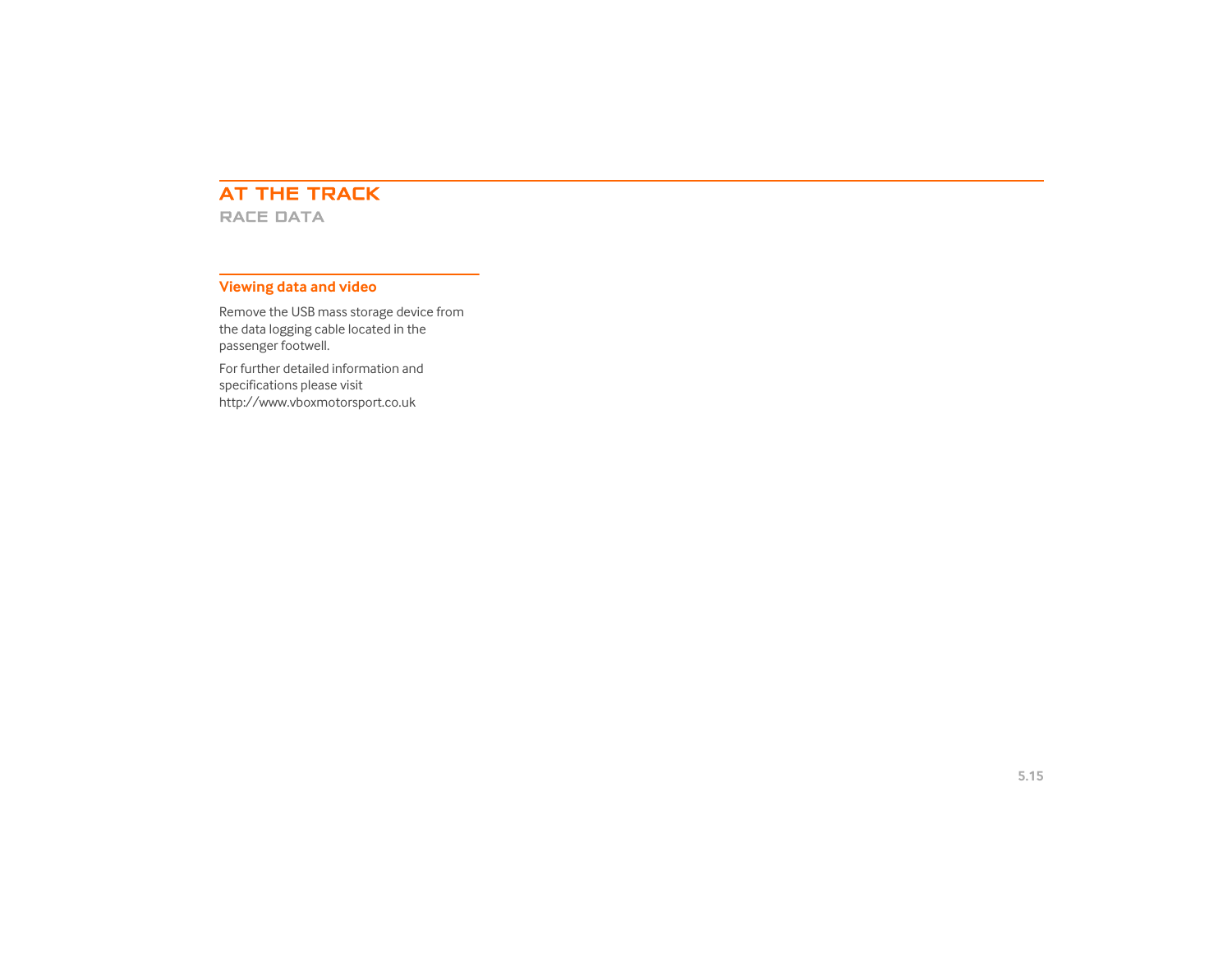# AT THE TRACK

## RACE DATA

### Viewing data and video

Remove the USB mass storage device from the data logging cable located in the passenger footwell.

For further detailed information and specifications please visit http://www.vboxmotorsport.co.uk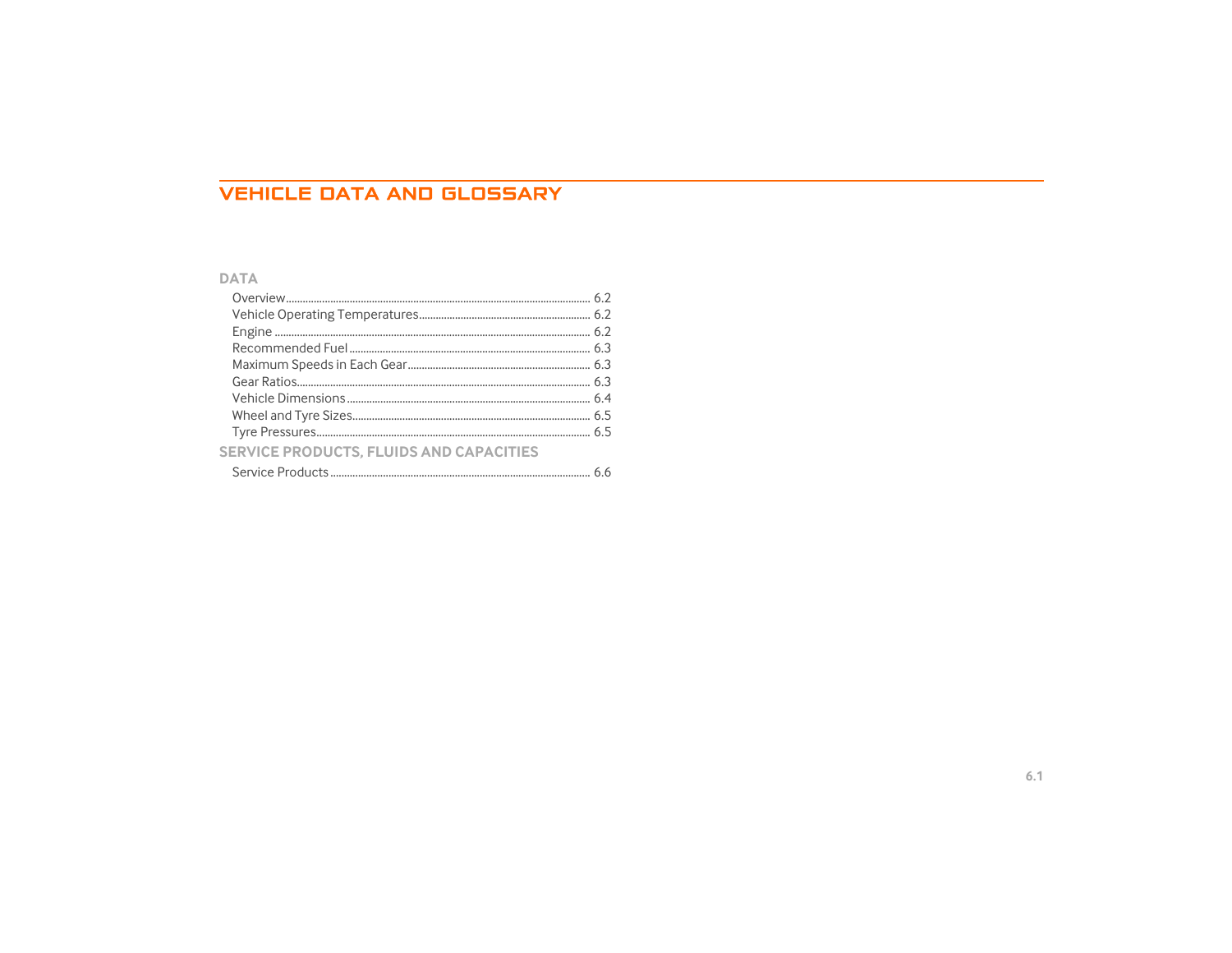# VEHICLE DATA AND GLOSSARY

## DATA

| | |
|---|---|
| Overview | 6.2 |
| Vehicle Operating Temperatures | 6.2 |
| Engine | 6.2 |
| Recommended Fuel | 6.3 |
| Maximum Speeds in Each Gear | 6.3 |
| Gear Ratios | 6.3 |
| Vehicle Dimensions | 6.4 |
| Wheel and Tyre Sizes | 6.5 |
| Tyre Pressures | 6.5 |

## SERVICE PRODUCTS, FLUIDS AND CAPACITIES

| | |
|---|---|
| Service Products | 6.6 |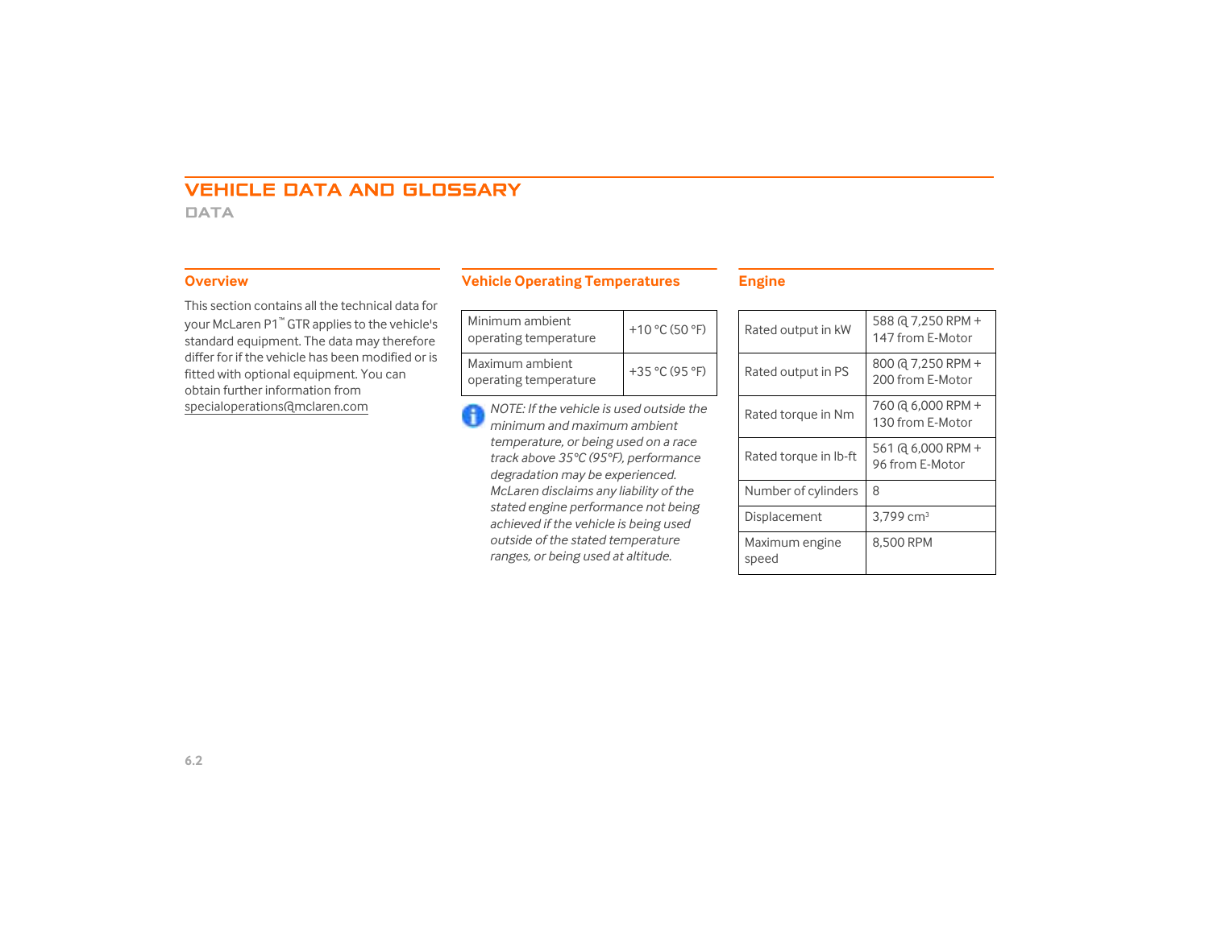# VEHICLE DATA AND GLOSSARY

## DATA

### Overview

This section contains all the technical data for your McLaren P1™ GTR applies to the vehicle's standard equipment. The data may therefore differ for if the vehicle has been modified or is fitted with optional equipment. You can obtain further information from specialoperations@mclaren.com

### Vehicle Operating Temperatures

| | |
|---|---|
| Minimum ambient operating temperature | +10 °C (50 °F) |
| Maximum ambient operating temperature | +35 °C (95 °F) |

*NOTE: If the vehicle is used outside the minimum and maximum ambient temperature, or being used on a race track above 35°C (95°F), performance degradation may be experienced. McLaren disclaims any liability of the stated engine performance not being achieved if the vehicle is being used outside of the stated temperature ranges, or being used at altitude.*

### Engine

| | |
|---|---|
| Rated output in kW | 588 @ 7,250 RPM + 147 from E-Motor |
| Rated output in PS | 800 @ 7,250 RPM + 200 from E-Motor |
| Rated torque in Nm | 760 @ 6,000 RPM + 130 from E-Motor |
| Rated torque in lb-ft | 561 @ 6,000 RPM + 96 from E-Motor |
| Number of cylinders | 8 |
| Displacement | 3,799 $cm^3$ |
| Maximum engine speed | 8,500 RPM |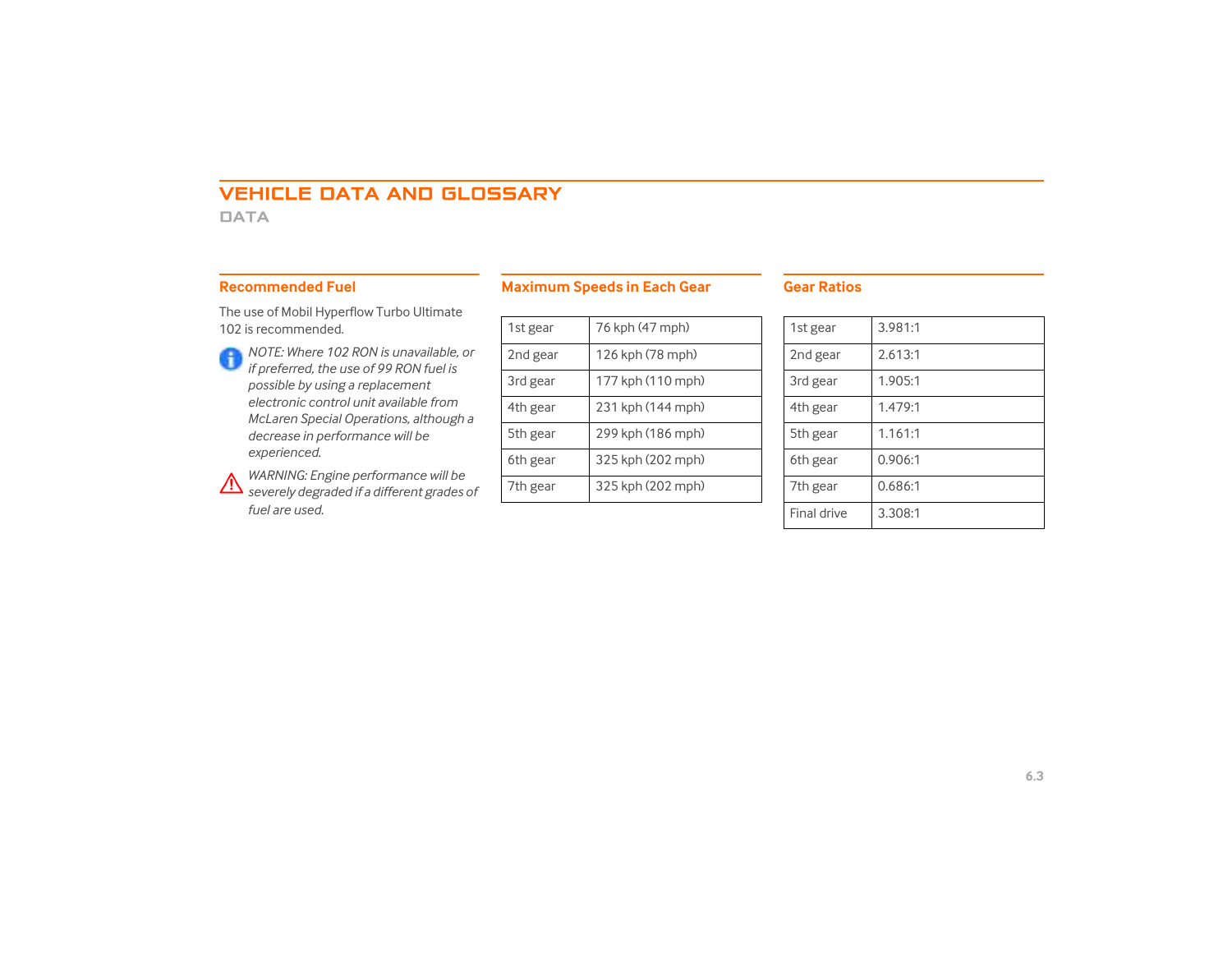# VEHICLE DATA AND GLOSSARY

## DATA

### Recommended Fuel

The use of Mobil Hyperflow Turbo Ultimate 102 is recommended.

*NOTE: Where 102 RON is unavailable, or if preferred, the use of 99 RON fuel is possible by using a replacement electronic control unit available from McLaren Special Operations, although a decrease in performance will be experienced.*

*WARNING: Engine performance will be severely degraded if a different grades of fuel are used.*

### Maximum Speeds in Each Gear

| | |
|---|---|
| 1st gear | 76 kph (47 mph) |
| 2nd gear | 126 kph (78 mph) |
| 3rd gear | 177 kph (110 mph) |
| 4th gear | 231 kph (144 mph) |
| 5th gear | 299 kph (186 mph) |
| 6th gear | 325 kph (202 mph) |
| 7th gear | 325 kph (202 mph) |

### Gear Ratios

| | |
|---|---|
| 1st gear | 3.981:1 |
| 2nd gear | 2.613:1 |
| 3rd gear | 1.905:1 |
| 4th gear | 1.479:1 |
| 5th gear | 1.161:1 |
| 6th gear | 0.906:1 |
| 7th gear | 0.686:1 |
| Final drive | 3.308:1 |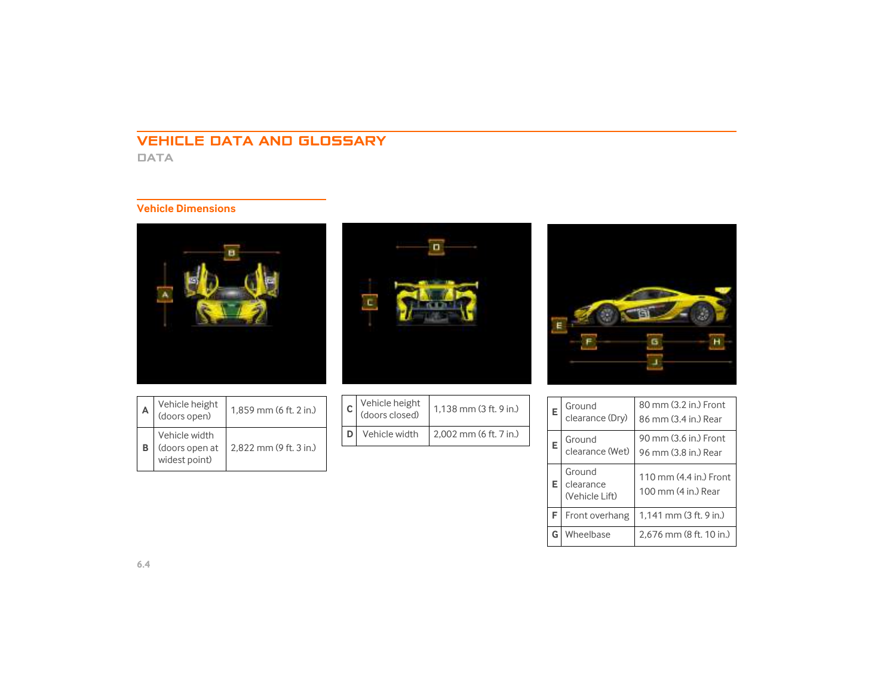# VEHICLE DATA AND GLOSSARY

## DATA

### Vehicle Dimensions

| | | |
|---|---|---|
| A | Vehicle height (doors open) | 1,859 mm (6 ft. 2 in.) |
| B | Vehicle width (doors open at widest point) | 2,822 mm (9 ft. 3 in.) |

| | | |
|---|---|---|
| C | Vehicle height (doors closed) | 1,138 mm (3 ft. 9 in.) |
| D | Vehicle width | 2,002 mm (6 ft. 7 in.) |

| | | |
|---|---|---|
| E | Ground clearance (Dry) | 80 mm (3.2 in.) Front<br>86 mm (3.4 in.) Rear |
| E | Ground clearance (Wet) | 90 mm (3.6 in.) Front<br>96 mm (3.8 in.) Rear |
| E | Ground clearance (Vehicle Lift) | 110 mm (4.4 in.) Front<br>100 mm (4 in.) Rear |
| F | Front overhang | 1,141 mm (3 ft. 9 in.) |
| G | Wheelbase | 2,676 mm (8 ft. 10 in.) |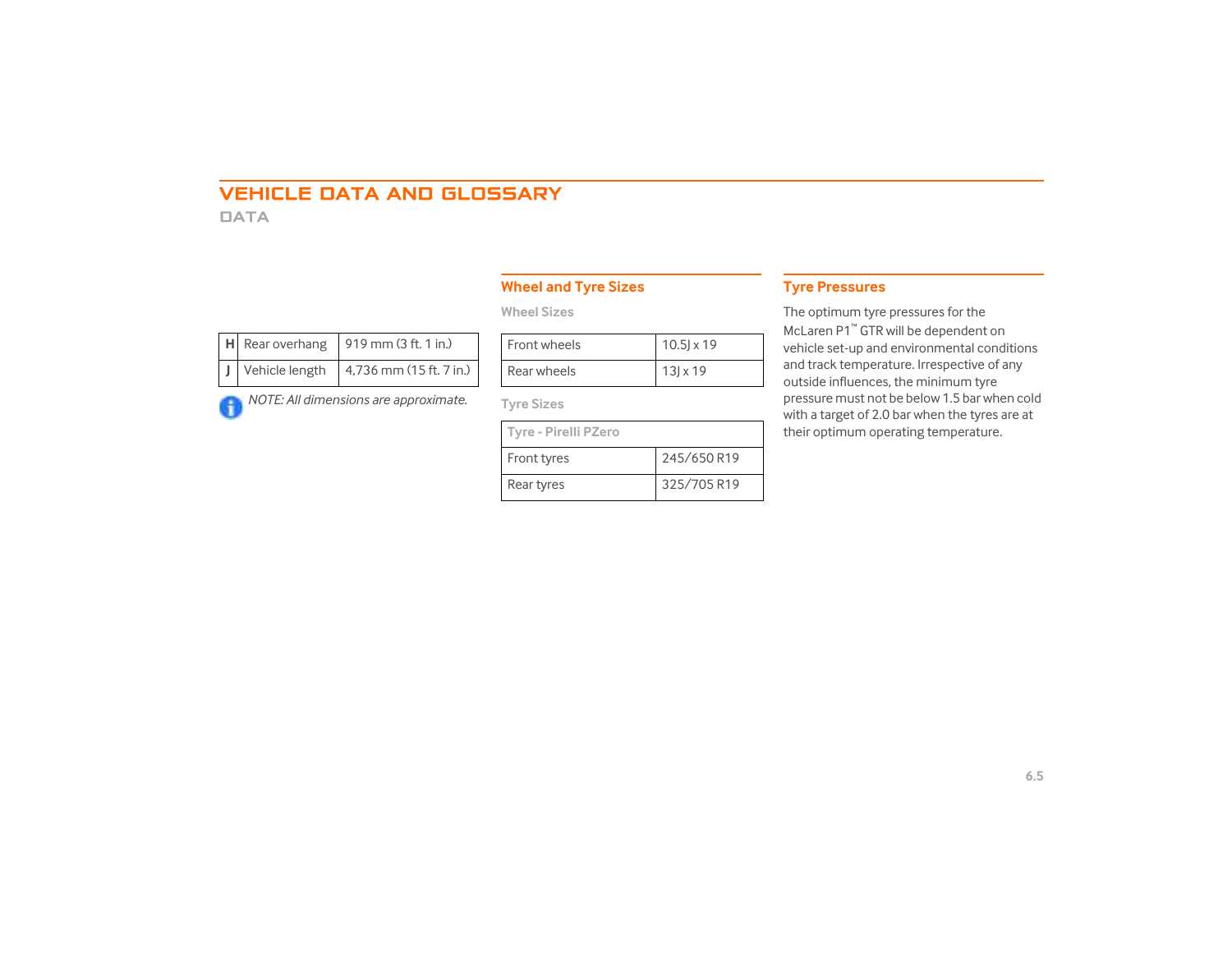# VEHICLE DATA AND GLOSSARY

## DATA

| | | |
|---|---|---|
| H | Rear overhang | 919 mm (3 ft. 1 in.) |
| J | Vehicle length | 4,736 mm (15 ft. 7 in.) |

*NOTE: All dimensions are approximate.*

### Wheel and Tyre Sizes

#### Wheel Sizes

| | |
|---|---|
| Front wheels | 10.5J x 19 |
| Rear wheels | 13J x 19 |

#### Tyre Sizes

| Tyre - Pirelli PZero | |
|---|---|
| Front tyres | 245/650 R19 |
| Rear tyres | 325/705 R19 |

### Tyre Pressures

The optimum tyre pressures for the McLaren P1™ GTR will be dependent on vehicle set-up and environmental conditions and track temperature. Irrespective of any outside influences, the minimum tyre pressure must not be below 1.5 bar when cold with a target of 2.0 bar when the tyres are at their optimum operating temperature.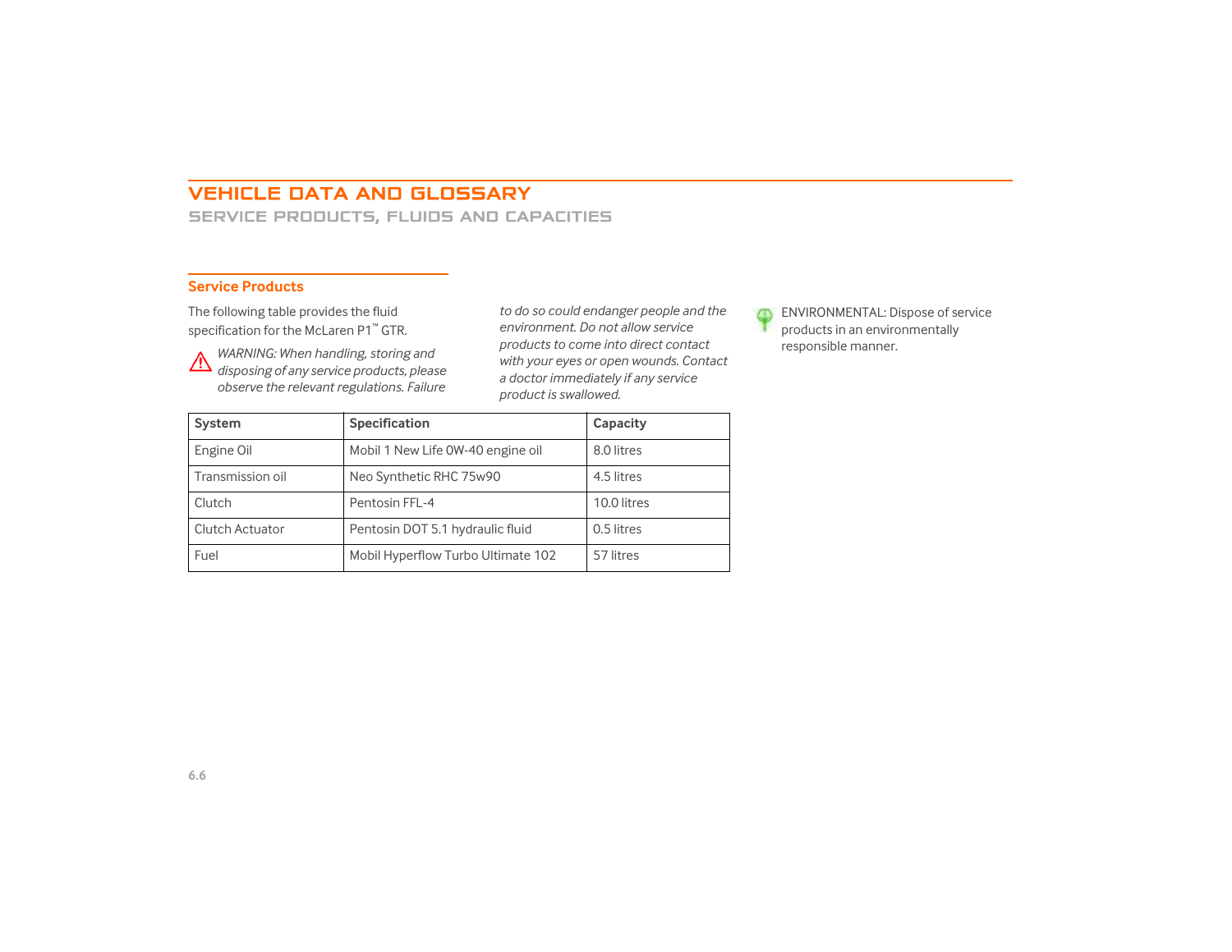# VEHICLE DATA AND GLOSSARY

## SERVICE PRODUCTS, FLUIDS AND CAPACITIES

### Service Products

The following table provides the fluid specification for the McLaren P1™ GTR.

*WARNING: When handling, storing and disposing of any service products, please observe the relevant regulations. Failure to do so could endanger people and the environment. Do not allow service products to come into direct contact with your eyes or open wounds. Contact a doctor immediately if any service product is swallowed.*

ENVIRONMENTAL: Dispose of service products in an environmentally responsible manner.

| System | Specification | Capacity |
|---|---|---|
| Engine Oil | Mobil 1 New Life 0W-40 engine oil | 8.0 litres |
| Transmission oil | Neo Synthetic RHC 75w90 | 4.5 litres |
| Clutch | Pentosin FFL-4 | 10.0 litres |
| Clutch Actuator | Pentosin DOT 5.1 hydraulic fluid | 0.5 litres |
| Fuel | Mobil Hyperflow Turbo Ultimate 102 | 57 litres |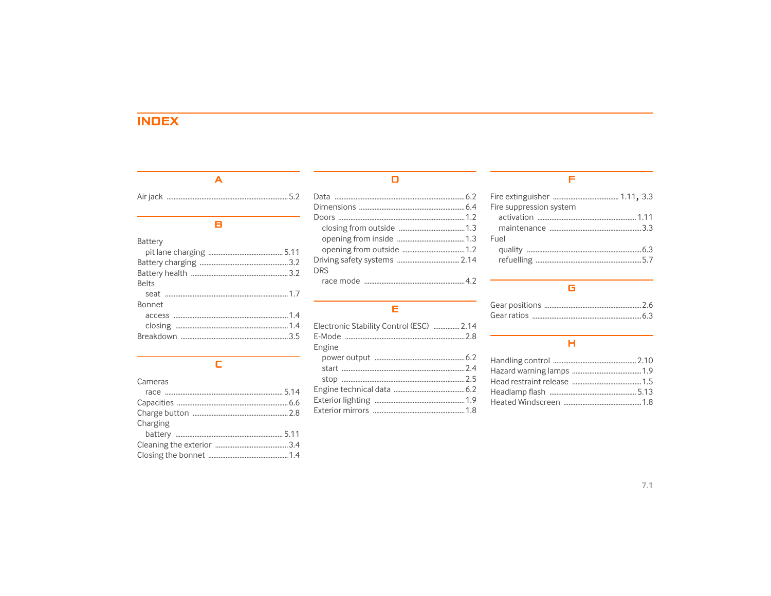# INDEX

## A

Air jack ........ 5.2

## B

Battery
- pit lane charging ........ 5.11

Battery charging ........ 3.2
Battery health ........ 3.2
Belts
- seat ........ 1.7

Bonnet
- access ........ 1.4
- closing ........ 1.4

Breakdown ........ 3.5

## C

Cameras
- race ........ 5.14

Capacities ........ 6.6
Charge button ........ 2.8
Charging
- battery ........ 5.11

Cleaning the exterior ........ 3.4
Closing the bonnet ........ 1.4

## D

Data ........ 6.2
Dimensions ........ 6.4
Doors ........ 1.2
- closing from outside ........ 1.3
- opening from inside ........ 1.3
- opening from outside ........ 1.2

Driving safety systems ........ 2.14
DRS
- race mode ........ 4.2

## E

Electronic Stability Control (ESC) ........ 2.14
E-Mode ........ 2.8
Engine
- power output ........ 6.2
- start ........ 2.4
- stop ........ 2.5

Engine technical data ........ 6.2
Exterior lighting ........ 1.9
Exterior mirrors ........ 1.8

## F

Fire extinguisher ........ 1.11, 3.3
Fire suppression system
- activation ........ 1.11
- maintenance ........ 3.3

Fuel
- quality ........ 6.3
- refuelling ........ 5.7

## G

Gear positions ........ 2.6
Gear ratios ........ 6.3

## H

Handling control ........ 2.10
Hazard warning lamps ........ 1.9
Head restraint release ........ 1.5
Headlamp flash ........ 5.13
Heated Windscreen ........ 1.8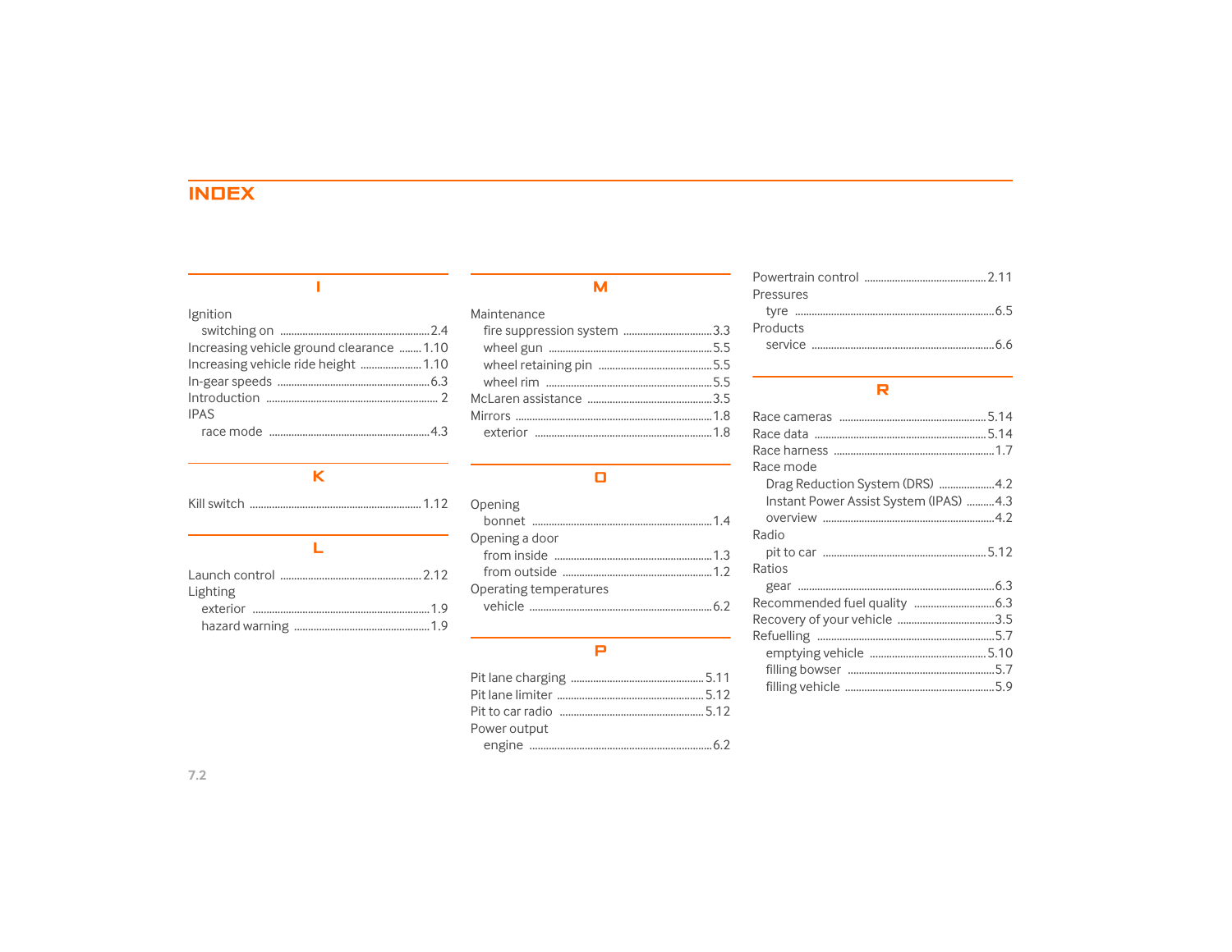# INDEX

## I

Ignition
- switching on ....................................................2.4

Increasing vehicle ground clearance ........1.10
Increasing vehicle ride height ......................1.10
In-gear speeds ....................................................6.3
Introduction ....................................................... 2
IPAS
- race mode ....................................................4.3

## K

Kill switch ...........................................................1.12

## L

Launch control .................................................2.12
Lighting
- exterior ...........................................................1.9
- hazard warning ..............................................1.9

## M

Maintenance
- fire suppression system ..............................3.3
- wheel gun ........................................................5.5
- wheel retaining pin .......................................5.5
- wheel rim .........................................................5.5

McLaren assistance ............................................3.5
Mirrors ...................................................................1.8
- exterior ...........................................................1.8

## O

Opening
- bonnet ...............................................................1.4

Opening a door
- from inside .......................................................1.3
- from outside ....................................................1.2

Operating temperatures
- vehicle ...............................................................6.2

## P

Pit lane charging ...............................................5.11
Pit lane limiter ....................................................5.12
Pit to car radio ...................................................5.12
Power output
- engine ...............................................................6.2

Powertrain control ............................................2.11
Pressures
- tyre .....................................................................6.5

Products
- service ...............................................................6.6

## R

Race cameras ......................................................5.14
Race data .............................................................5.14
Race harness .........................................................1.7
Race mode
- Drag Reduction System (DRS) ....................4.2
- Instant Power Assist System (IPAS) ..........4.3
- overview ...........................................................4.2

Radio
- pit to car .........................................................5.12

Ratios
- gear ....................................................................6.3

Recommended fuel quality ................................6.3
Recovery of your vehicle ...................................3.5
Refuelling ...............................................................5.7
- emptying vehicle ...........................................5.10
- filling bowser ....................................................5.7
- filling vehicle ....................................................5.9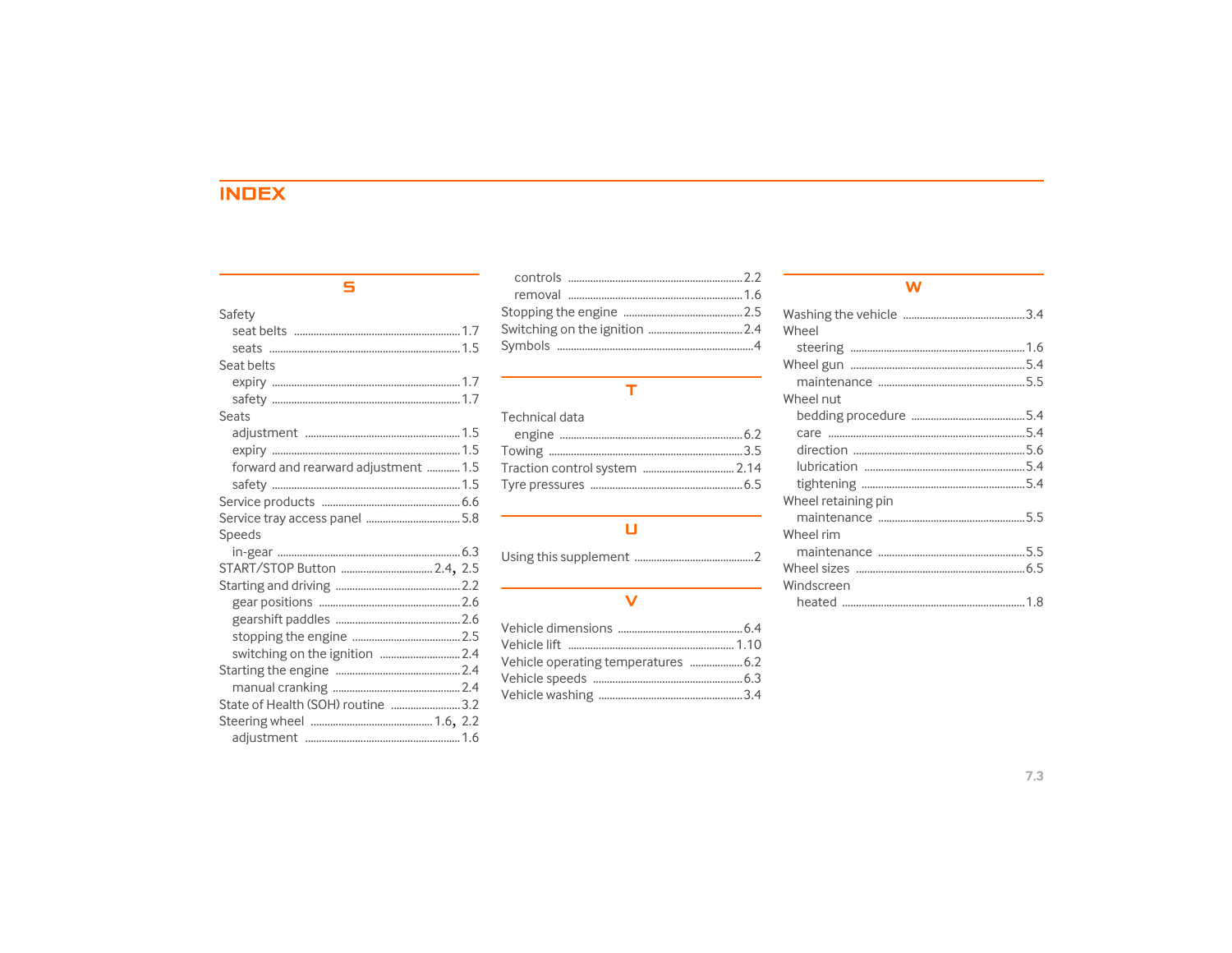# INDEX

## S

Safety
- seat belts ........ 1.7
- seats ........ 1.5

Seat belts
- expiry ........ 1.7
- safety ........ 1.7

Seats
- adjustment ........ 1.5
- expiry ........ 1.5
- forward and rearward adjustment ........ 1.5
- safety ........ 1.5

Service products ........ 6.6
Service tray access panel ........ 5.8
Speeds
- in-gear ........ 6.3

START/STOP Button ........ 2.4, 2.5
Starting and driving ........ 2.2
- gear positions ........ 2.6
- gearshift paddles ........ 2.6
- stopping the engine ........ 2.5
- switching on the ignition ........ 2.4

Starting the engine ........ 2.4
- manual cranking ........ 2.4

State of Health (SOH) routine ........ 3.2
Steering wheel ........ 1.6, 2.2
- adjustment ........ 1.6
- controls ........ 2.2
- removal ........ 1.6

Stopping the engine ........ 2.5
Switching on the ignition ........ 2.4
Symbols ........ 4

## T

Technical data
- engine ........ 6.2

Towing ........ 3.5
Traction control system ........ 2.14
Tyre pressures ........ 6.5

## U

Using this supplement ........ 2

## V

Vehicle dimensions ........ 6.4
Vehicle lift ........ 1.10
Vehicle operating temperatures ........ 6.2
Vehicle speeds ........ 6.3
Vehicle washing ........ 3.4

## W

Washing the vehicle ........ 3.4
Wheel
- steering ........ 1.6

Wheel gun ........ 5.4
- maintenance ........ 5.5

Wheel nut
- bedding procedure ........ 5.4
- care ........ 5.4
- direction ........ 5.6
- lubrication ........ 5.4
- tightening ........ 5.4

Wheel retaining pin
- maintenance ........ 5.5

Wheel rim
- maintenance ........ 5.5

Wheel sizes ........ 6.5
Windscreen
- heated ........ 1.8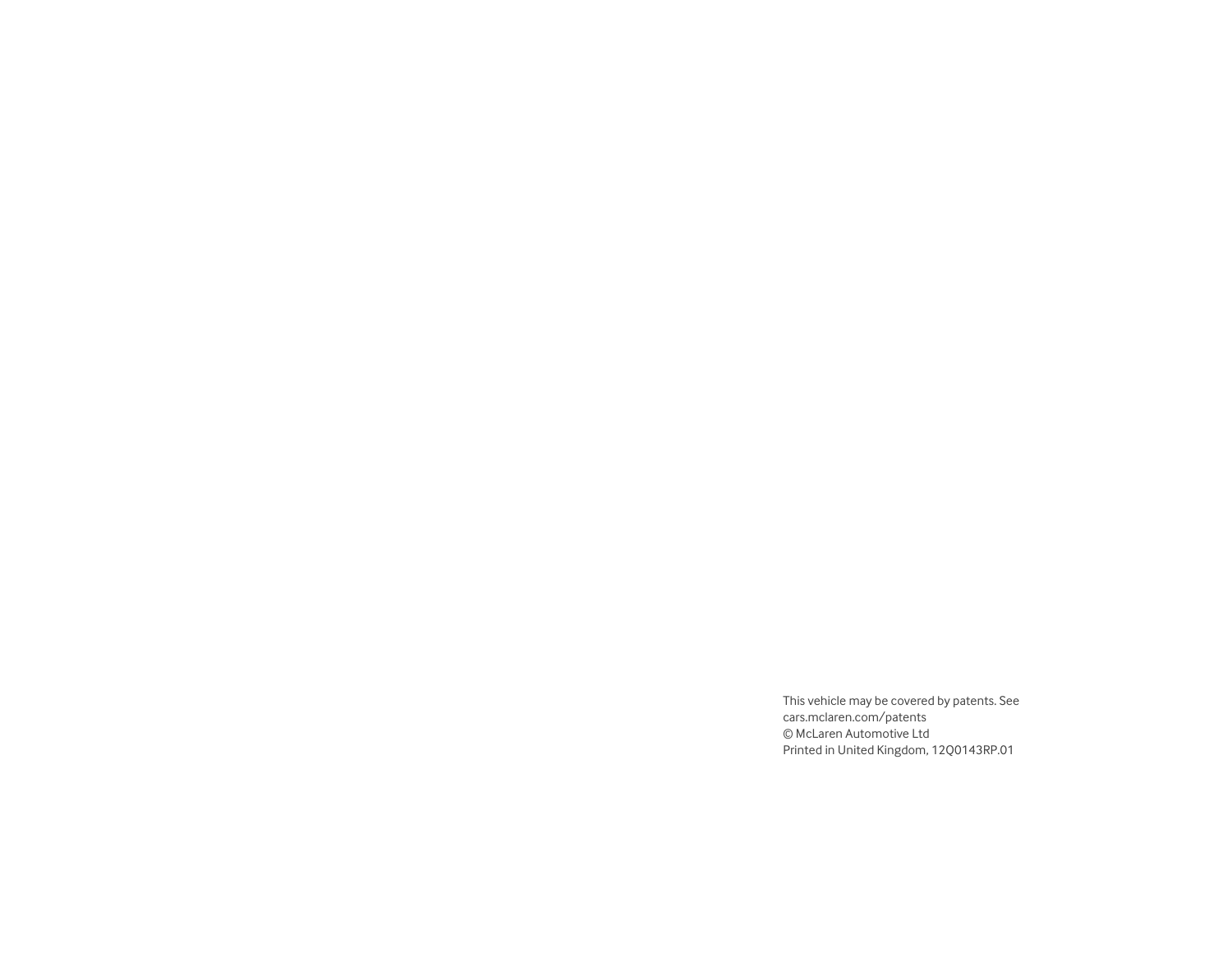This vehicle may be covered by patents. See
cars.mclaren.com/patents
© McLaren Automotive Ltd
Printed in United Kingdom, 12Q0143RP.01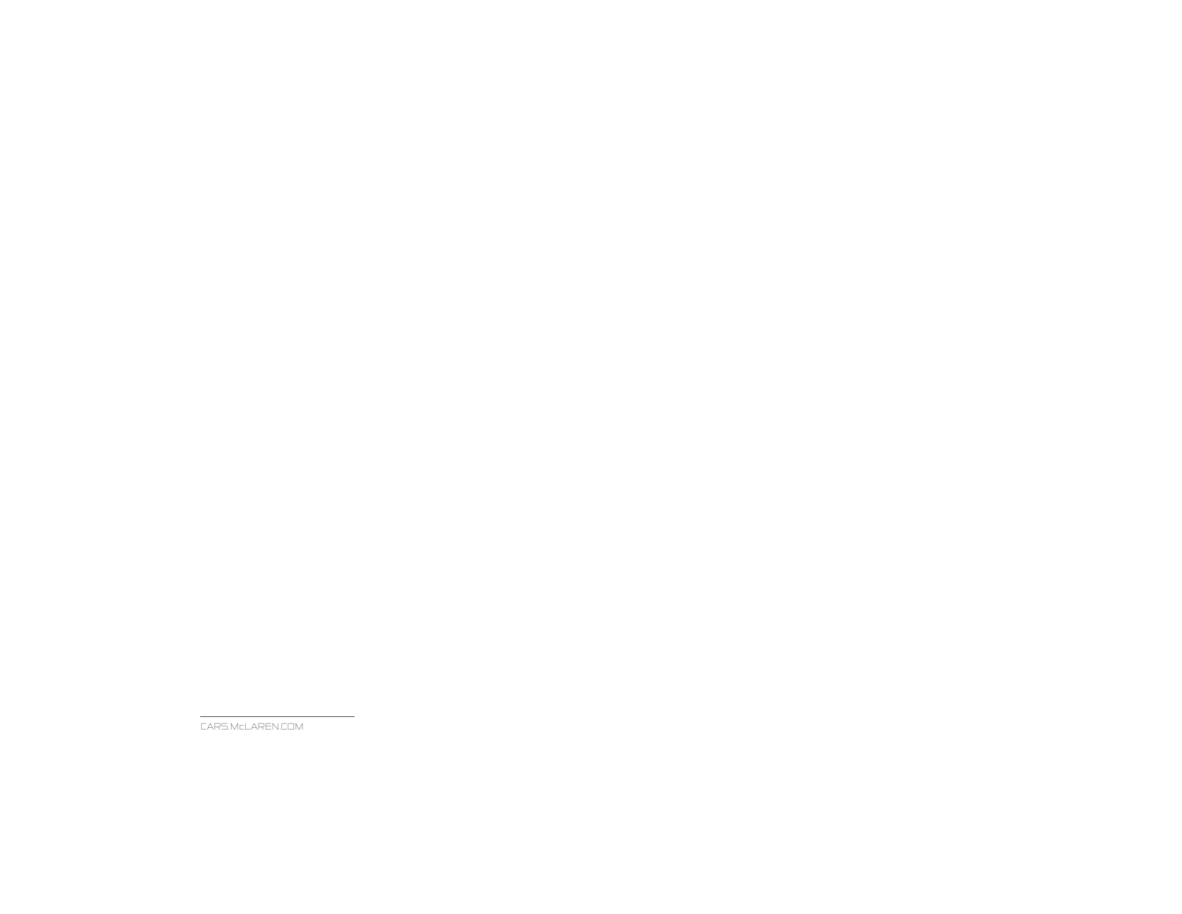CARS.McLAREN.COM